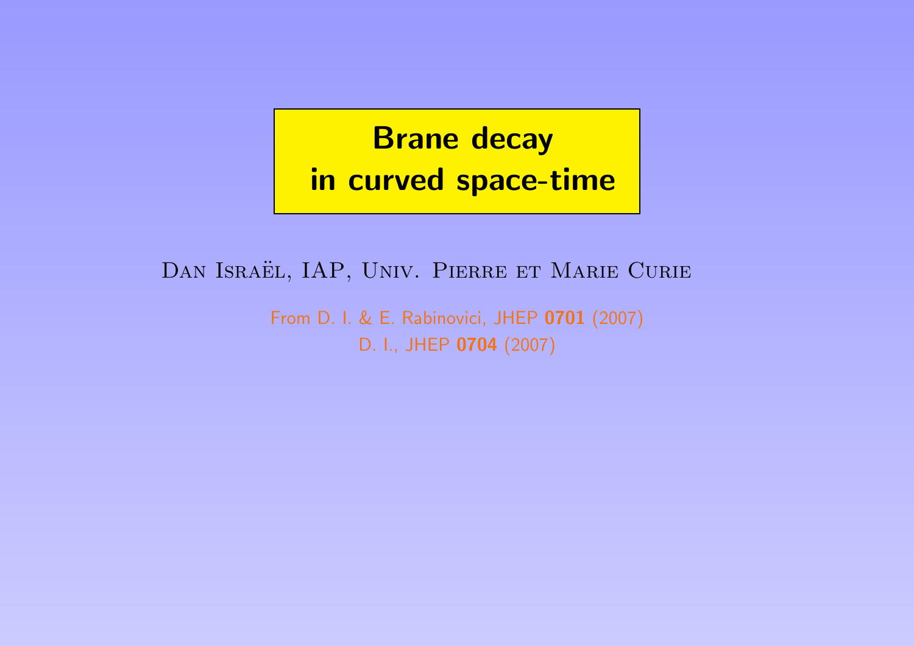# Brane decay in curved space-time

Dan Israël, IAP, Univ. Pierre et Marie Curie

From D. I. & E. Rabinovici, JHEP **0701** (2007)

D. I., JHEP **0704** (2007)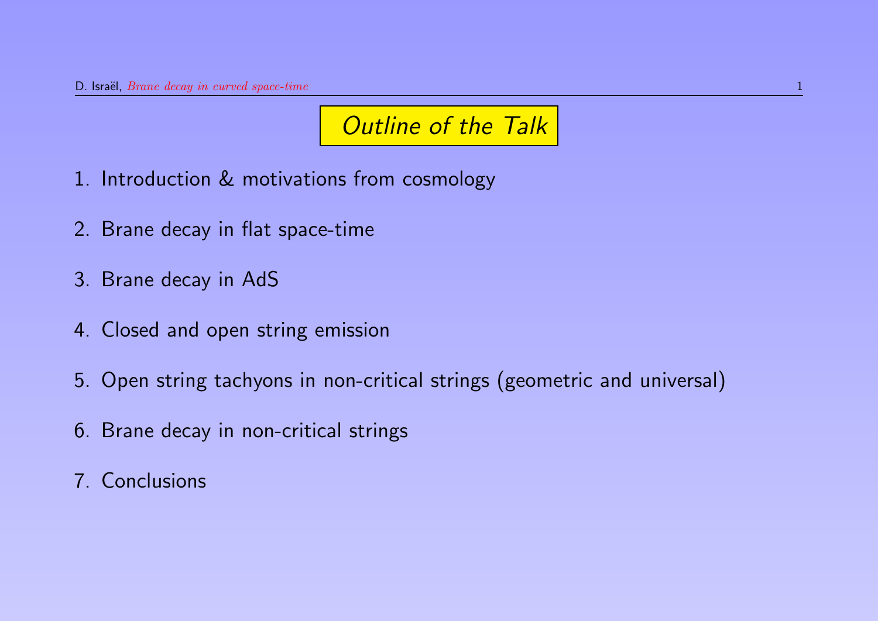# *Outline of the Talk*

1. Introduction & motivations from cosmology
2. Brane decay in flat space-time
3. Brane decay in AdS
4. Closed and open string emission
5. Open string tachyons in non-critical strings (geometric and universal)
6. Brane decay in non-critical strings
7. Conclusions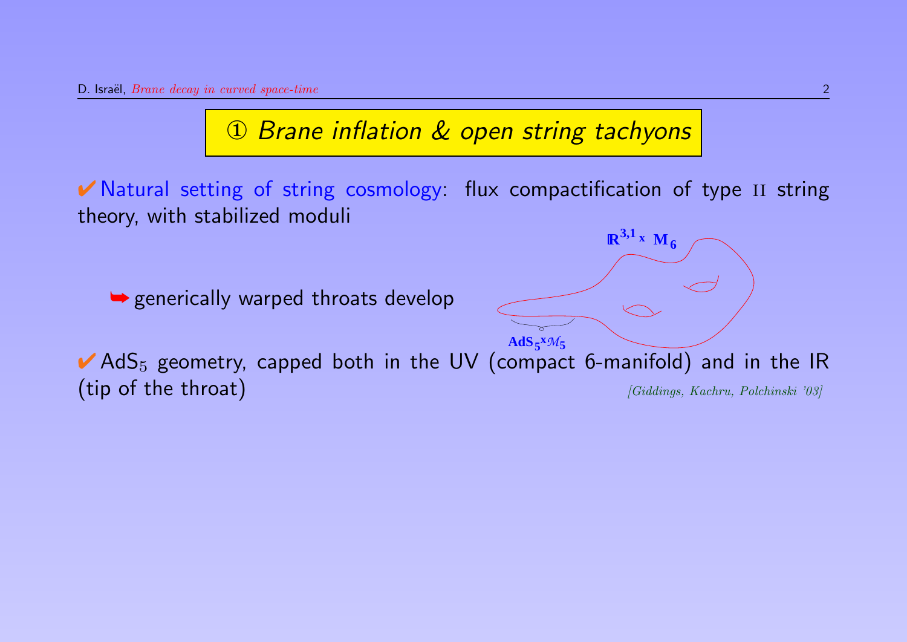# ① *Brane inflation & open string tachyons*

✔ Natural setting of string cosmology: flux compactification of type II string theory, with stabilized moduli

➥ generically warped throats develop

$\mathbb{R}^{3,1} \times M_6$

$AdS_5 \times \mathcal{M}_5$

✔ $AdS_5$ geometry, capped both in the UV (compact 6-manifold) and in the IR (tip of the throat) *[Giddings, Kachru, Polchinski '03]*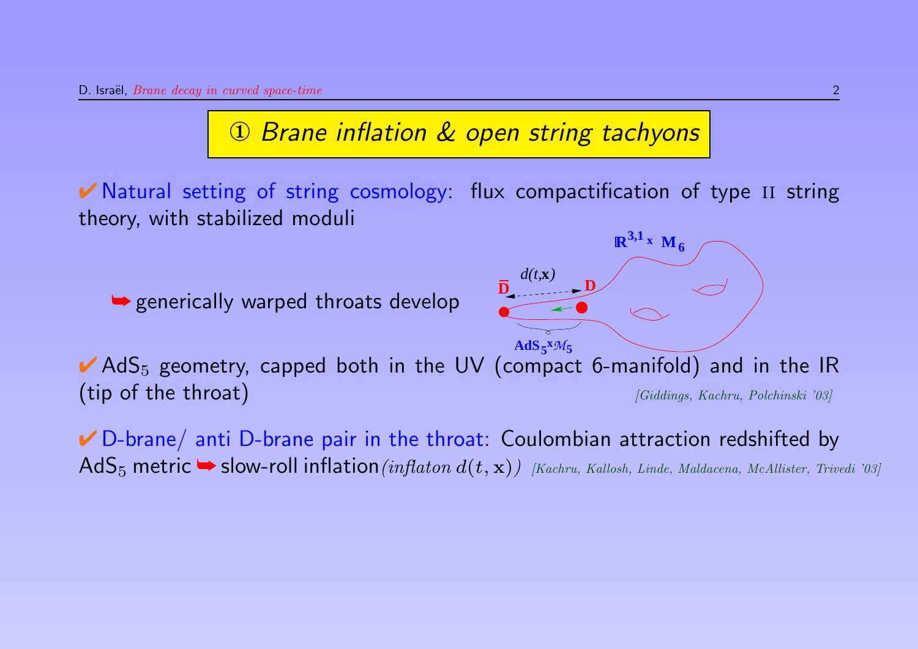## ① *Brane inflation & open string tachyons*

✔ Natural setting of string cosmology: flux compactification of type II string theory, with stabilized moduli

➥ generically warped throats develop

✔ AdS$_5$ geometry, capped both in the UV (compact 6-manifold) and in the IR (tip of the throat) *[Giddings, Kachru, Polchinski '03]*

✔ D-brane/ anti D-brane pair in the throat: Coulombian attraction redshifted by AdS$_5$ metric ➥ slow-roll inflation *(inflaton $d(t, \mathbf{x})$)* *[Kachru, Kallosh, Linde, Maldacena, McAllister, Trivedi '03]*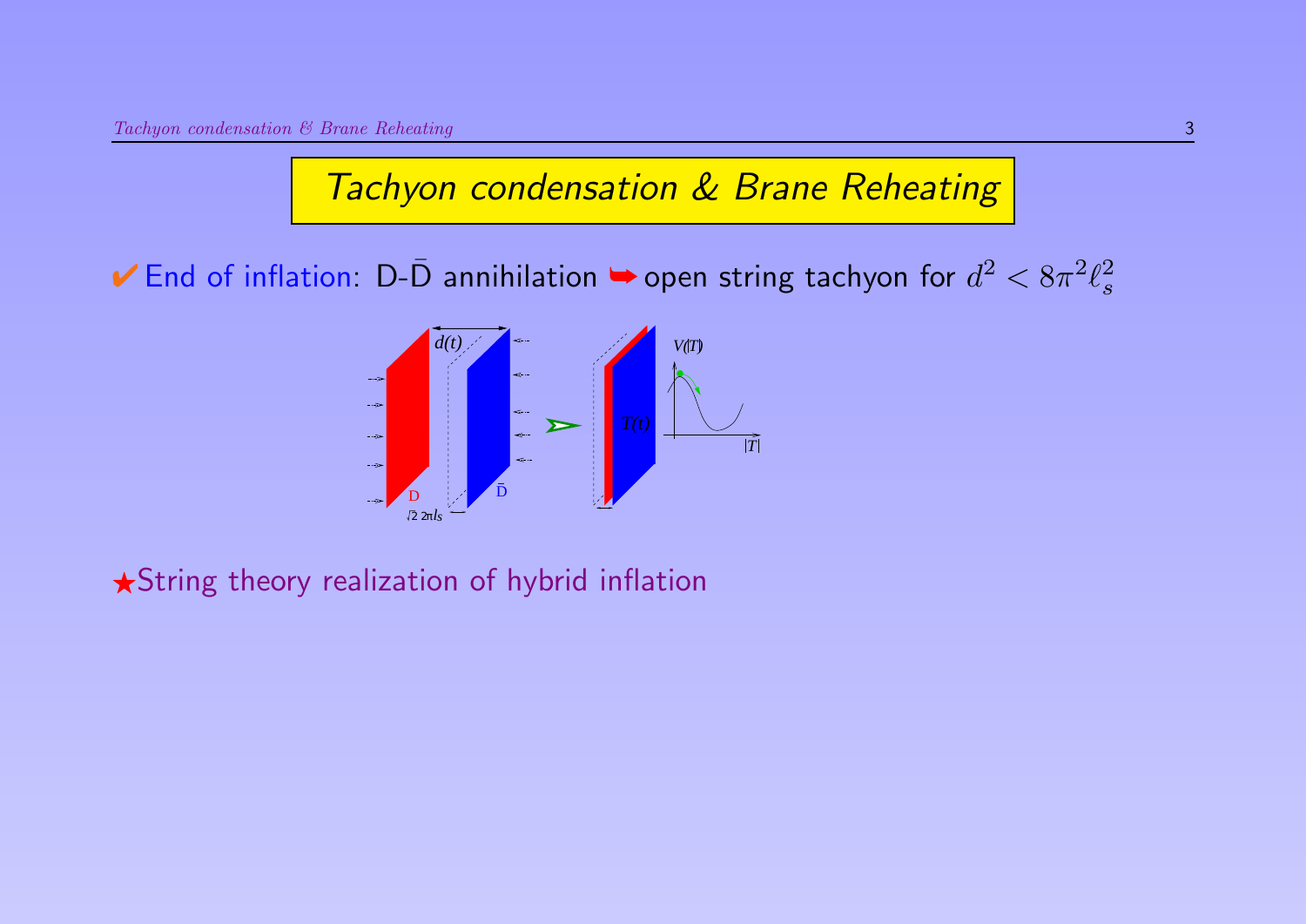# Tachyon condensation & Brane Reheating

✔ End of inflation: D-$\bar{\text{D}}$ annihilation ➥ open string tachyon for $d^2 < 8\pi^2\ell_s^2$

★String theory realization of hybrid inflation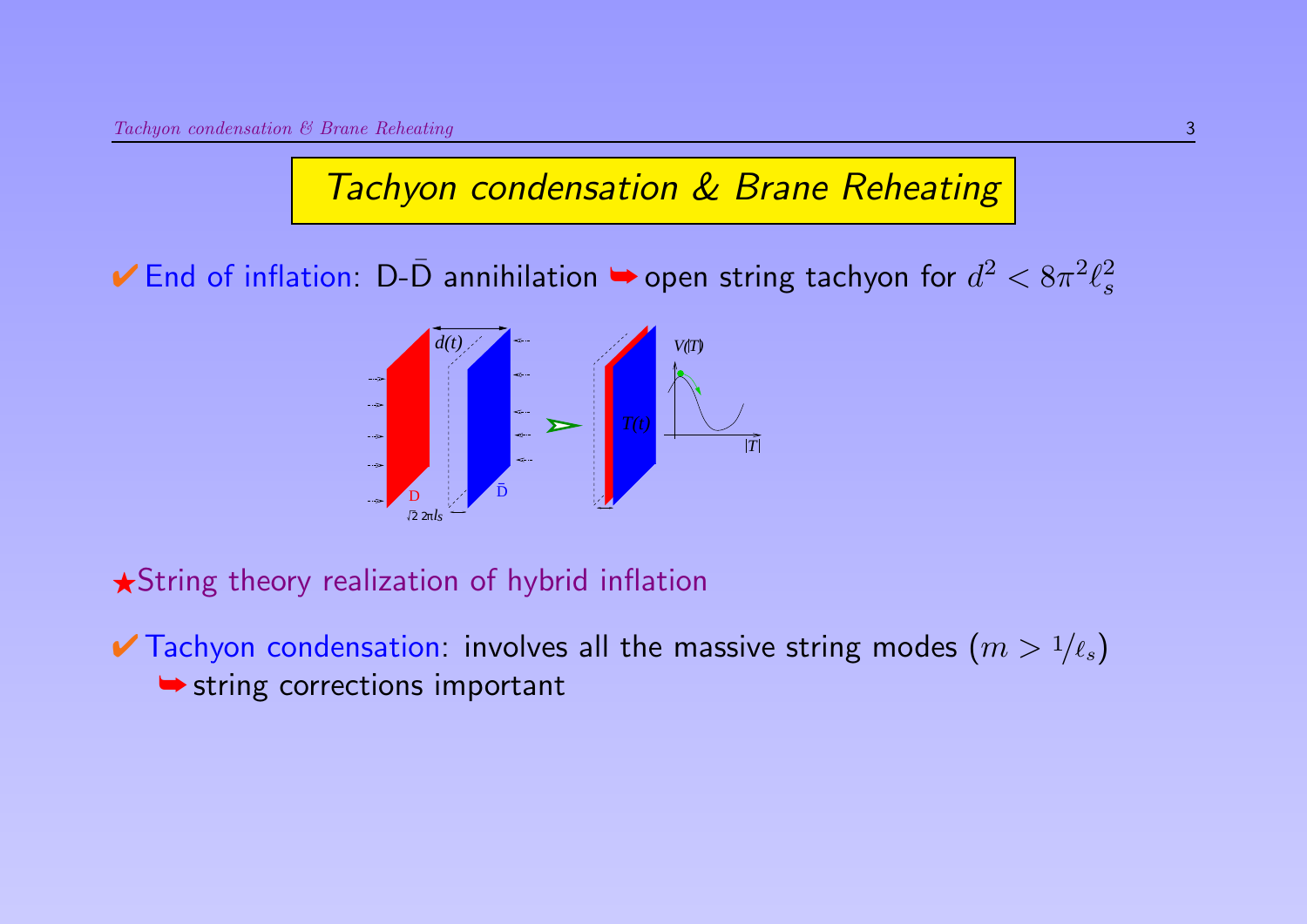# Tachyon condensation & Brane Reheating

✔ End of inflation: D-$\bar{\text{D}}$ annihilation ➥ open string tachyon for $d^2 < 8\pi^2\ell_s^2$

★String theory realization of hybrid inflation

✔ Tachyon condensation: involves all the massive string modes ($m > 1/\ell_s$)
➥ string corrections important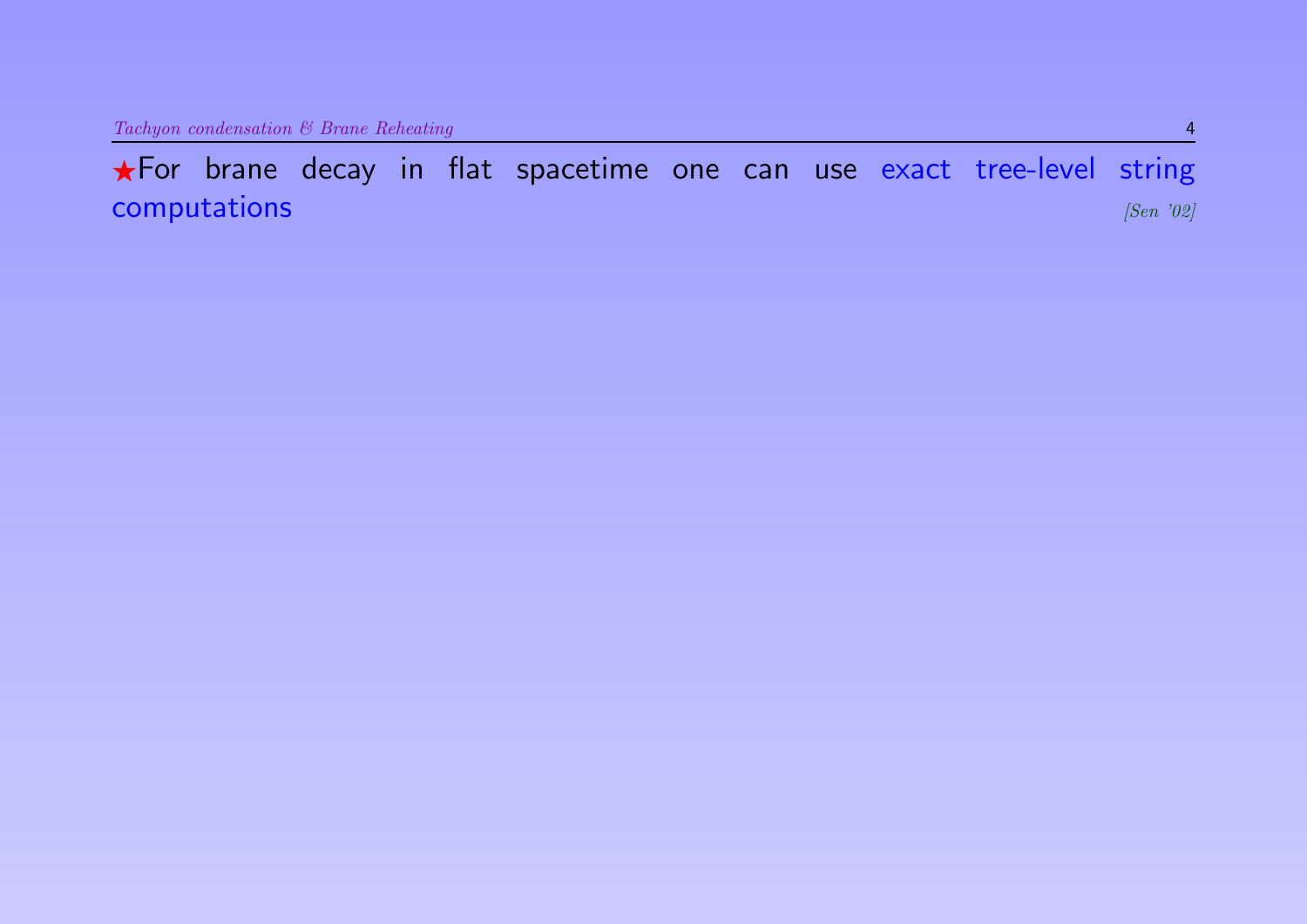★For brane decay in flat spacetime one can use exact tree-level string computations *[Sen '02]*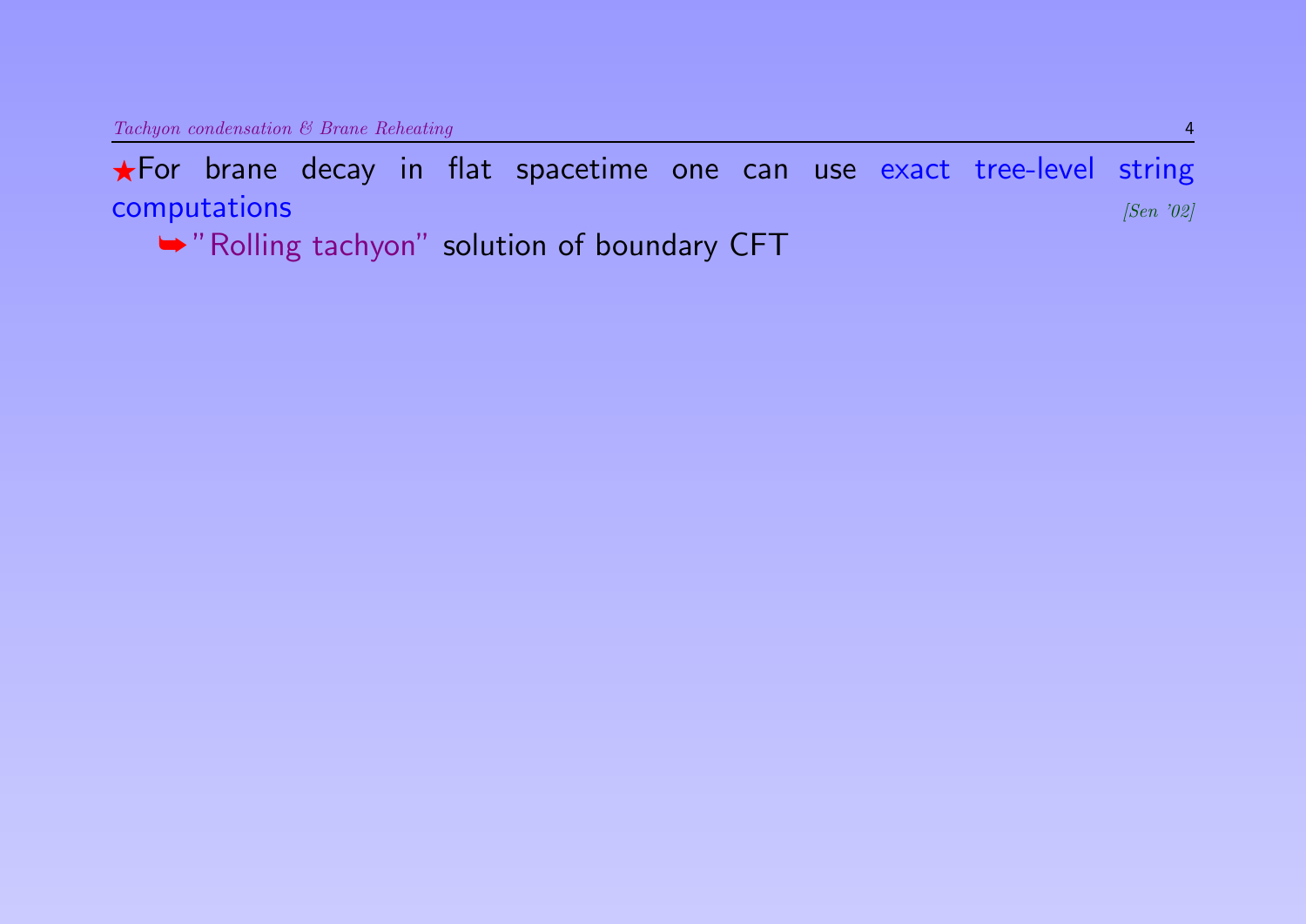★For brane decay in flat spacetime one can use exact tree-level string computations *[Sen '02]*

➥"Rolling tachyon" solution of boundary CFT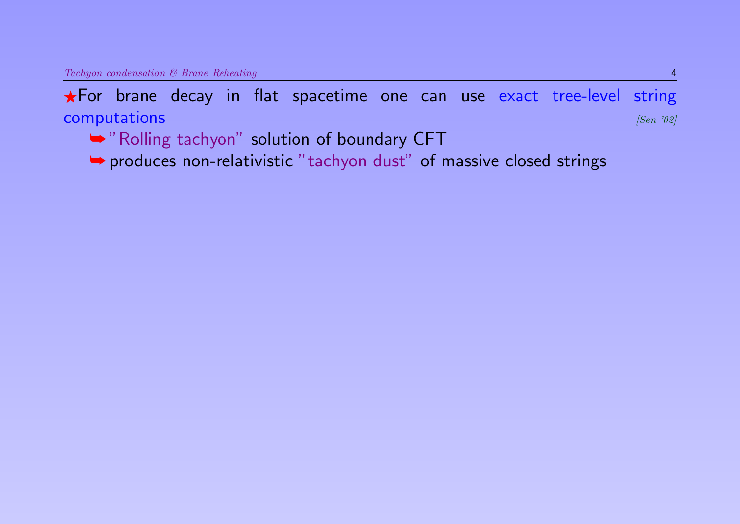★For brane decay in flat spacetime one can use exact tree-level string computations [Sen '02]

- ➥"Rolling tachyon" solution of boundary CFT
- ➥produces non-relativistic "tachyon dust" of massive closed strings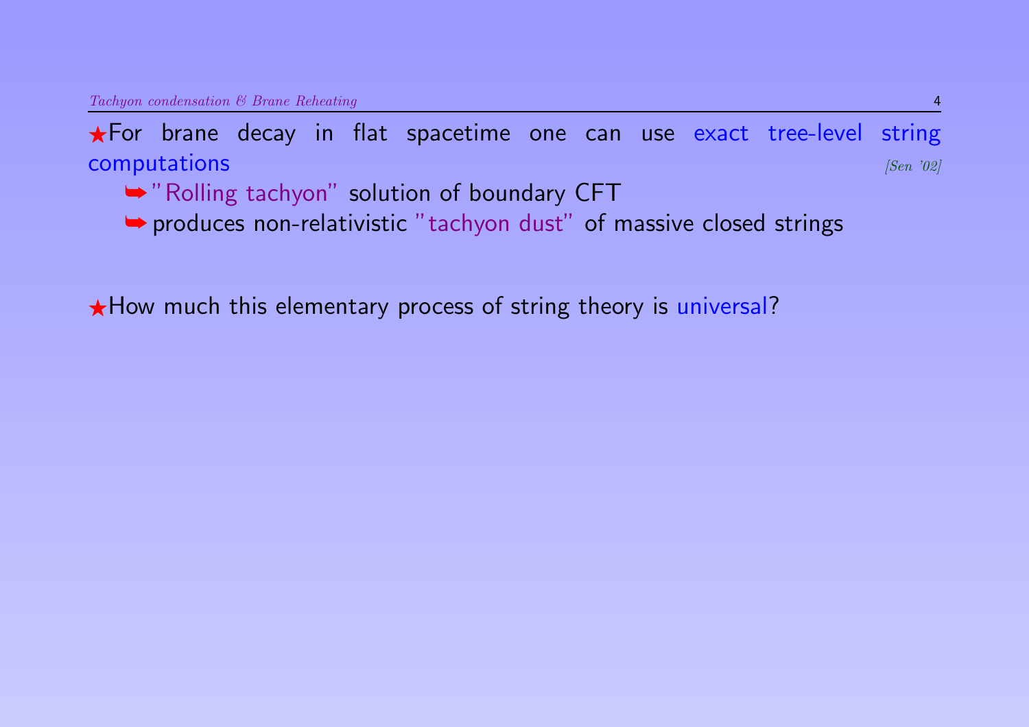★For brane decay in flat spacetime one can use exact tree-level string computations *[Sen '02]*

- ➥"Rolling tachyon" solution of boundary CFT
- ➥produces non-relativistic "tachyon dust" of massive closed strings

★How much this elementary process of string theory is universal?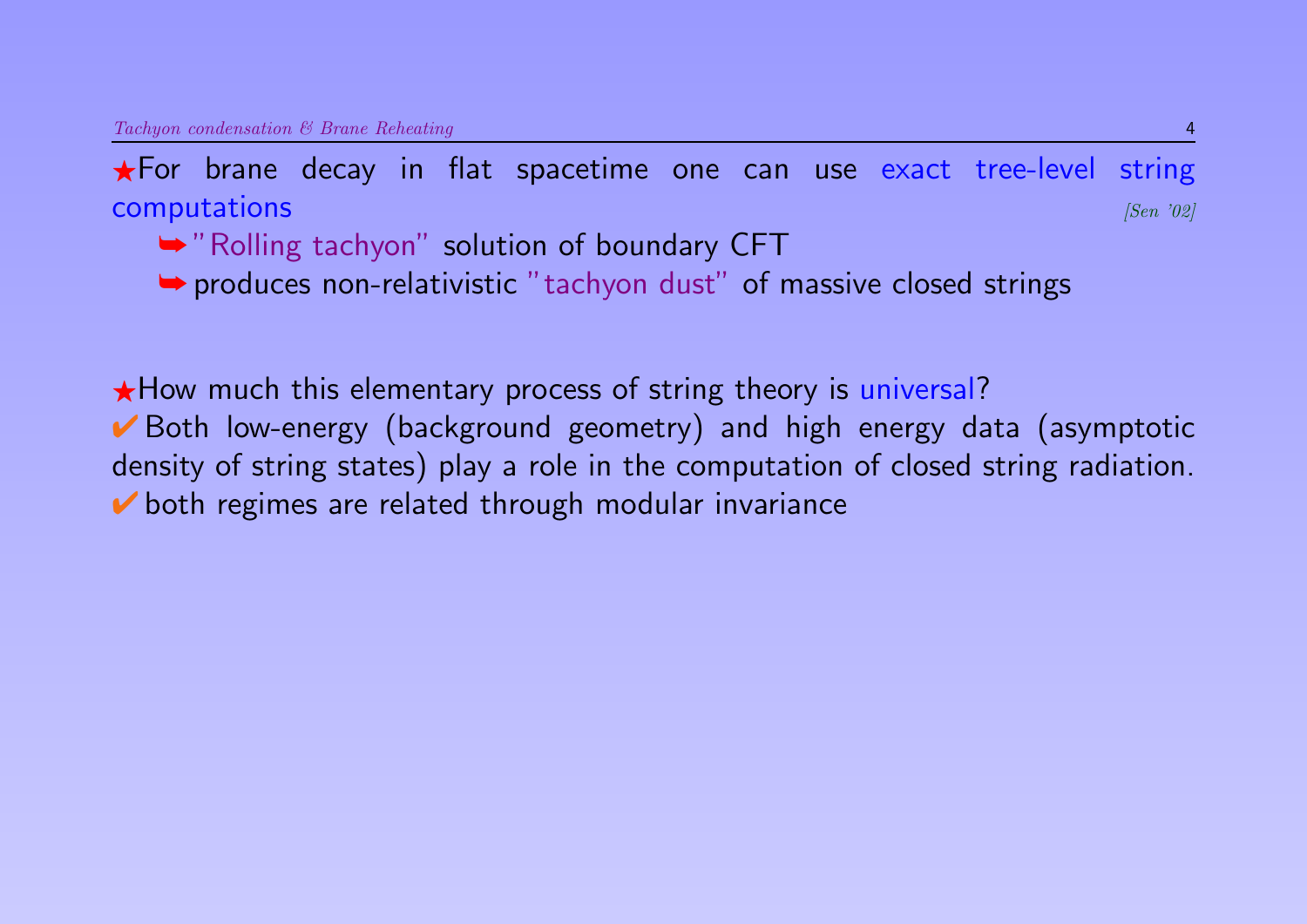★For brane decay in flat spacetime one can use exact tree-level string computations *[Sen '02]*

- ➥"Rolling tachyon" solution of boundary CFT
- ➥produces non-relativistic "tachyon dust" of massive closed strings

★How much this elementary process of string theory is universal?

✔ Both low-energy (background geometry) and high energy data (asymptotic density of string states) play a role in the computation of closed string radiation.

✔ both regimes are related through modular invariance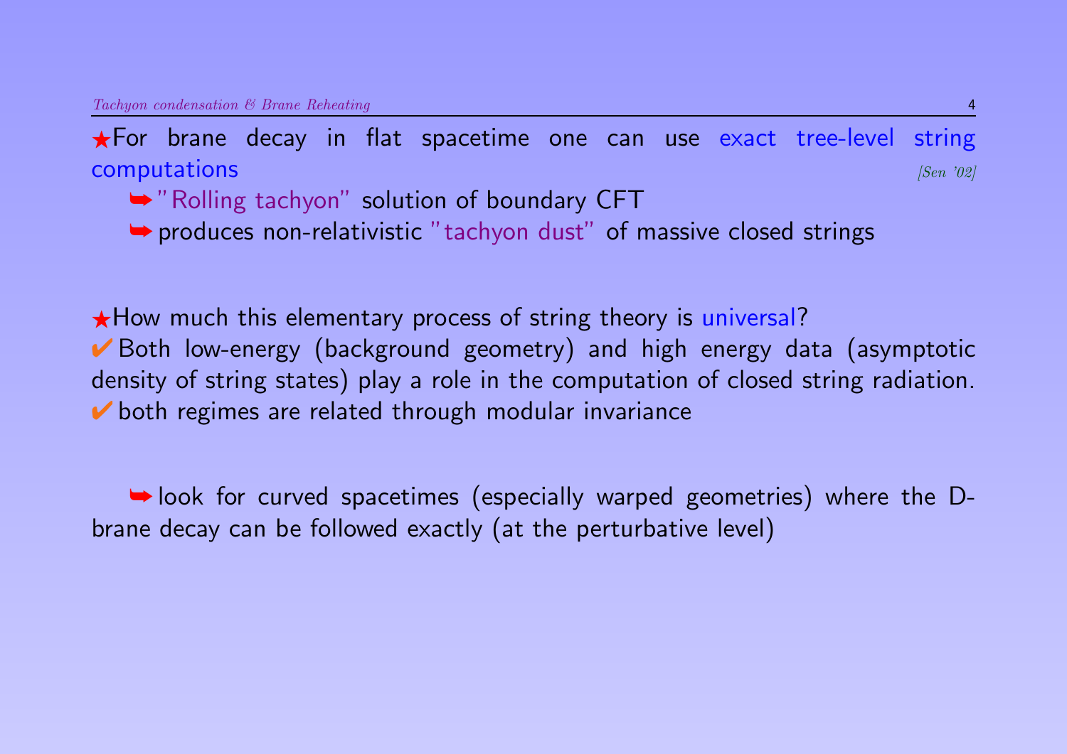★For brane decay in flat spacetime one can use exact tree-level string computations *[Sen '02]*

➥"Rolling tachyon" solution of boundary CFT

➥produces non-relativistic "tachyon dust" of massive closed strings

★How much this elementary process of string theory is universal?

✔Both low-energy (background geometry) and high energy data (asymptotic density of string states) play a role in the computation of closed string radiation.

✔both regimes are related through modular invariance

➥look for curved spacetimes (especially warped geometries) where the D-brane decay can be followed exactly (at the perturbative level)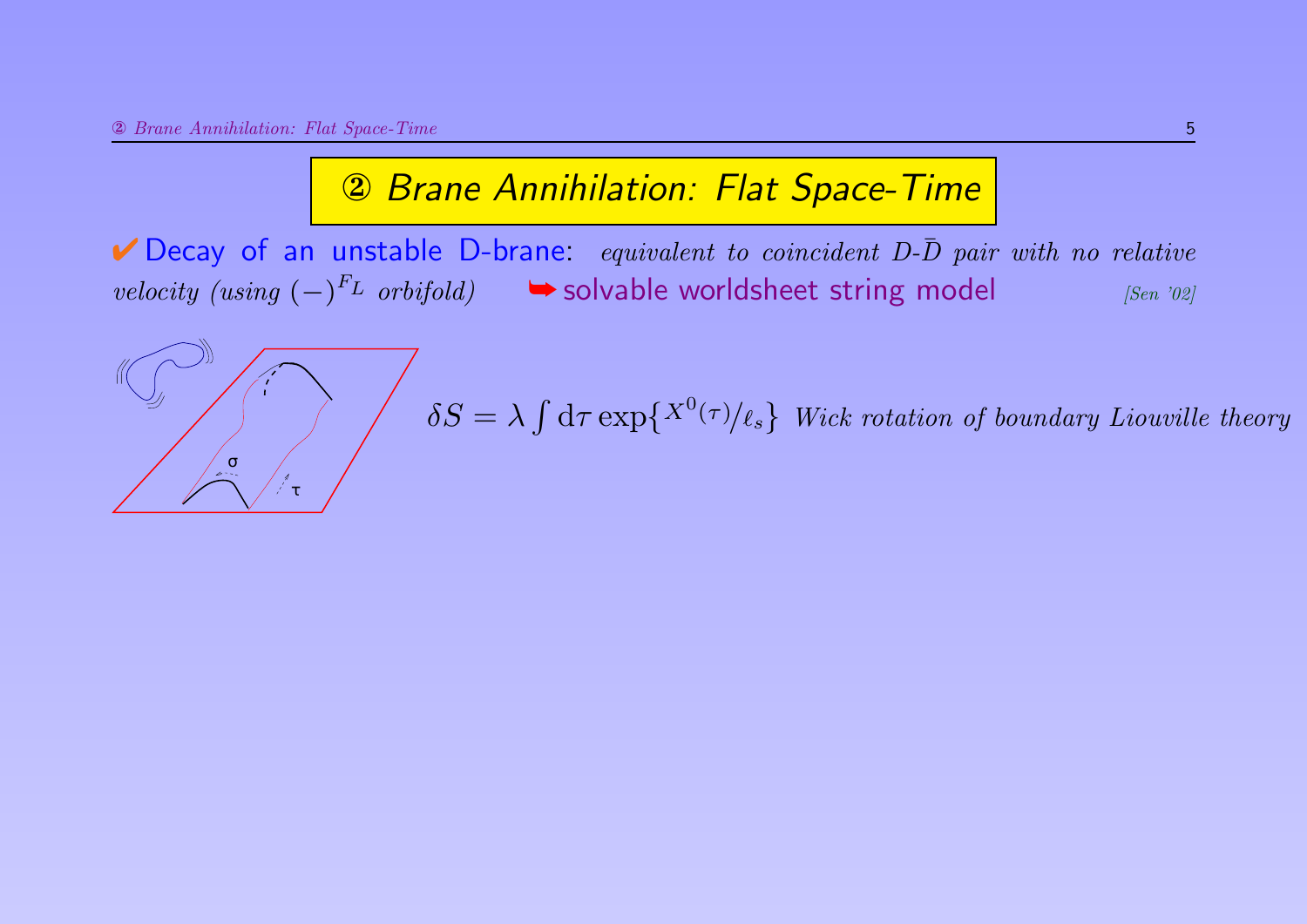# ② Brane Annihilation: Flat Space-Time

✔ Decay of an unstable D-brane: *equivalent to coincident D-$\bar{D}$ pair with no relative velocity (using $(-)^{F_L}$ orbifold)* ➥ solvable worldsheet string model *[Sen '02]*

$$\delta S = \lambda \int \mathrm{d}\tau \exp\{X^0(\tau)/\ell_s\}$$ *Wick rotation of boundary Liouville theory*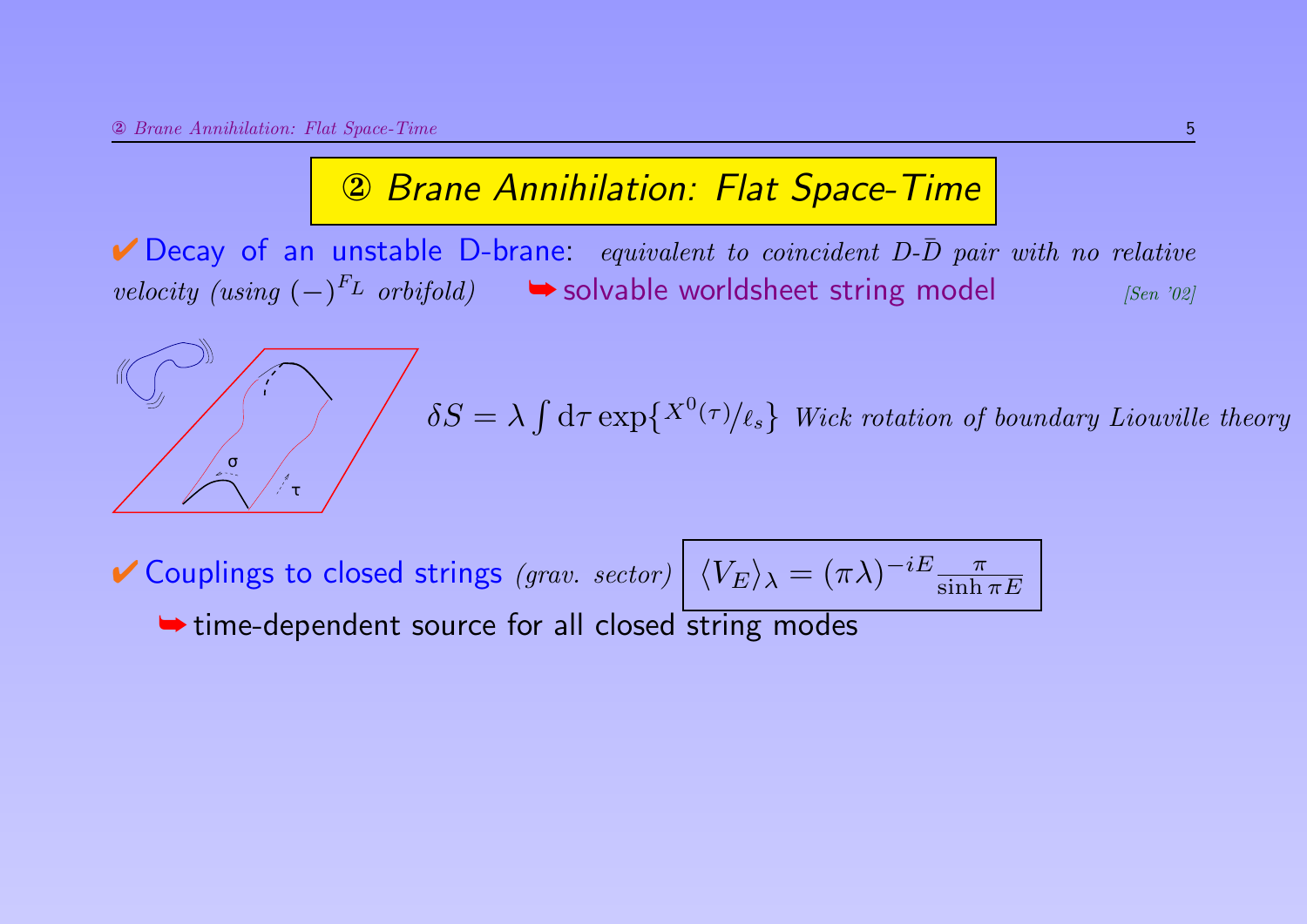# ② Brane Annihilation: Flat Space-Time

✔ Decay of an unstable D-brane: *equivalent to coincident D-$\bar{D}$ pair with no relative velocity (using $(-)^{F_L}$ orbifold)* ➥ solvable worldsheet string model *[Sen '02]*

$$\delta S = \lambda \int \mathrm{d}\tau \exp\{X^0(\tau)/\ell_s\}$$ *Wick rotation of boundary Liouville theory*

✔ Couplings to closed strings *(grav. sector)*

$$\langle V_E \rangle_\lambda = (\pi\lambda)^{-iE} \frac{\pi}{\sinh \pi E}$$

➥ time-dependent source for all closed string modes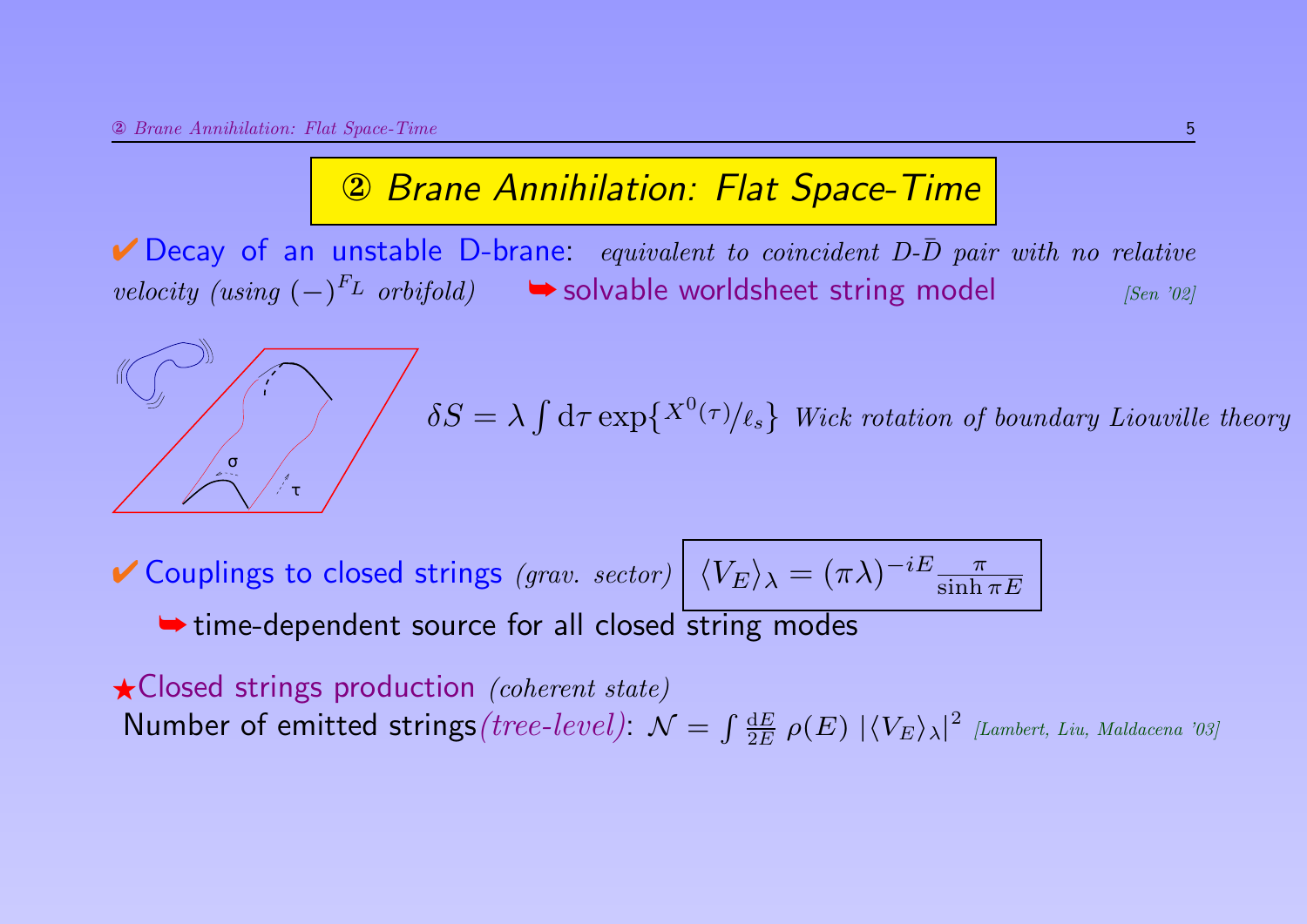# ② Brane Annihilation: Flat Space-Time

✔ Decay of an unstable D-brane: *equivalent to coincident D-$\bar{D}$ pair with no relative velocity (using $(-)^{F_L}$ orbifold)* ➥ solvable worldsheet string model *[Sen '02]*

$$\delta S = \lambda \int \mathrm{d}\tau \exp\{X^0(\tau)/\ell_s\}$$ *Wick rotation of boundary Liouville theory*

✔ Couplings to closed strings *(grav. sector)*

$$\langle V_E \rangle_\lambda = (\pi\lambda)^{-iE} \frac{\pi}{\sinh \pi E}$$

➥ time-dependent source for all closed string modes

★ Closed strings production *(coherent state)*

Number of emitted strings *(tree-level)*: $\mathcal{N} = \int \frac{\mathrm{d}E}{2E} \, \rho(E) \, |\langle V_E \rangle_\lambda|^2$ *[Lambert, Liu, Maldacena '03]*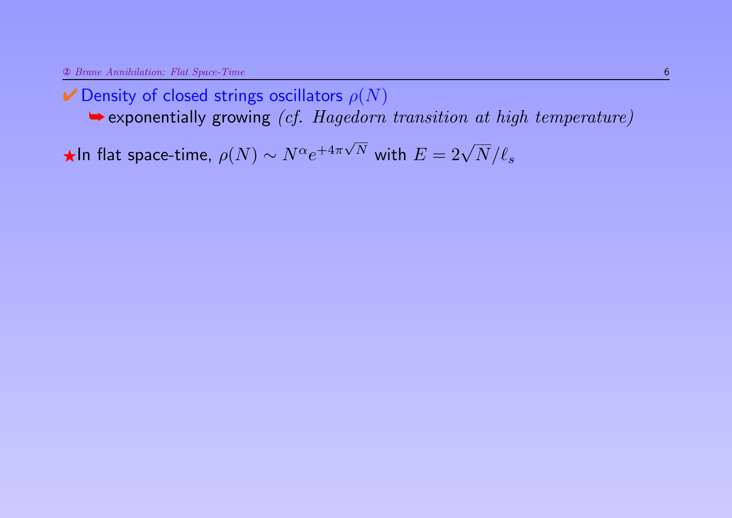✔ Density of closed strings oscillators $\rho(N)$

➥ exponentially growing *(cf. Hagedorn transition at high temperature)*

★In flat space-time, $\rho(N) \sim N^{\alpha} e^{+4\pi\sqrt{N}}$ with $E = 2\sqrt{N}/\ell_s$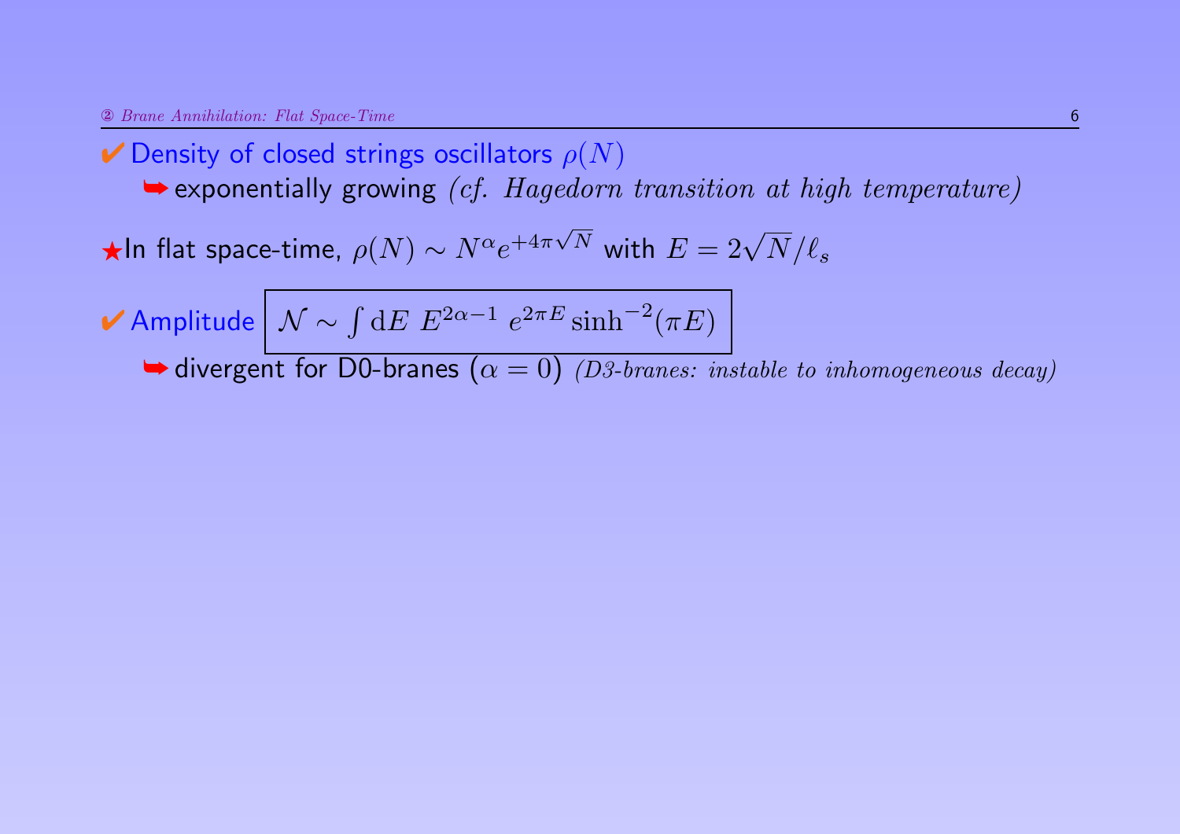✔ Density of closed strings oscillators $\rho(N)$

➥ exponentially growing *(cf. Hagedorn transition at high temperature)*

★In flat space-time, $\rho(N) \sim N^{\alpha} e^{+4\pi\sqrt{N}}$ with $E = 2\sqrt{N}/\ell_s$

✔ Amplitude $\boxed{\mathcal{N} \sim \int \mathrm{d}E \; E^{2\alpha-1} \; e^{2\pi E} \sinh^{-2}(\pi E)}$

➥ divergent for D0-branes ($\alpha = 0$) *(D3-branes: instable to inhomogeneous decay)*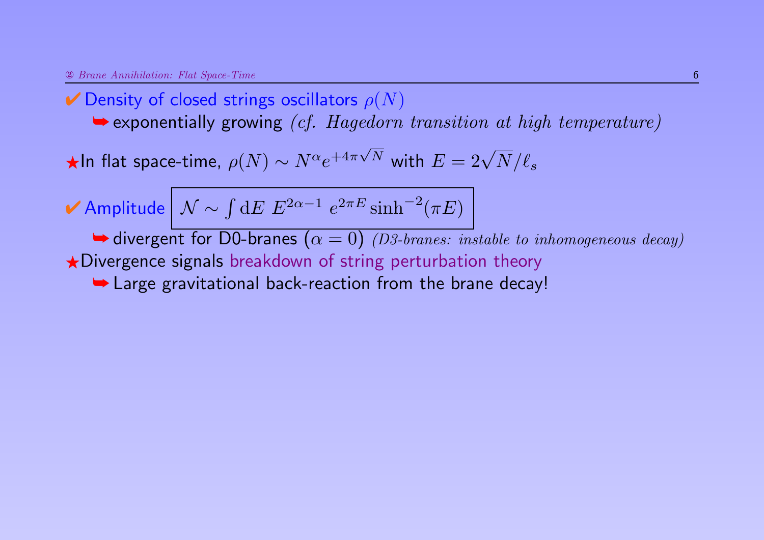✔ Density of closed strings oscillators $\rho(N)$

➥ exponentially growing *(cf. Hagedorn transition at high temperature)*

★In flat space-time, $\rho(N) \sim N^{\alpha} e^{+4\pi\sqrt{N}}$ with $E = 2\sqrt{N}/\ell_s$

✔ Amplitude $\boxed{\mathcal{N} \sim \int \mathrm{d}E \; E^{2\alpha-1} \; e^{2\pi E} \sinh^{-2}(\pi E)}$

➥ divergent for D0-branes $(\alpha = 0)$ *(D3-branes: instable to inhomogeneous decay)*

★Divergence signals breakdown of string perturbation theory

➥ Large gravitational back-reaction from the brane decay!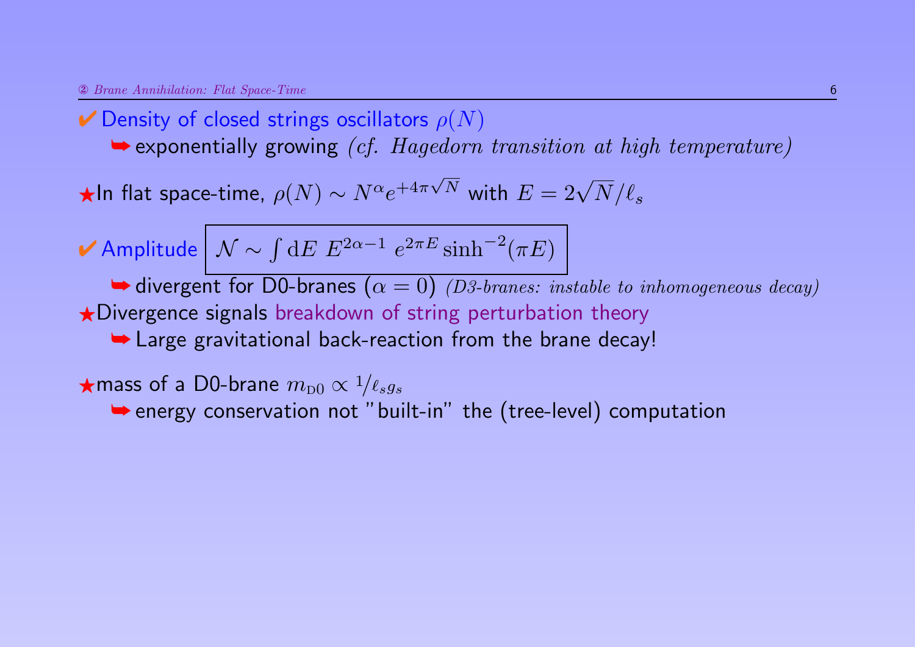✔ Density of closed strings oscillators $\rho(N)$

➥ exponentially growing *(cf. Hagedorn transition at high temperature)*

★In flat space-time, $\rho(N) \sim N^{\alpha} e^{+4\pi\sqrt{N}}$ with $E = 2\sqrt{N}/\ell_s$

✔ Amplitude $\boxed{\mathcal{N} \sim \int \mathrm{d}E \; E^{2\alpha-1} \; e^{2\pi E} \sinh^{-2}(\pi E)}$

➥ divergent for D0-branes ($\alpha = 0$) *(D3-branes: instable to inhomogeneous decay)*

★Divergence signals breakdown of string perturbation theory

➥ Large gravitational back-reaction from the brane decay!

★mass of a D0-brane $m_{\mathrm{D0}} \propto {}^{1}\!/_{\ell_s g_s}$

➥ energy conservation not "built-in" the (tree-level) computation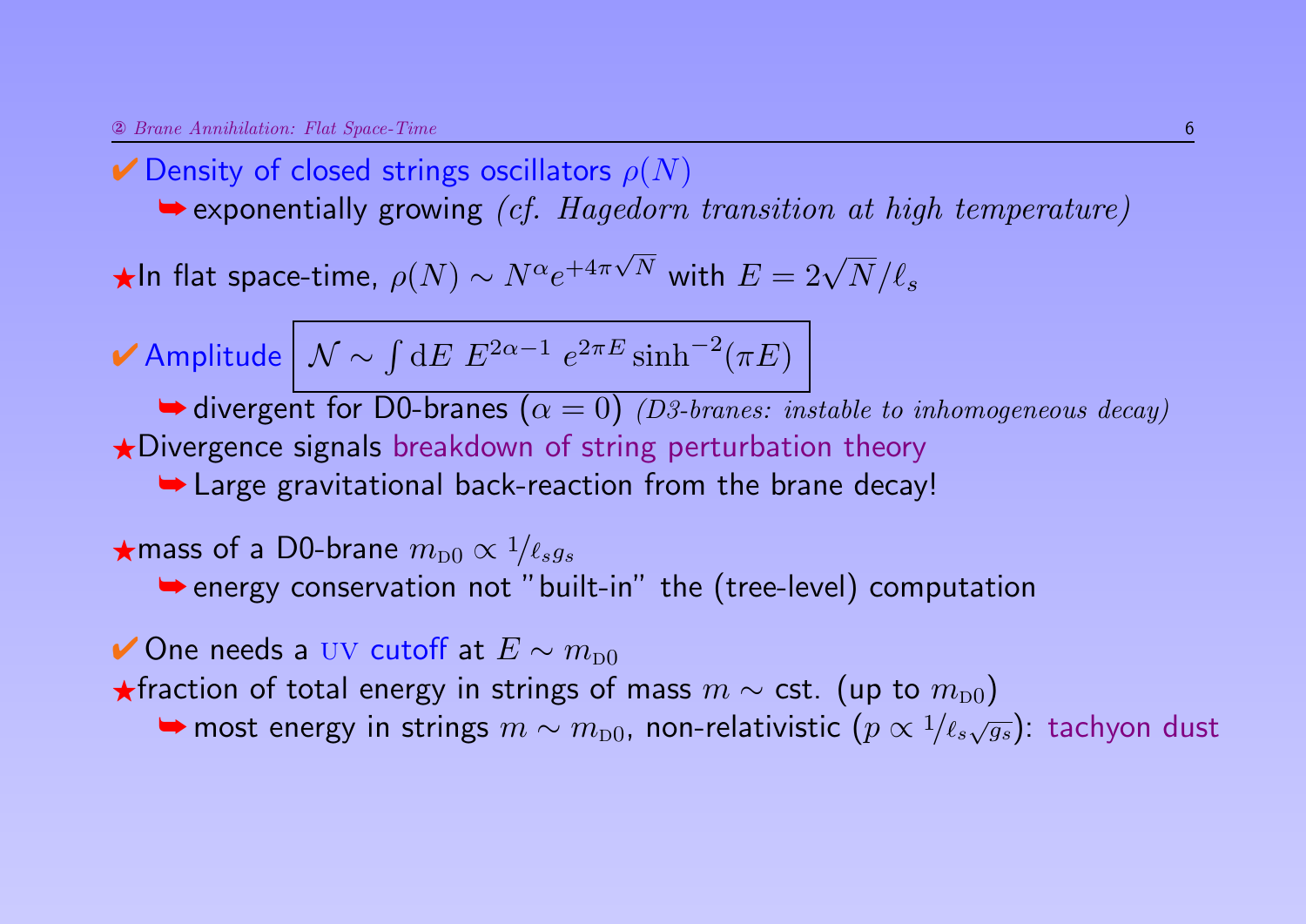✔ Density of closed strings oscillators $\rho(N)$

➥ exponentially growing *(cf. Hagedorn transition at high temperature)*

★In flat space-time, $\rho(N) \sim N^{\alpha} e^{+4\pi\sqrt{N}}$ with $E = 2\sqrt{N}/\ell_s$

✔ Amplitude $\boxed{\mathcal{N} \sim \int \mathrm{d}E \; E^{2\alpha-1} \; e^{2\pi E} \sinh^{-2}(\pi E)}$

➥ divergent for D0-branes $(\alpha = 0)$ *(D3-branes: instable to inhomogeneous decay)*

★Divergence signals breakdown of string perturbation theory

➥ Large gravitational back-reaction from the brane decay!

★mass of a D0-brane $m_{\text{D0}} \propto {}^{1}/_{\ell_s g_s}$

➥ energy conservation not "built-in" the (tree-level) computation

✔ One needs a UV cutoff at $E \sim m_{\text{D0}}$

★fraction of total energy in strings of mass $m \sim$ cst. (up to $m_{\text{D0}}$)

➥ most energy in strings $m \sim m_{\text{D0}}$, non-relativistic ($p \propto {}^{1}/_{\ell_s \sqrt{g_s}}$): tachyon dust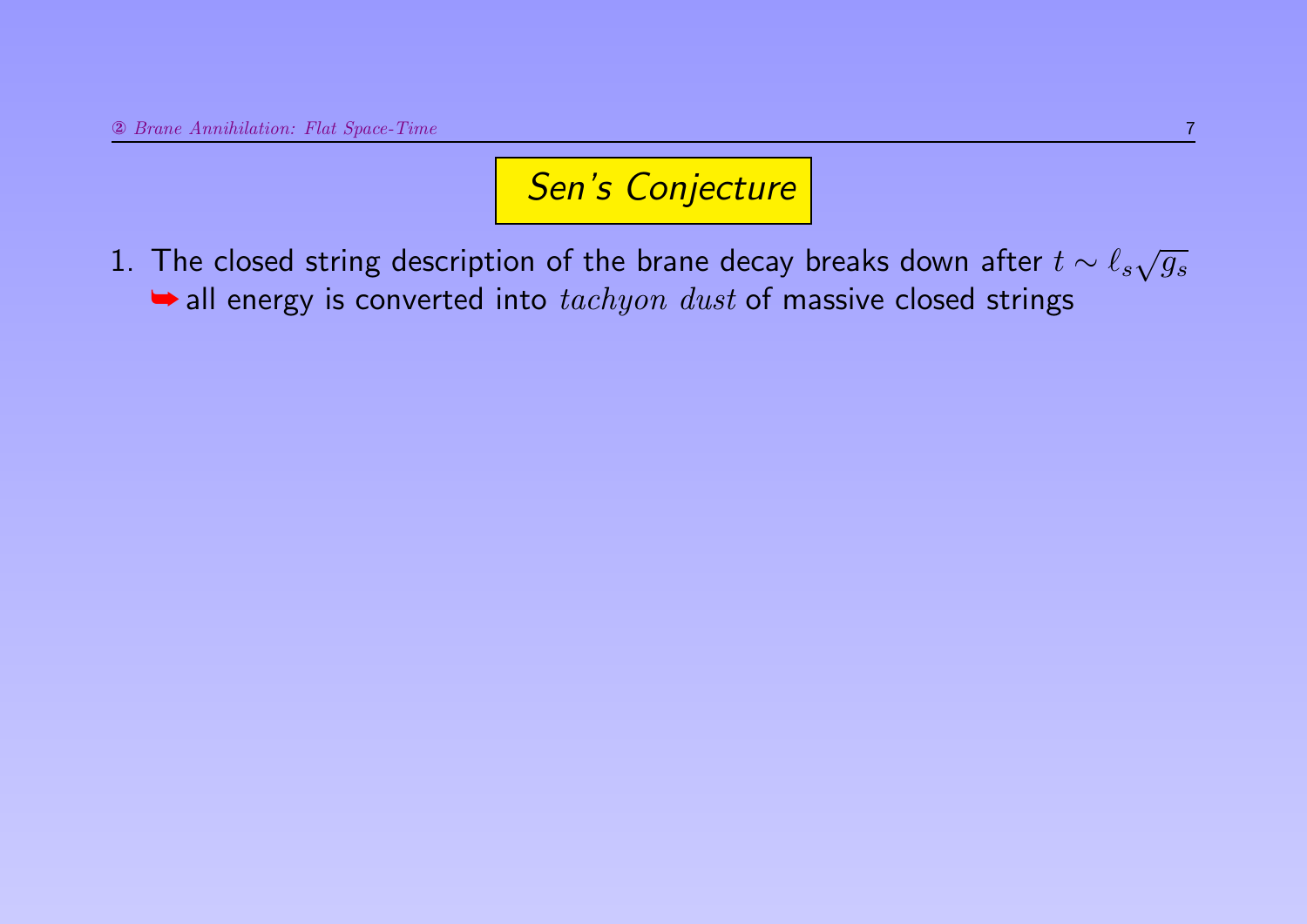## *Sen's Conjecture*

1. The closed string description of the brane decay breaks down after $t \sim \ell_s \sqrt{g_s}$
   ➥ all energy is converted into $tachyon\ dust$ of massive closed strings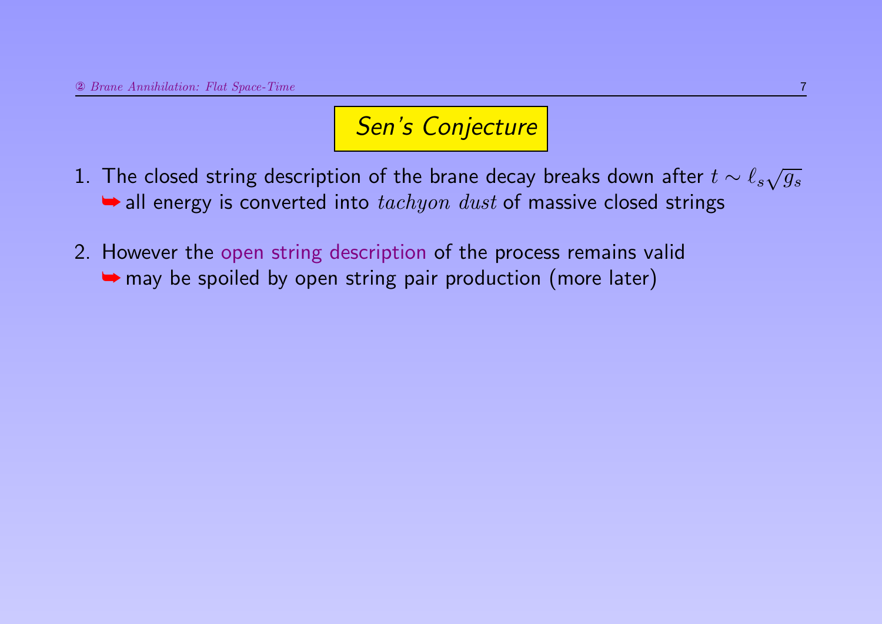# *Sen's Conjecture*

1. The closed string description of the brane decay breaks down after $t \sim \ell_s \sqrt{g_s}$
   ➥ all energy is converted into $tachyon\ dust$ of massive closed strings

2. However the open string description of the process remains valid
   ➥ may be spoiled by open string pair production (more later)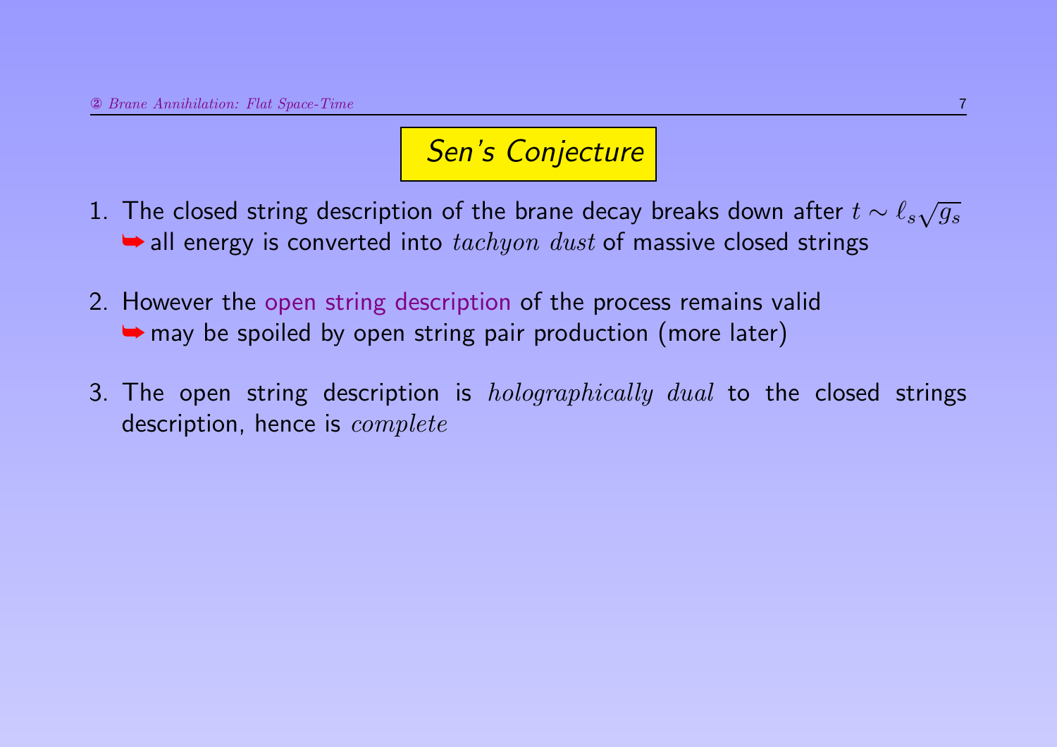## *Sen's Conjecture*

1. The closed string description of the brane decay breaks down after $t \sim \ell_s \sqrt{g_s}$
   ➥ all energy is converted into *tachyon dust* of massive closed strings

2. However the open string description of the process remains valid
   ➥ may be spoiled by open string pair production (more later)

3. The open string description is *holographically dual* to the closed strings description, hence is *complete*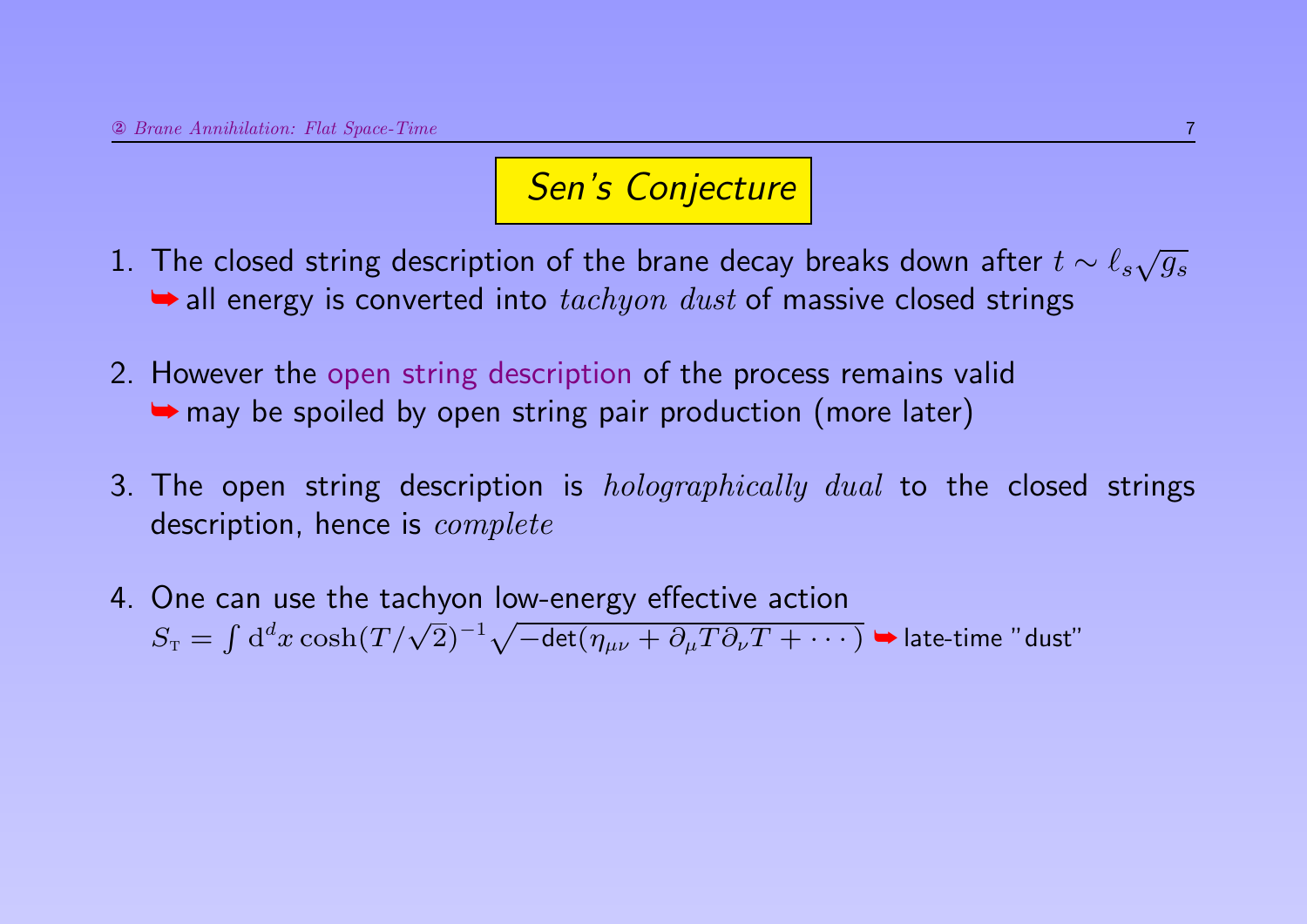## *Sen's Conjecture*

1. The closed string description of the brane decay breaks down after $t \sim \ell_s \sqrt{g_s}$
   ➥ all energy is converted into *tachyon dust* of massive closed strings

2. However the open string description of the process remains valid
   ➥ may be spoiled by open string pair production (more later)

3. The open string description is *holographically dual* to the closed strings description, hence is *complete*

4. One can use the tachyon low-energy effective action
   $S_{\rm T} = \int \mathrm{d}^d x \cosh(T/\sqrt{2})^{-1} \sqrt{-\mathsf{det}(\eta_{\mu\nu} + \partial_\mu T \partial_\nu T + \cdots)}$ ➥ late-time "dust"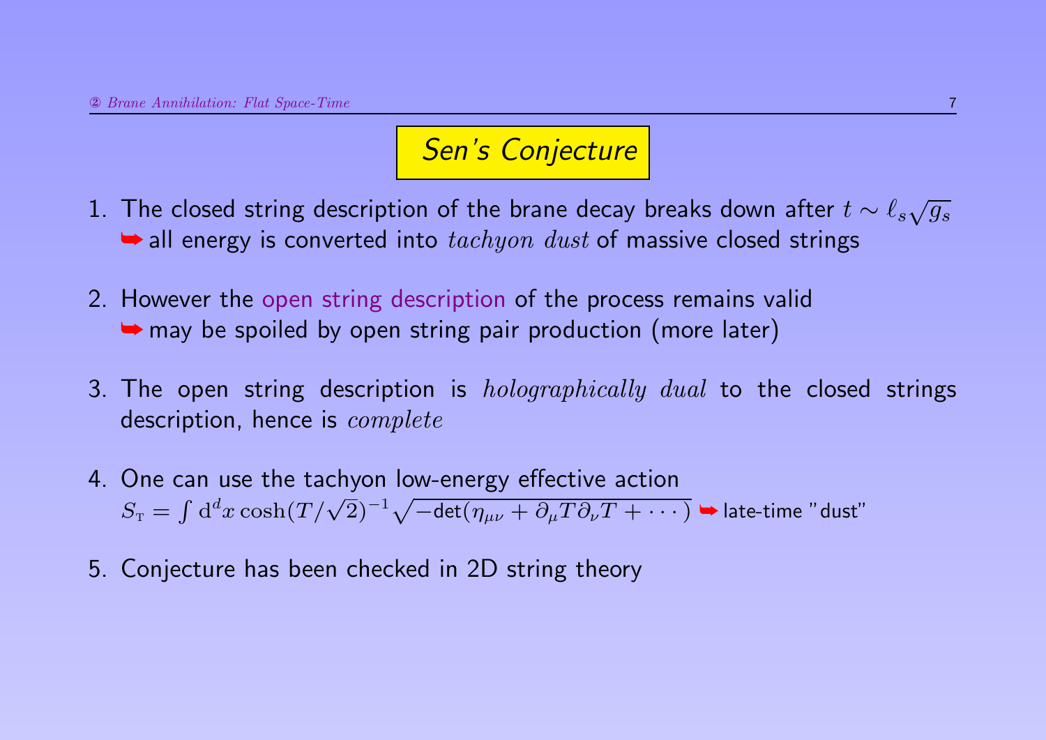# *Sen's Conjecture*

1. The closed string description of the brane decay breaks down after $t \sim \ell_s \sqrt{g_s}$
   ➥ all energy is converted into *tachyon dust* of massive closed strings

2. However the open string description of the process remains valid
   ➥ may be spoiled by open string pair production (more later)

3. The open string description is *holographically dual* to the closed strings description, hence is *complete*

4. One can use the tachyon low-energy effective action
   $S_{\mathrm{T}} = \int \mathrm{d}^d x \cosh(T/\sqrt{2})^{-1} \sqrt{-\det(\eta_{\mu\nu} + \partial_\mu T \partial_\nu T + \cdots)}$ ➥ late-time "dust"

5. Conjecture has been checked in 2D string theory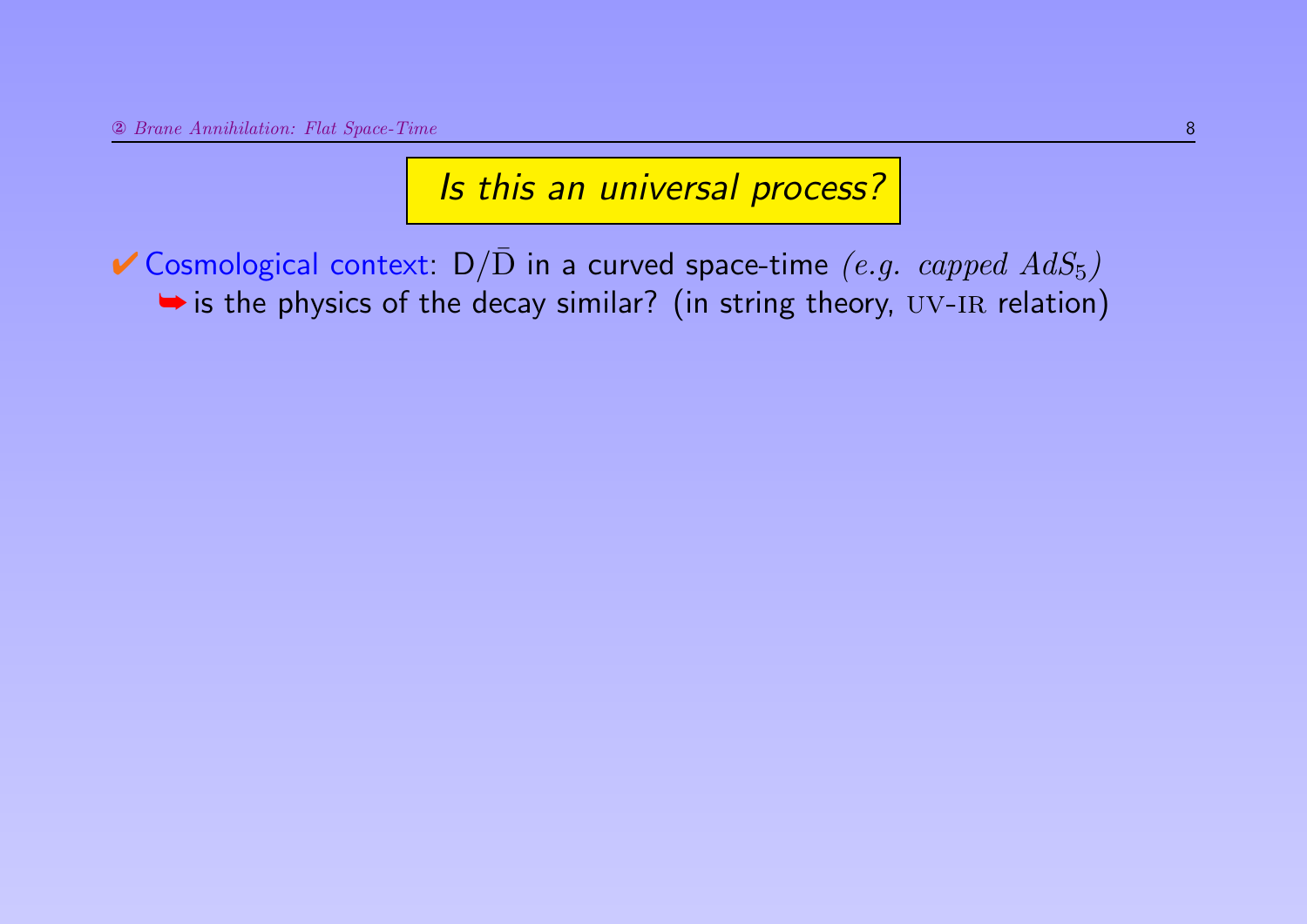## *Is this an universal process?*

✔ Cosmological context: $D/\bar{D}$ in a curved space-time *(e.g. capped $AdS_5$)*
  ➥ is the physics of the decay similar? (in string theory, UV-IR relation)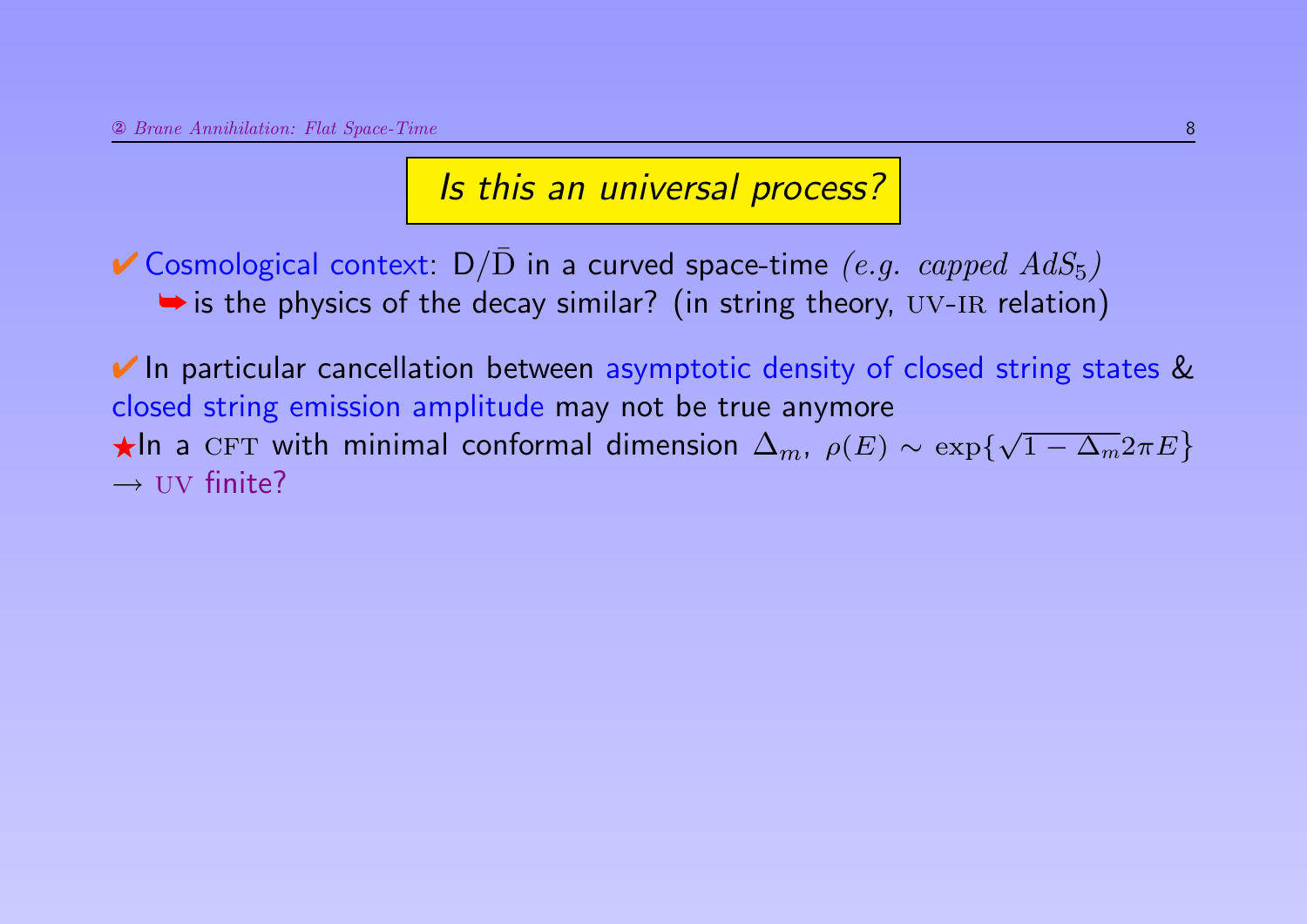## *Is this an universal process?*

✔ Cosmological context: $\mathrm{D}/\bar{\mathrm{D}}$ in a curved space-time *(e.g. capped $AdS_5$)*
➥ is the physics of the decay similar? (in string theory, UV-IR relation)

✔ In particular cancellation between asymptotic density of closed string states & closed string emission amplitude may not be true anymore

★In a CFT with minimal conformal dimension $\Delta_m$, $\rho(E) \sim \exp\{\sqrt{1-\Delta_m} 2\pi E\}$
$\rightarrow$ UV finite?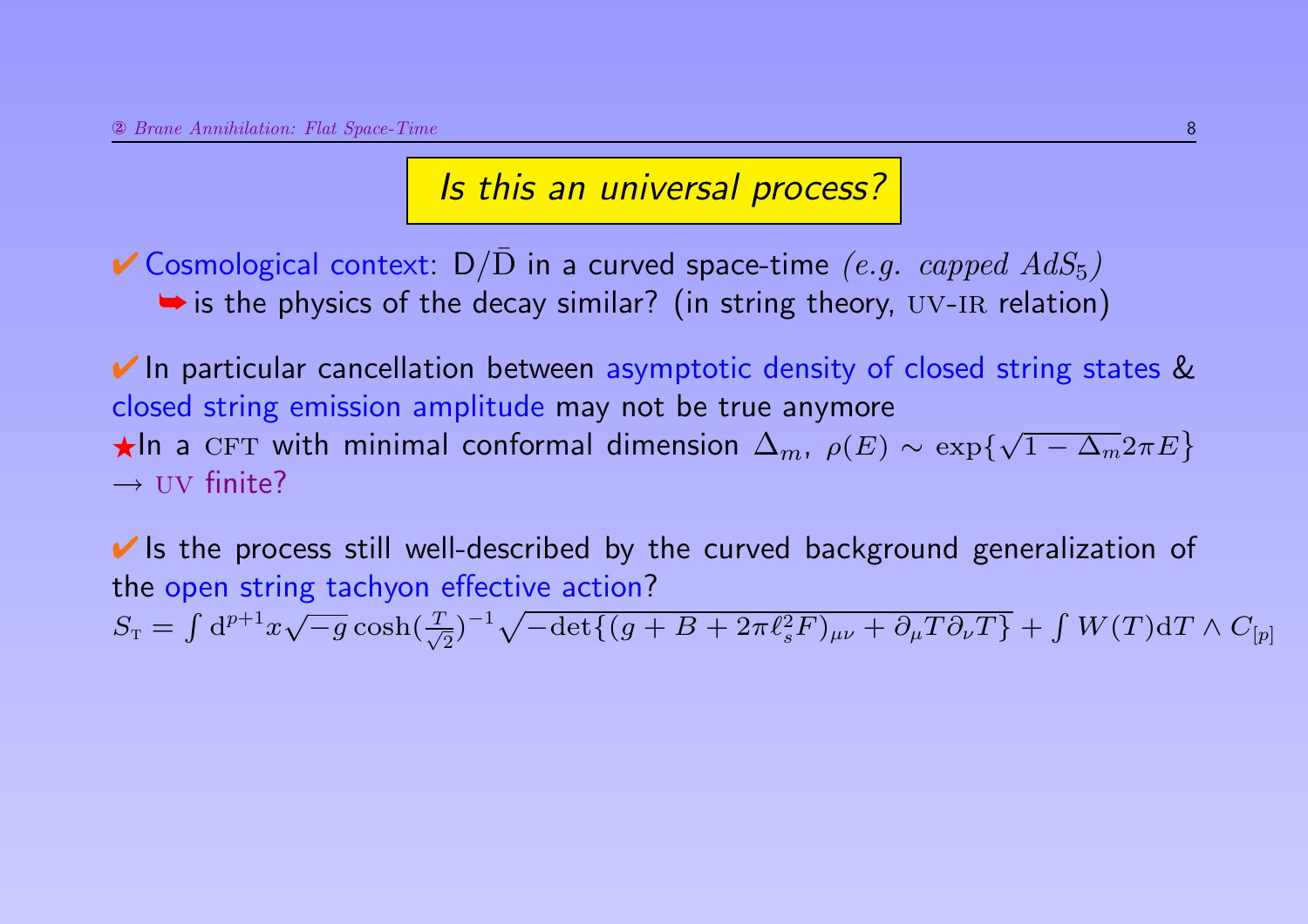## *Is this an universal process?*

✔ Cosmological context: D/$\bar{\mathrm{D}}$ in a curved space-time *(e.g. capped $AdS_5$)*
➥ is the physics of the decay similar? (in string theory, UV-IR relation)

✔ In particular cancellation between asymptotic density of closed string states & closed string emission amplitude may not be true anymore
★In a CFT with minimal conformal dimension $\Delta_m$, $\rho(E) \sim \exp\{\sqrt{1-\Delta_m} 2\pi E\}$
$\rightarrow$ UV finite?

✔ Is the process still well-described by the curved background generalization of the open string tachyon effective action?

$$S_{\mathrm{T}} = \int \mathrm{d}^{p+1}x \sqrt{-g} \cosh(\tfrac{T}{\sqrt{2}})^{-1} \sqrt{-\det\{(g + B + 2\pi\ell_s^2 F)_{\mu\nu} + \partial_\mu T \partial_\nu T\}} + \int W(T) \mathrm{d}T \wedge C_{[p]}$$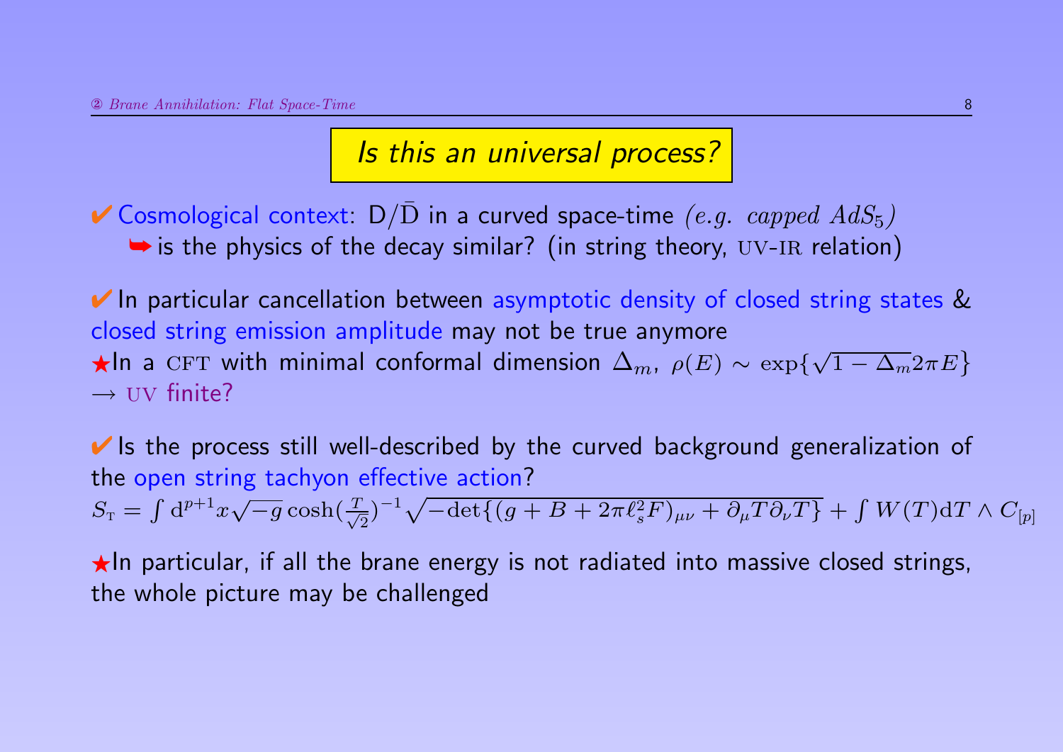## *Is this an universal process?*

✔ Cosmological context: $\mathrm{D}/\bar{\mathrm{D}}$ in a curved space-time *(e.g. capped $AdS_5$)*
➥ is the physics of the decay similar? (in string theory, UV-IR relation)

✔ In particular cancellation between asymptotic density of closed string states & closed string emission amplitude may not be true anymore
★In a CFT with minimal conformal dimension $\Delta_m$, $\rho(E) \sim \exp\{\sqrt{1-\Delta_m} 2\pi E\}$
$\rightarrow$ UV finite?

✔ Is the process still well-described by the curved background generalization of the open string tachyon effective action?

$$S_{\mathrm{T}} = \int \mathrm{d}^{p+1}x\sqrt{-g}\cosh(\tfrac{T}{\sqrt{2}})^{-1}\sqrt{-\det\{(g+B+2\pi\ell_s^2 F)_{\mu\nu} + \partial_\mu T \partial_\nu T\}} + \int W(T)\mathrm{d}T \wedge C_{[p]}$$

★In particular, if all the brane energy is not radiated into massive closed strings, the whole picture may be challenged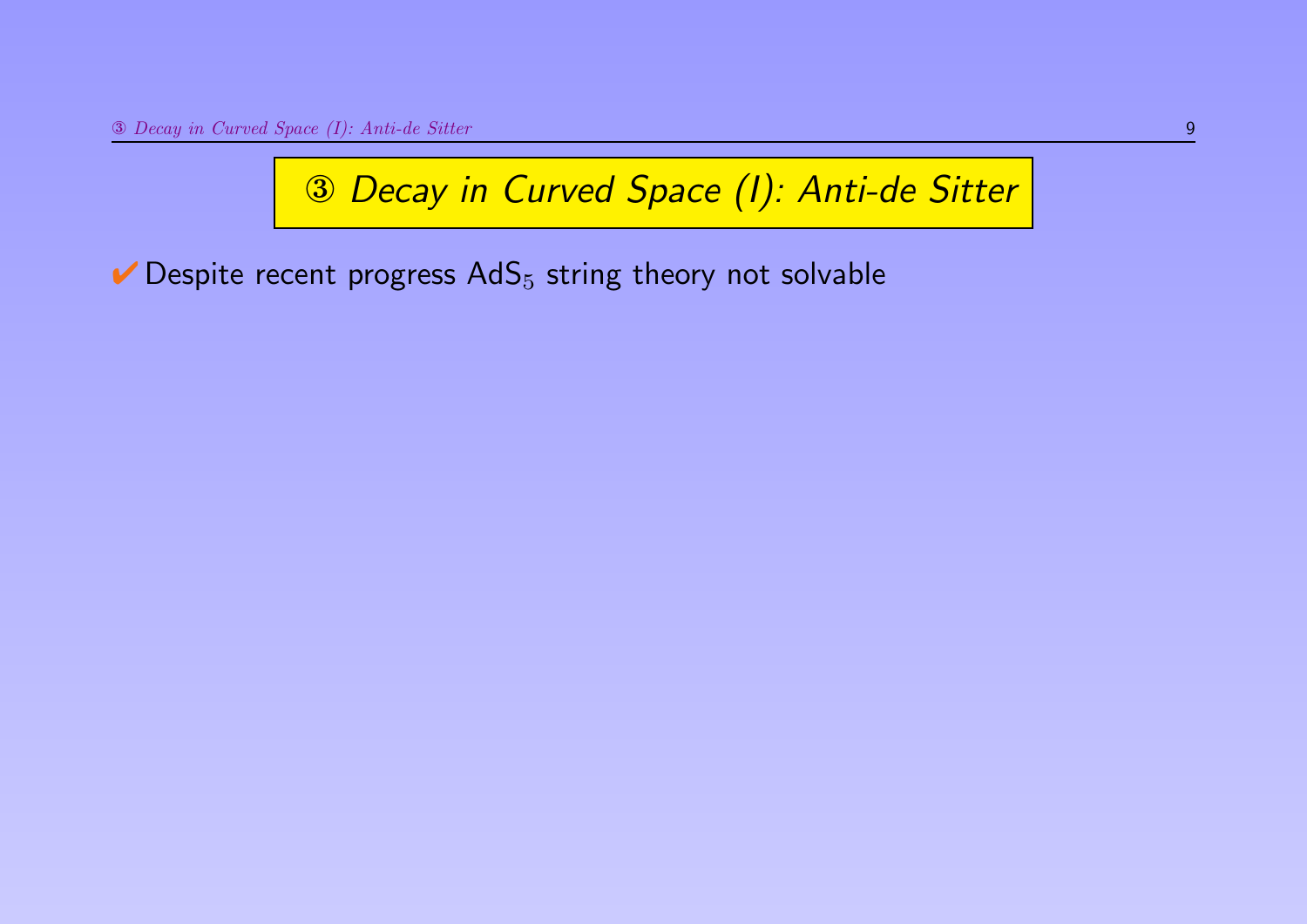# ③ *Decay in Curved Space (I): Anti-de Sitter*

✔ Despite recent progress $AdS_5$ string theory not solvable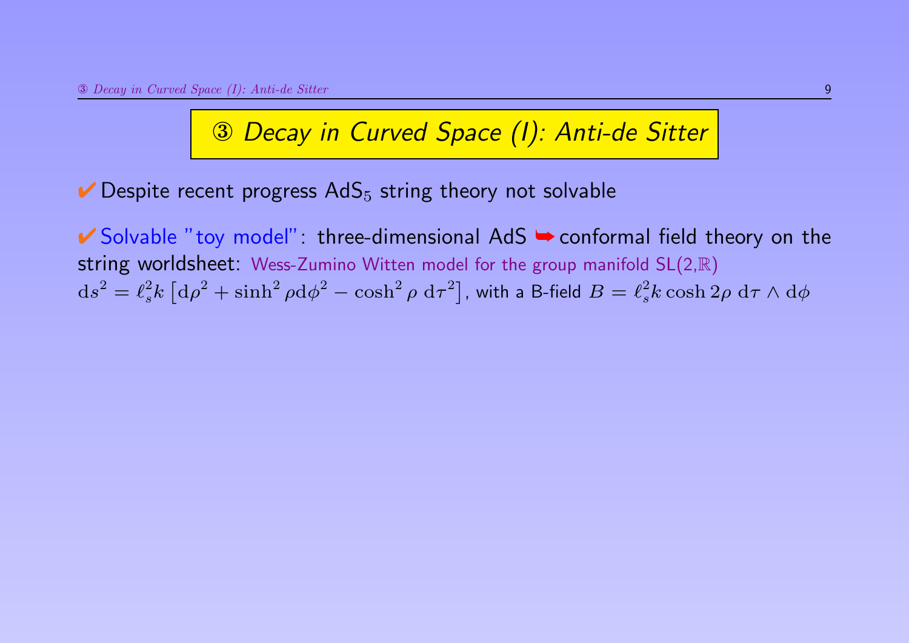# ③ *Decay in Curved Space (I): Anti-de Sitter*

✔ Despite recent progress AdS$_5$ string theory not solvable

✔ Solvable "toy model": three-dimensional AdS ➥ conformal field theory on the string worldsheet: Wess-Zumino Witten model for the group manifold SL(2,$\mathbb{R}$)
$\mathrm{d}s^2 = \ell_s^2 k \left[\mathrm{d}\rho^2 + \sinh^2\rho \mathrm{d}\phi^2 - \cosh^2\rho \, \mathrm{d}\tau^2\right]$, with a B-field $B = \ell_s^2 k \cosh 2\rho \, \mathrm{d}\tau \wedge \mathrm{d}\phi$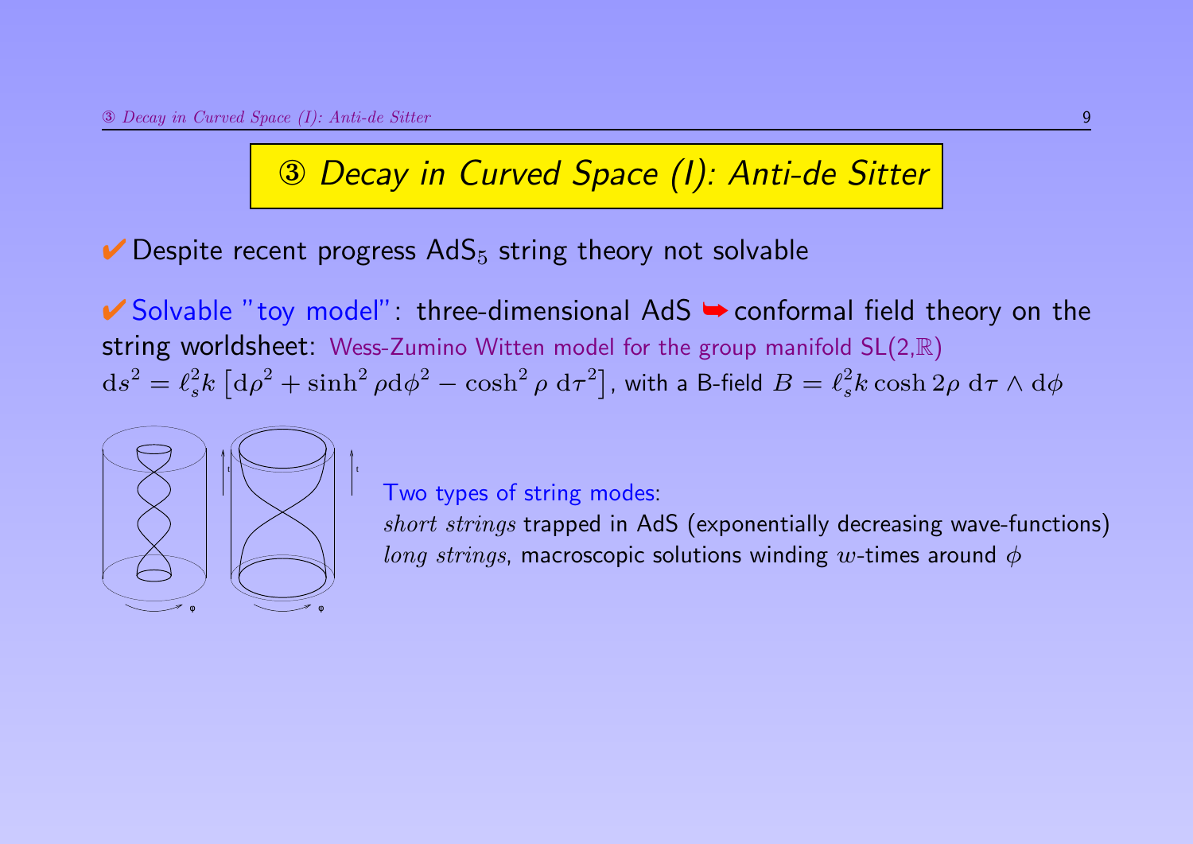# ③ *Decay in Curved Space (I): Anti-de Sitter*

✔ Despite recent progress $\mathrm{AdS}_5$ string theory not solvable

✔ Solvable "toy model": three-dimensional AdS ➥ conformal field theory on the string worldsheet: Wess-Zumino Witten model for the group manifold SL(2,$\mathbb{R}$)
$\mathrm{d}s^2 = \ell_s^2 k \left[\mathrm{d}\rho^2 + \sinh^2\rho \mathrm{d}\phi^2 - \cosh^2\rho \; \mathrm{d}\tau^2\right]$, with a B-field $B = \ell_s^2 k \cosh 2\rho \; \mathrm{d}\tau \wedge \mathrm{d}\phi$

Two types of string modes:
*short strings* trapped in AdS (exponentially decreasing wave-functions)
*long strings*, macroscopic solutions winding $w$-times around $\phi$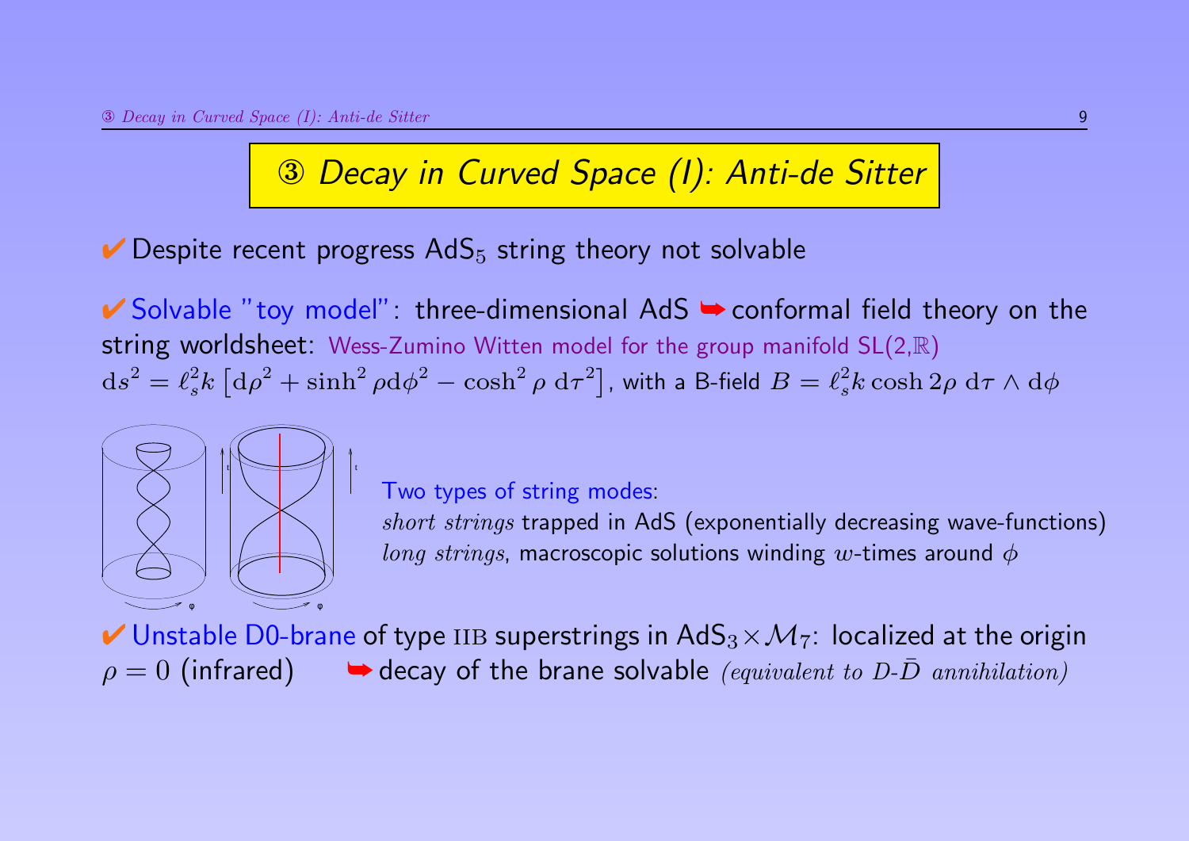# ③ *Decay in Curved Space (I): Anti-de Sitter*

✔ Despite recent progress $\mathrm{AdS}_5$ string theory not solvable

✔ Solvable "toy model": three-dimensional AdS ➥ conformal field theory on the string worldsheet: Wess-Zumino Witten model for the group manifold $\mathrm{SL}(2,\mathbb{R})$

$\mathrm{d}s^2 = \ell_s^2 k \left[\mathrm{d}\rho^2 + \sinh^2\rho \mathrm{d}\phi^2 - \cosh^2\rho \; \mathrm{d}\tau^2\right]$, with a B-field $B = \ell_s^2 k \cosh 2\rho \; \mathrm{d}\tau \wedge \mathrm{d}\phi$

Two types of string modes:

*short strings* trapped in AdS (exponentially decreasing wave-functions)

*long strings*, macroscopic solutions winding $w$-times around $\phi$

✔ Unstable D0-brane of type IIB superstrings in $\mathrm{AdS}_3 \times \mathcal{M}_7$: localized at the origin $\rho = 0$ (infrared) ➥ decay of the brane solvable *(equivalent to D-$\bar{D}$ annihilation)*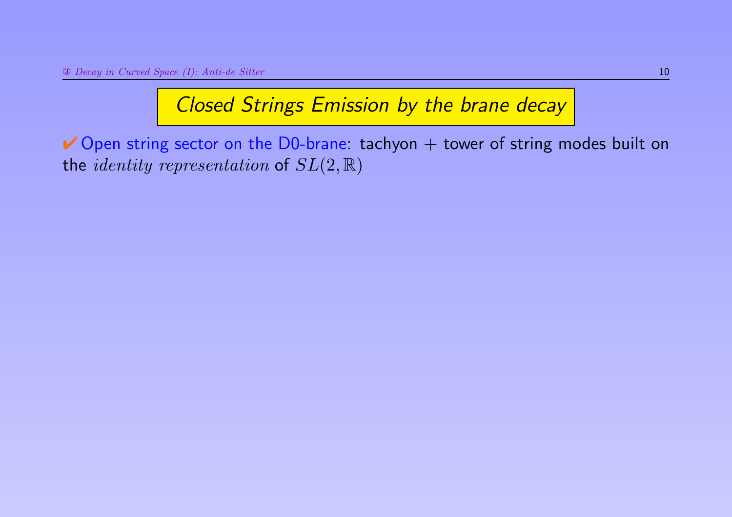## *Closed Strings Emission by the brane decay*

✔ Open string sector on the D0-brane: tachyon + tower of string modes built on the *identity representation* of $SL(2, \mathbb{R})$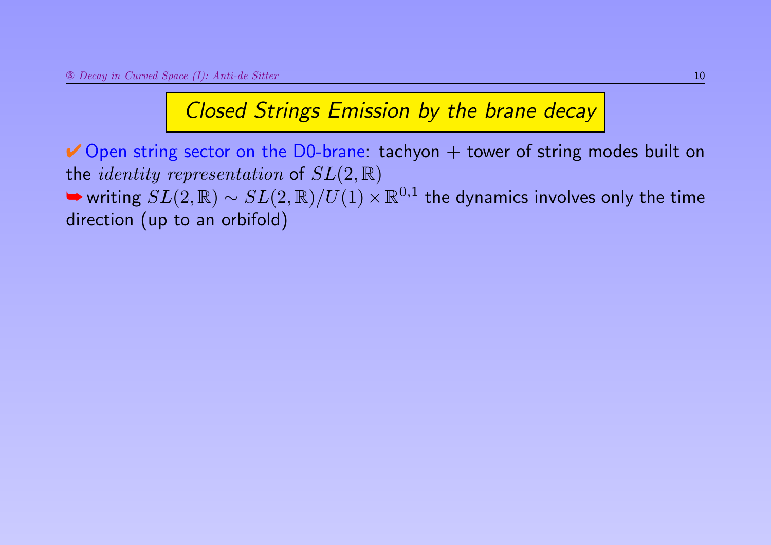## Closed Strings Emission by the brane decay

✔ Open string sector on the D0-brane: tachyon + tower of string modes built on the *identity representation* of $SL(2,\mathbb{R})$

➥ writing $SL(2,\mathbb{R}) \sim SL(2,\mathbb{R})/U(1) \times \mathbb{R}^{0,1}$ the dynamics involves only the time direction (up to an orbifold)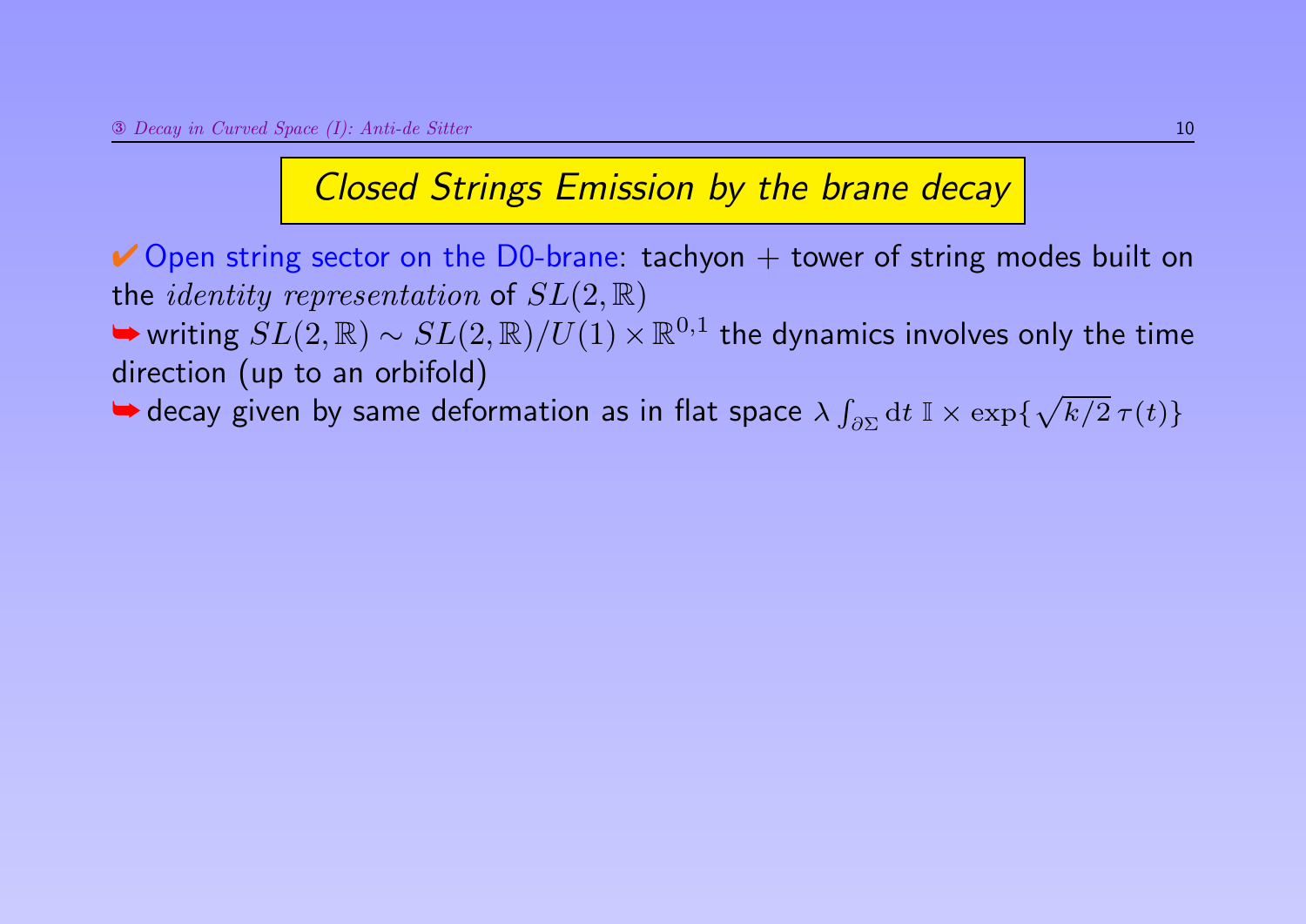## Closed Strings Emission by the brane decay

✔ Open string sector on the D0-brane: tachyon + tower of string modes built on the *identity representation* of $SL(2,\mathbb{R})$

➥ writing $SL(2,\mathbb{R}) \sim SL(2,\mathbb{R})/U(1) \times \mathbb{R}^{0,1}$ the dynamics involves only the time direction (up to an orbifold)

➥ decay given by same deformation as in flat space $\lambda \int_{\partial\Sigma} \mathrm{d}t \; \mathbb{I} \times \exp\{\sqrt{k/2}\,\tau(t)\}$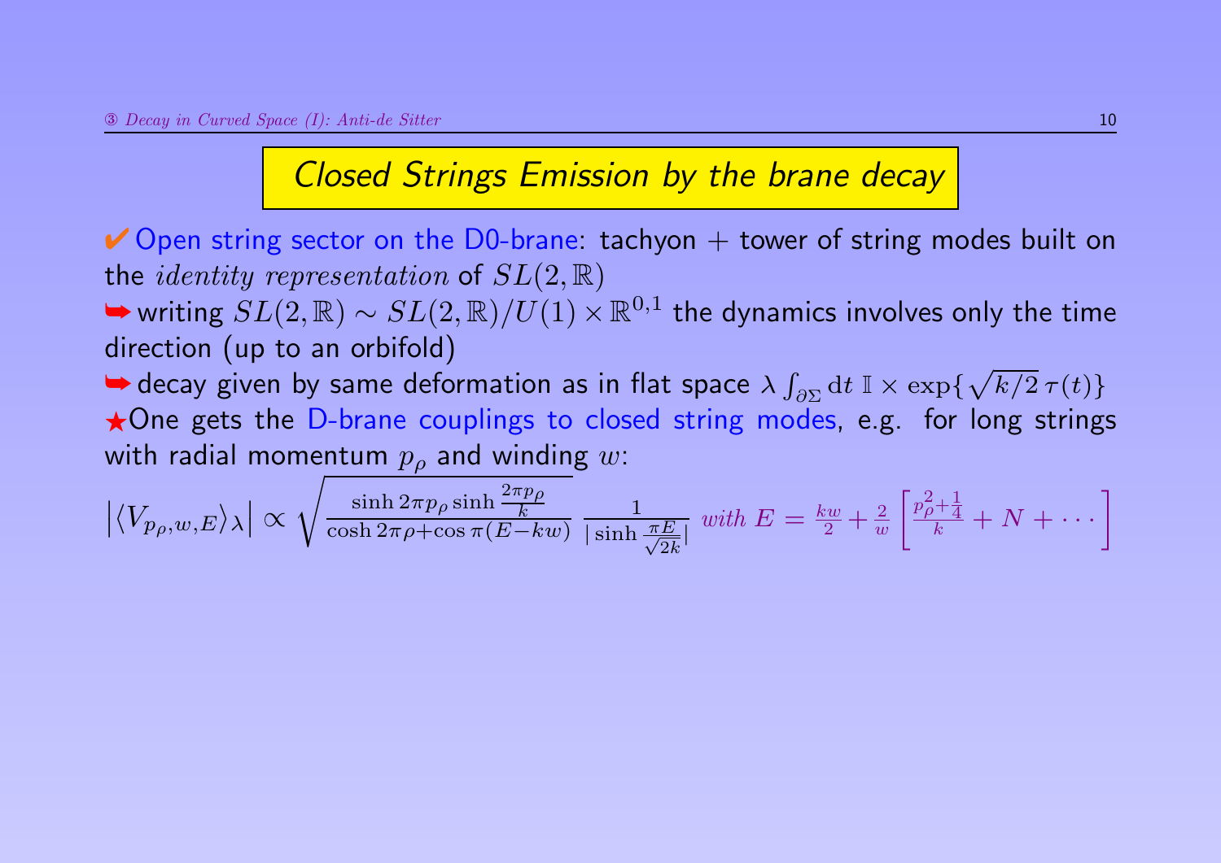## Closed Strings Emission by the brane decay

✔ Open string sector on the D0-brane: tachyon + tower of string modes built on the *identity representation* of $SL(2,\mathbb{R})$

➥ writing $SL(2,\mathbb{R}) \sim SL(2,\mathbb{R})/U(1) \times \mathbb{R}^{0,1}$ the dynamics involves only the time direction (up to an orbifold)

➥ decay given by same deformation as in flat space $\lambda \int_{\partial\Sigma} \mathrm{d}t \; \mathbb{I} \times \exp\{\sqrt{k/2}\,\tau(t)\}$

★One gets the D-brane couplings to closed string modes, e.g. for long strings with radial momentum $p_\rho$ and winding $w$:

$$\left|\langle V_{p_\rho,w,E}\rangle_\lambda\right| \propto \sqrt{\frac{\sinh 2\pi p_\rho \sinh \frac{2\pi p_\rho}{k}}{\cosh 2\pi\rho + \cos\pi(E-kw)}}\; \frac{1}{|\sinh\frac{\pi E}{\sqrt{2k}}|} \;\; \textit{with } E = \frac{kw}{2} + \frac{2}{w}\left[\frac{p_\rho^2+\frac{1}{4}}{k} + N + \cdots\right]$$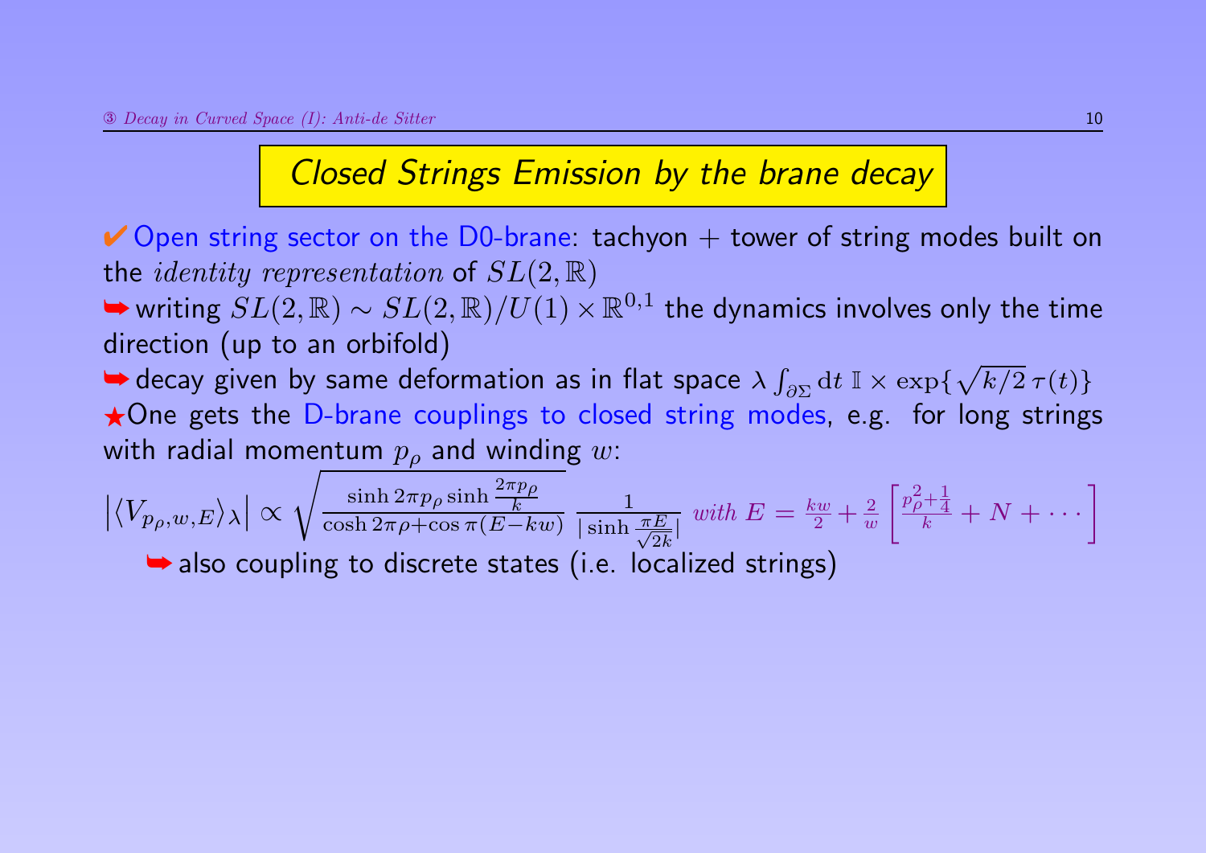# Closed Strings Emission by the brane decay

✔ Open string sector on the D0-brane: tachyon + tower of string modes built on the *identity representation* of $SL(2,\mathbb{R})$

➥ writing $SL(2,\mathbb{R}) \sim SL(2,\mathbb{R})/U(1) \times \mathbb{R}^{0,1}$ the dynamics involves only the time direction (up to an orbifold)

➥ decay given by same deformation as in flat space $\lambda \int_{\partial\Sigma} \mathrm{d}t \; \mathbb{I} \times \exp\{\sqrt{k/2}\,\tau(t)\}$

★One gets the D-brane couplings to closed string modes, e.g. for long strings with radial momentum $p_\rho$ and winding $w$:

$$\left|\langle V_{p_\rho,w,E}\rangle_\lambda\right| \propto \sqrt{\frac{\sinh 2\pi p_\rho \sinh \frac{2\pi p_\rho}{k}}{\cosh 2\pi\rho + \cos \pi(E-kw)}} \; \frac{1}{|\sinh \frac{\pi E}{\sqrt{2k}}|} \; \textit{with } E = \frac{kw}{2} + \frac{2}{w}\left[\frac{p_\rho^2 + \frac{1}{4}}{k} + N + \cdots\right]$$

➥ also coupling to discrete states (i.e. localized strings)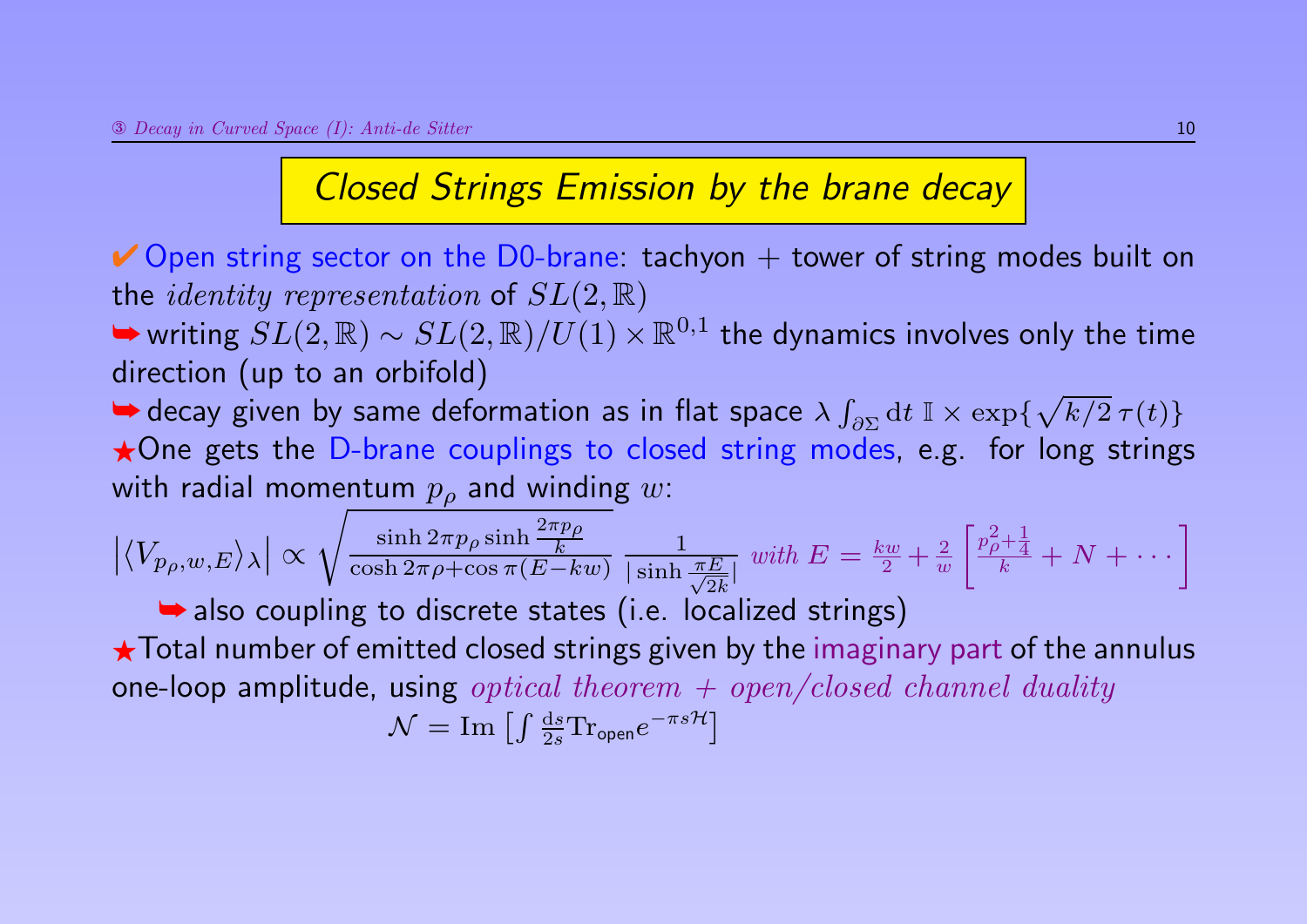## Closed Strings Emission by the brane decay

✔ Open string sector on the D0-brane: tachyon + tower of string modes built on the *identity representation* of $SL(2,\mathbb{R})$

➥ writing $SL(2,\mathbb{R}) \sim SL(2,\mathbb{R})/U(1) \times \mathbb{R}^{0,1}$ the dynamics involves only the time direction (up to an orbifold)

➥ decay given by same deformation as in flat space $\lambda \int_{\partial\Sigma} \mathrm{d}t \; \mathbb{I} \times \exp\{\sqrt{k/2}\,\tau(t)\}$

★One gets the D-brane couplings to closed string modes, e.g. for long strings with radial momentum $p_\rho$ and winding $w$:

$$\left|\langle V_{p_\rho,w,E}\rangle_\lambda\right| \propto \sqrt{\frac{\sinh 2\pi p_\rho \sinh \frac{2\pi p_\rho}{k}}{\cosh 2\pi\rho + \cos \pi(E-kw)}}\;\frac{1}{|\sinh \frac{\pi E}{\sqrt{2k}}|} \quad \textit{with } E = \frac{kw}{2} + \frac{2}{w}\left[\frac{p_\rho^2 + \frac{1}{4}}{k} + N + \cdots\right]$$

➥ also coupling to discrete states (i.e. localized strings)

★Total number of emitted closed strings given by the imaginary part of the annulus one-loop amplitude, using *optical theorem + open/closed channel duality*

$$\mathcal{N} = \mathrm{Im}\left[\int \frac{\mathrm{d}s}{2s} \mathrm{Tr}_{\mathsf{open}} e^{-\pi s \mathcal{H}}\right]$$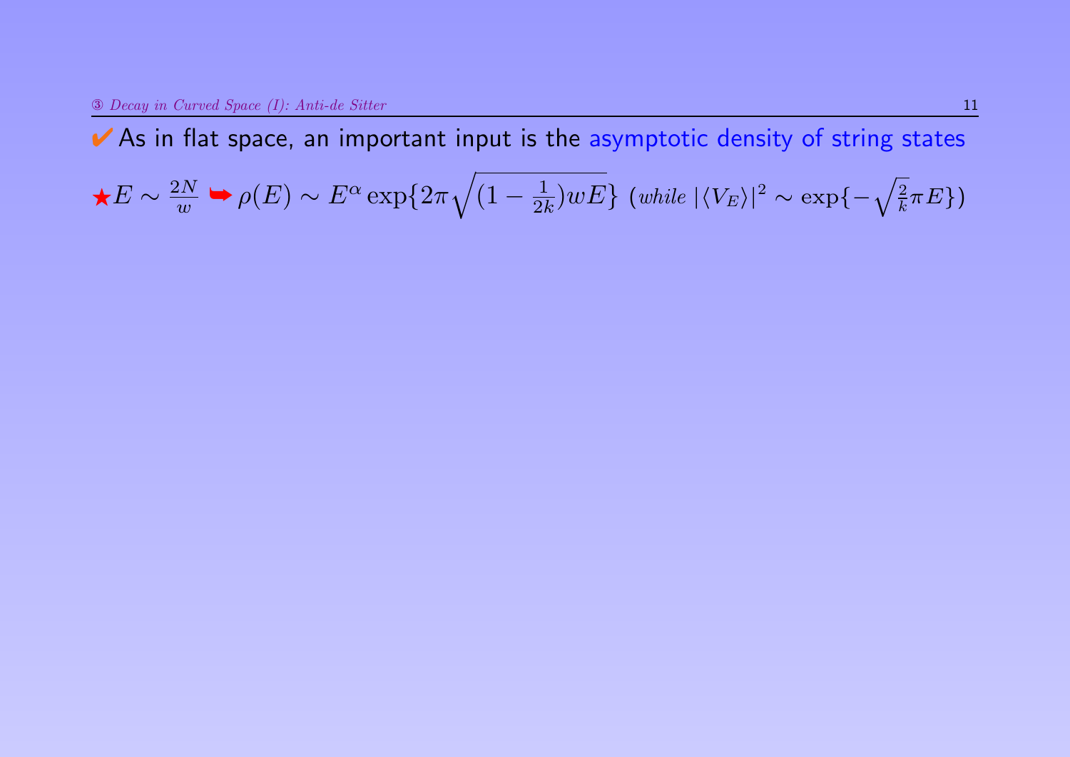✔ As in flat space, an important input is the asymptotic density of string states

★$E \sim \frac{2N}{w}$ ➥ $\rho(E) \sim E^{\alpha} \exp\{2\pi\sqrt{(1-\frac{1}{2k})wE}\}$ (*while* $|\langle V_E \rangle|^2 \sim \exp\{-\sqrt{\frac{2}{k}}\pi E\}$)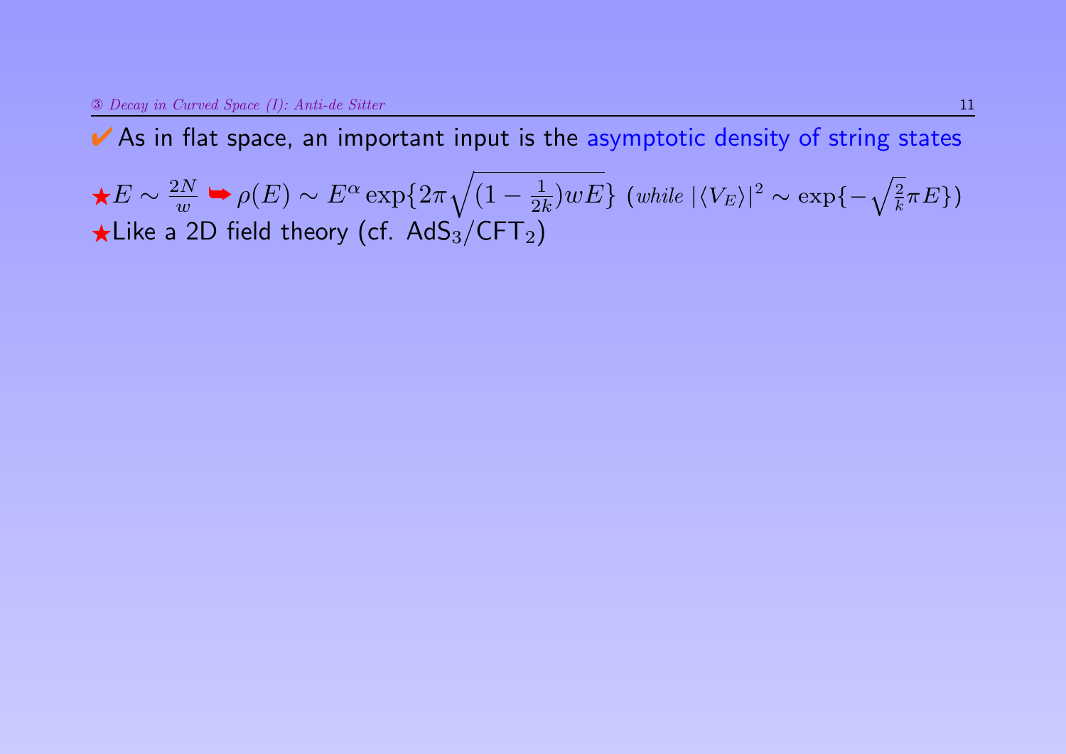✔ As in flat space, an important input is the asymptotic density of string states

★$E \sim \frac{2N}{w}$ ➥ $\rho(E) \sim E^{\alpha} \exp\{2\pi\sqrt{(1-\frac{1}{2k})wE}\}$ (*while* $|\langle V_E \rangle|^2 \sim \exp\{-\sqrt{\frac{2}{k}}\pi E\}$)

★Like a 2D field theory (cf. $\mathsf{AdS}_3/\mathsf{CFT}_2$)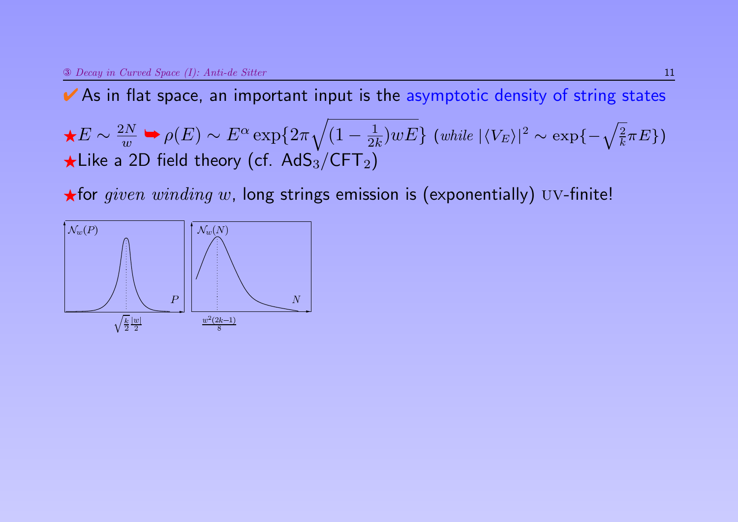✔ As in flat space, an important input is the asymptotic density of string states

★$E \sim \frac{2N}{w}$ ➥ $\rho(E) \sim E^{\alpha} \exp\{2\pi\sqrt{(1-\frac{1}{2k})wE}\}$ (*while* $|\langle V_E \rangle|^2 \sim \exp\{-\sqrt{\frac{2}{k}}\pi E\}$)

★Like a 2D field theory (cf. $AdS_3/CFT_2$)

★for *given winding* $w$, long strings emission is (exponentially) UV-finite!

$\mathcal{N}_w(P)$ — $P$ — $\sqrt{\frac{k}{2}}\frac{|w|}{2}$

$\mathcal{N}_w(N)$ — $N$ — $\frac{w^2(2k-1)}{8}$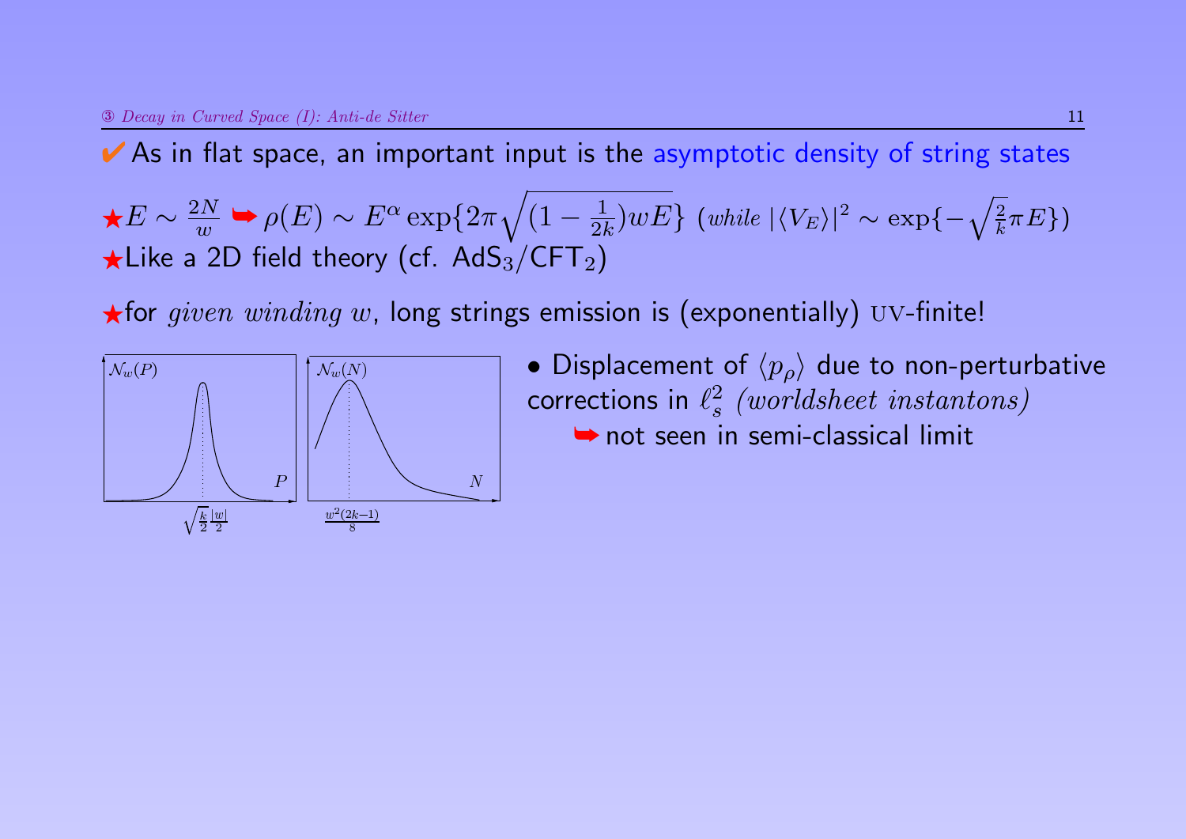✔ As in flat space, an important input is the asymptotic density of string states

★ $E \sim \frac{2N}{w}$ ➥ $\rho(E) \sim E^{\alpha} \exp\{2\pi\sqrt{(1-\frac{1}{2k})wE}\}$ (*while* $|\langle V_E \rangle|^2 \sim \exp\{-\sqrt{\frac{2}{k}}\pi E\}$)

★ Like a 2D field theory (cf. $AdS_3/CFT_2$)

★ for *given winding* $w$, long strings emission is (exponentially) UV-finite!

- Displacement of $\langle p_\rho \rangle$ due to non-perturbative corrections in $\ell_s^2$ *(worldsheet instantons)*
  ➥ not seen in semi-classical limit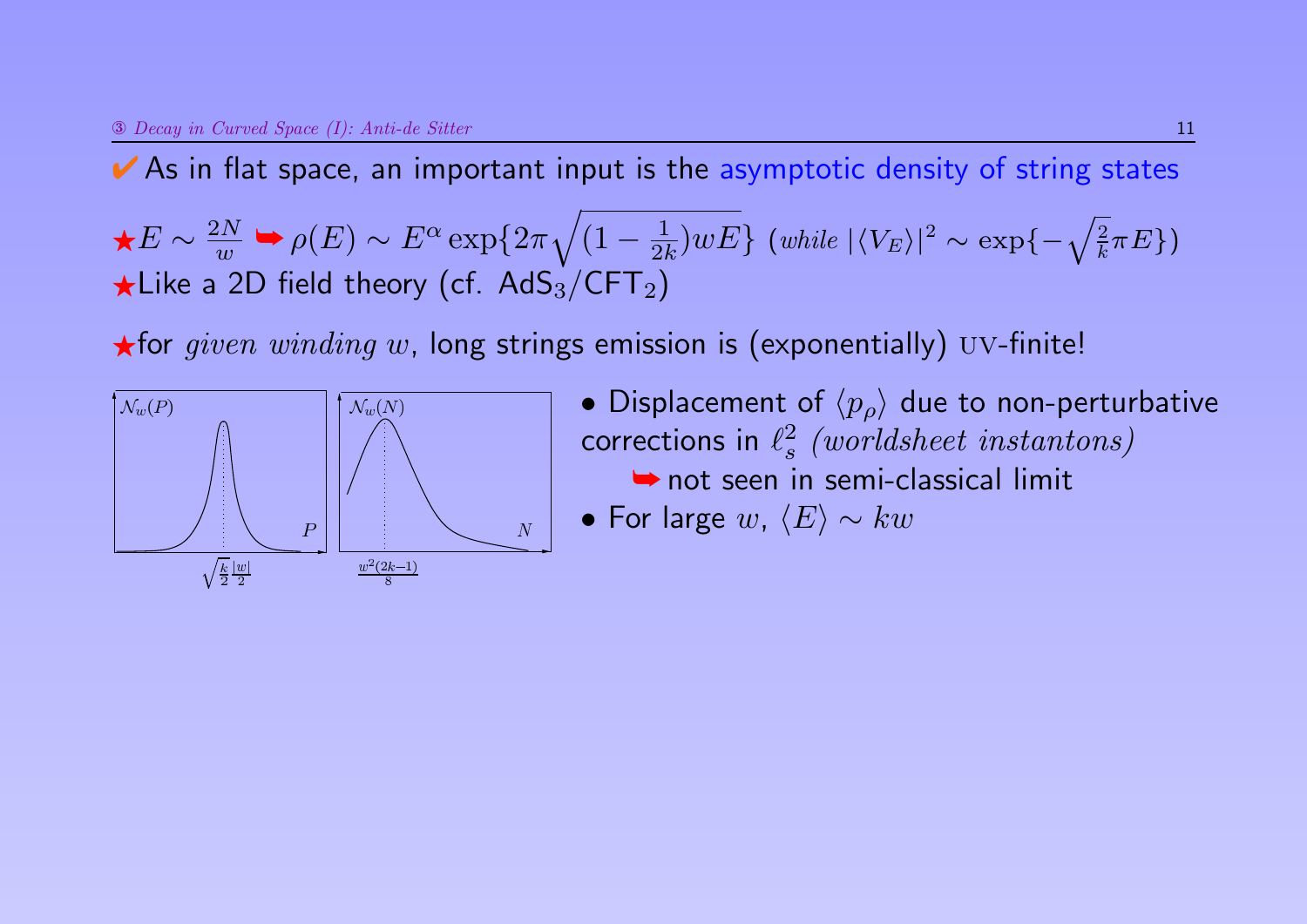✔ As in flat space, an important input is the asymptotic density of string states

★ $E \sim \frac{2N}{w}$ ➥ $\rho(E) \sim E^{\alpha} \exp\{2\pi\sqrt{(1-\frac{1}{2k})wE}\}$ (*while* $|\langle V_E \rangle|^2 \sim \exp\{-\sqrt{\frac{2}{k}}\pi E\}$)

★ Like a 2D field theory (cf. $\mathrm{AdS}_3/\mathrm{CFT}_2$)

★ for *given winding* $w$, long strings emission is (exponentially) UV-finite!

$\mathcal{N}_w(P)$ — peak at $P = \sqrt{\frac{k}{2}}\frac{|w|}{2}$

$\mathcal{N}_w(N)$ — peak at $N = \frac{w^2(2k-1)}{8}$

- Displacement of $\langle p_\rho \rangle$ due to non-perturbative corrections in $\ell_s^2$ *(worldsheet instantons)*
  ➥ not seen in semi-classical limit
- For large $w$, $\langle E \rangle \sim kw$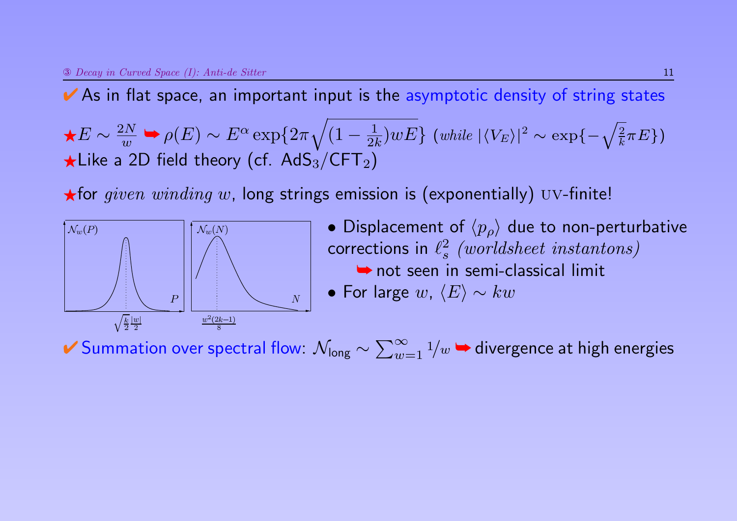✔ As in flat space, an important input is the asymptotic density of string states

★$E \sim \frac{2N}{w}$ ➥ $\rho(E) \sim E^{\alpha} \exp\{2\pi\sqrt{(1-\frac{1}{2k})wE}\}$ (*while* $|\langle V_E \rangle|^2 \sim \exp\{-\sqrt{\frac{2}{k}}\pi E\}$)

★Like a 2D field theory (cf. $AdS_3/CFT_2$)

★for *given winding* $w$, long strings emission is (exponentially) UV-finite!

- Displacement of $\langle p_\rho \rangle$ due to non-perturbative corrections in $\ell_s^2$ *(worldsheet instantons)*
  ➥ not seen in semi-classical limit
- For large $w$, $\langle E \rangle \sim kw$

✔ Summation over spectral flow: $\mathcal{N}_{\text{long}} \sim \sum_{w=1}^{\infty} {}^{1}/_{w}$ ➥ divergence at high energies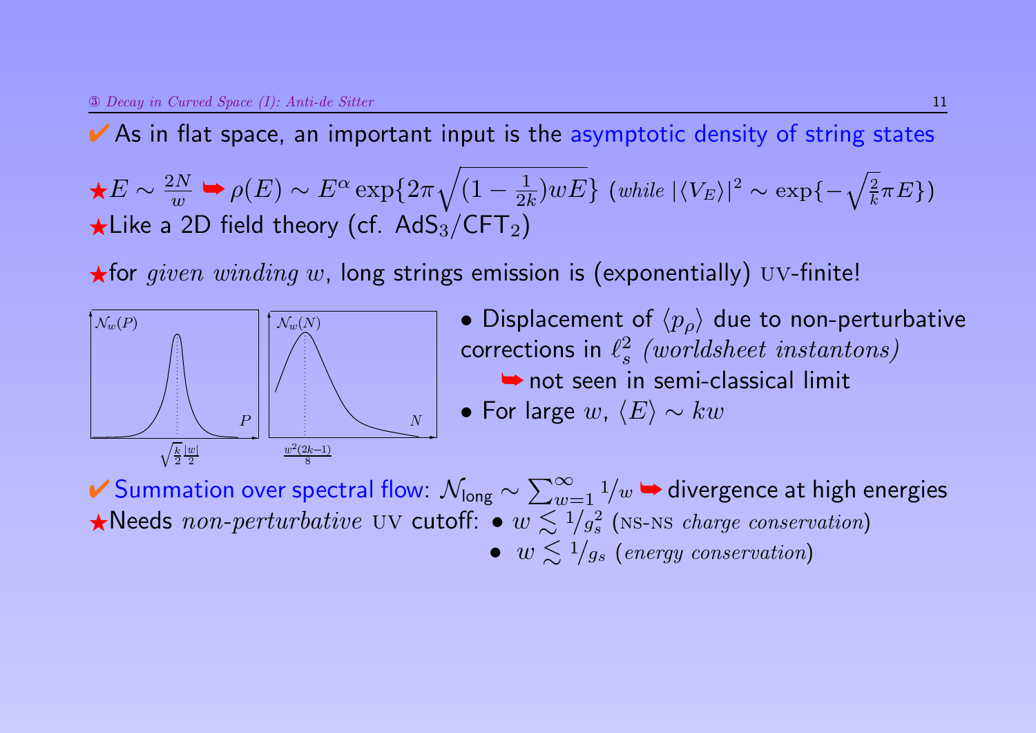✔ As in flat space, an important input is the asymptotic density of string states

★ $E \sim \frac{2N}{w}$ ➥ $\rho(E) \sim E^{\alpha} \exp\{2\pi\sqrt{(1-\frac{1}{2k})wE}\}$ (*while* $|\langle V_E \rangle|^2 \sim \exp\{-\sqrt{\frac{2}{k}}\pi E\}$)

★ Like a 2D field theory (cf. $AdS_3/CFT_2$)

★ for *given winding* $w$, long strings emission is (exponentially) UV-finite!

- Displacement of $\langle p_\rho \rangle$ due to non-perturbative corrections in $\ell_s^2$ *(worldsheet instantons)*
  ➥ not seen in semi-classical limit
- For large $w$, $\langle E \rangle \sim kw$

✔ Summation over spectral flow: $\mathcal{N}_{\text{long}} \sim \sum_{w=1}^{\infty} 1/w$ ➥ divergence at high energies

★ Needs *non-perturbative* UV cutoff:
- $w \lesssim 1/g_s^2$ (NS-NS *charge conservation*)
- $w \lesssim 1/g_s$ (*energy conservation*)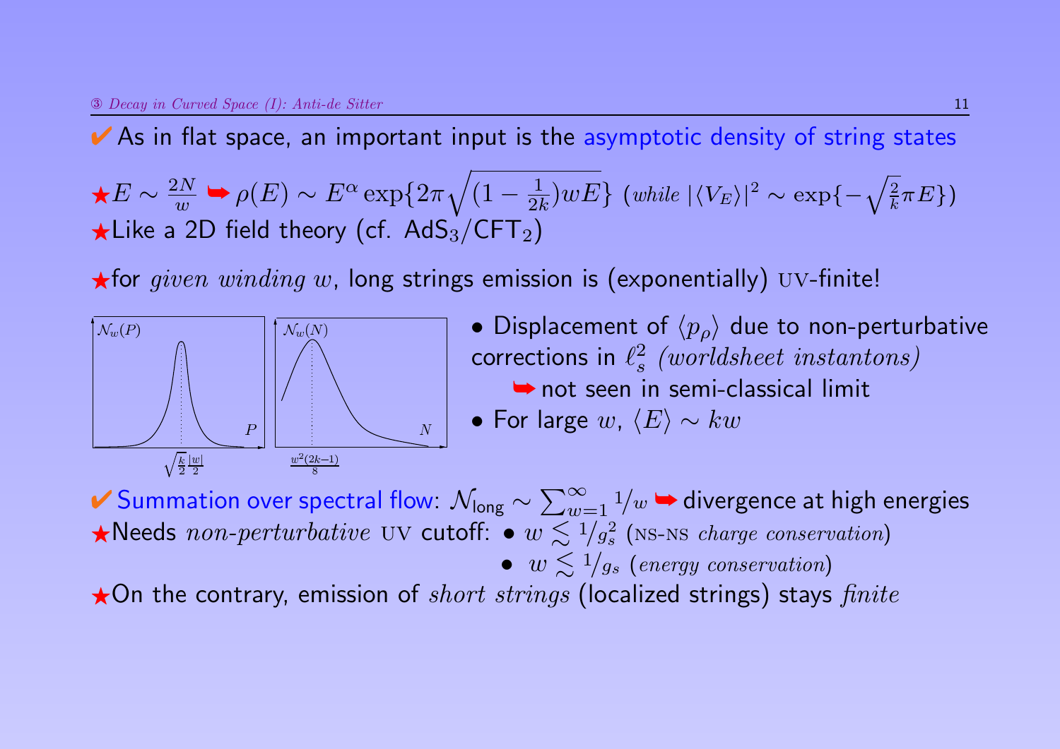✔ As in flat space, an important input is the asymptotic density of string states

★ $E \sim \frac{2N}{w}$ ➥ $\rho(E) \sim E^{\alpha} \exp\{2\pi \sqrt{(1-\frac{1}{2k})wE}\}$ (*while* $|\langle V_E \rangle|^2 \sim \exp\{-\sqrt{\frac{2}{k}}\pi E\}$)

★ Like a 2D field theory (cf. $AdS_3/CFT_2$)

★ for *given winding* $w$, long strings emission is (exponentially) UV-finite!

$\mathcal{N}_w(P)$ — peak at $P = \sqrt{\frac{k}{2}}\frac{|w|}{2}$

$\mathcal{N}_w(N)$ — peak at $N = \frac{w^2(2k-1)}{8}$

- Displacement of $\langle p_\rho \rangle$ due to non-perturbative corrections in $\ell_s^2$ *(worldsheet instantons)*
  ➥ not seen in semi-classical limit
- For large $w$, $\langle E \rangle \sim kw$

✔ Summation over spectral flow: $\mathcal{N}_{\text{long}} \sim \sum_{w=1}^{\infty} 1/w$ ➥ divergence at high energies

★ Needs *non-perturbative* UV cutoff:
- $w \lesssim 1/g_s^2$ (NS-NS *charge conservation*)
- $w \lesssim 1/g_s$ (*energy conservation*)

★ On the contrary, emission of *short strings* (localized strings) stays *finite*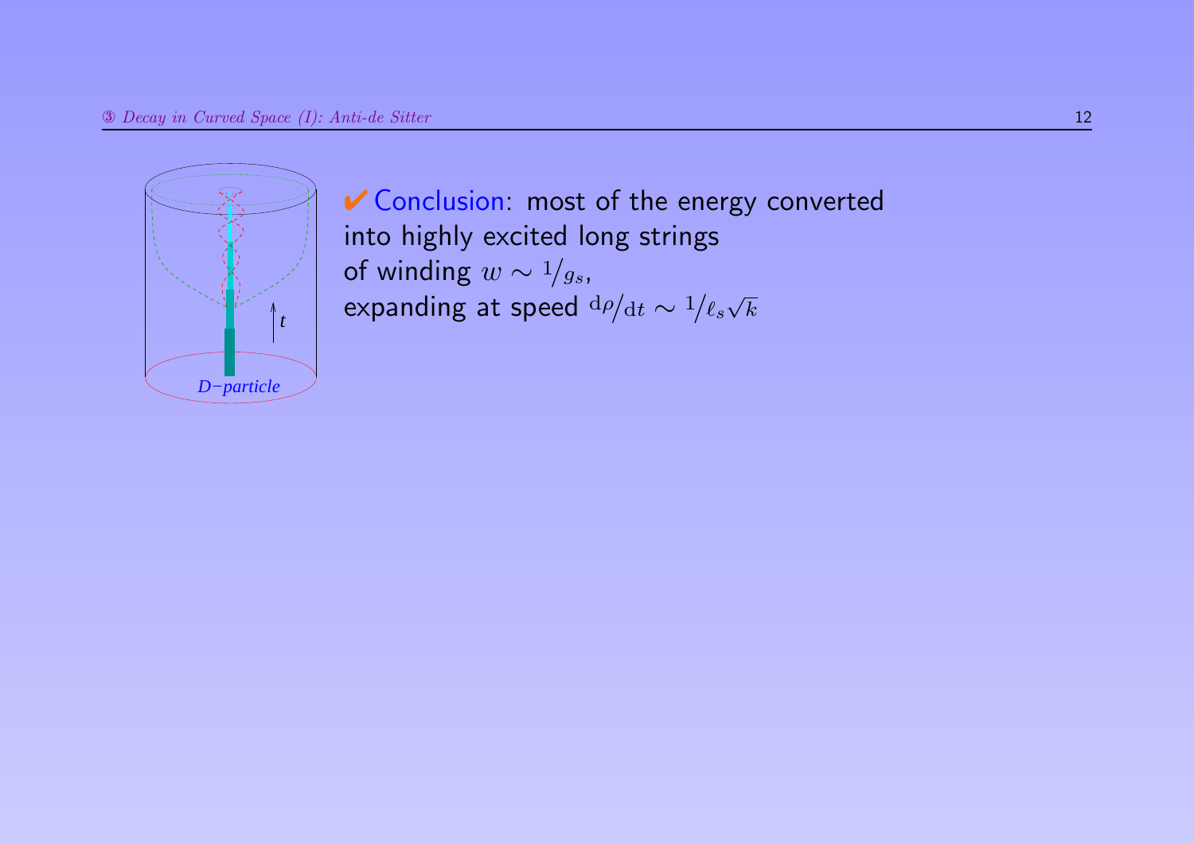✔ Conclusion: most of the energy converted into highly excited long strings of winding $w \sim 1/g_s$, expanding at speed ${}^{\mathrm{d}\rho}/_{\mathrm{d}t} \sim 1/\ell_s\sqrt{k}$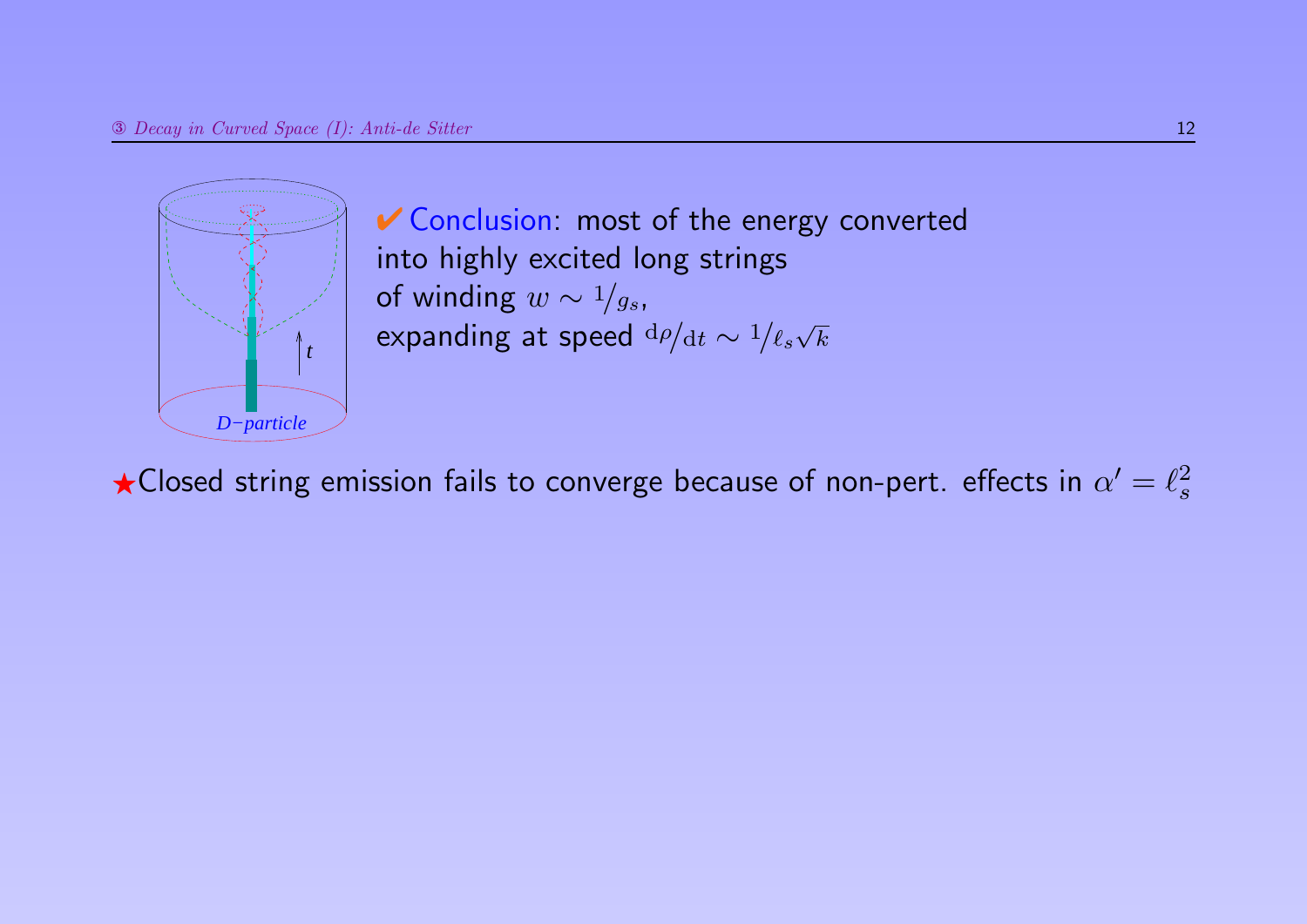✔ Conclusion: most of the energy converted into highly excited long strings of winding $w \sim 1/g_s$, expanding at speed $\mathrm{d}\rho/\mathrm{d}t \sim 1/\ell_s\sqrt{k}$

★Closed string emission fails to converge because of non-pert. effects in $\alpha' = \ell_s^2$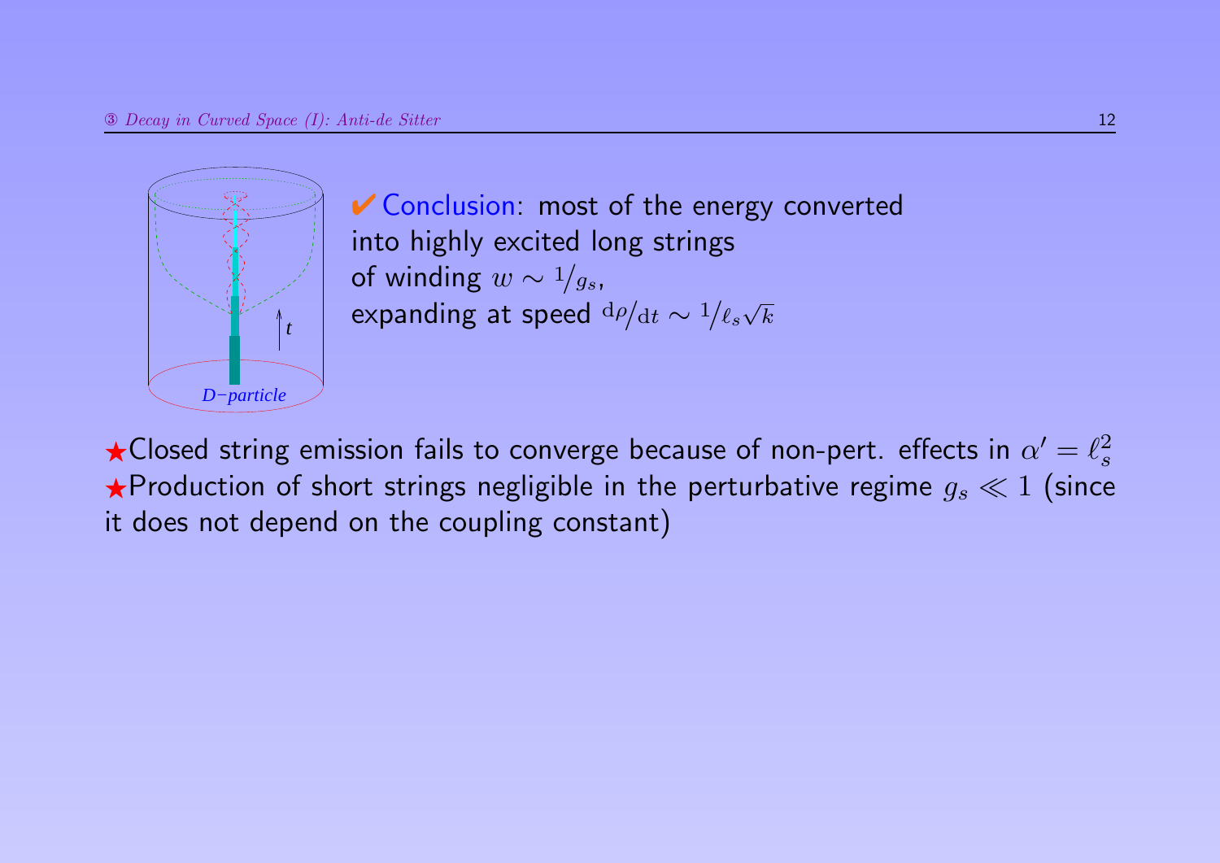✔ Conclusion: most of the energy converted into highly excited long strings of winding $w \sim 1/g_s$, expanding at speed $\mathrm{d}\rho/\mathrm{d}t \sim 1/\ell_s\sqrt{k}$

★Closed string emission fails to converge because of non-pert. effects in $\alpha' = \ell_s^2$

★Production of short strings negligible in the perturbative regime $g_s \ll 1$ (since it does not depend on the coupling constant)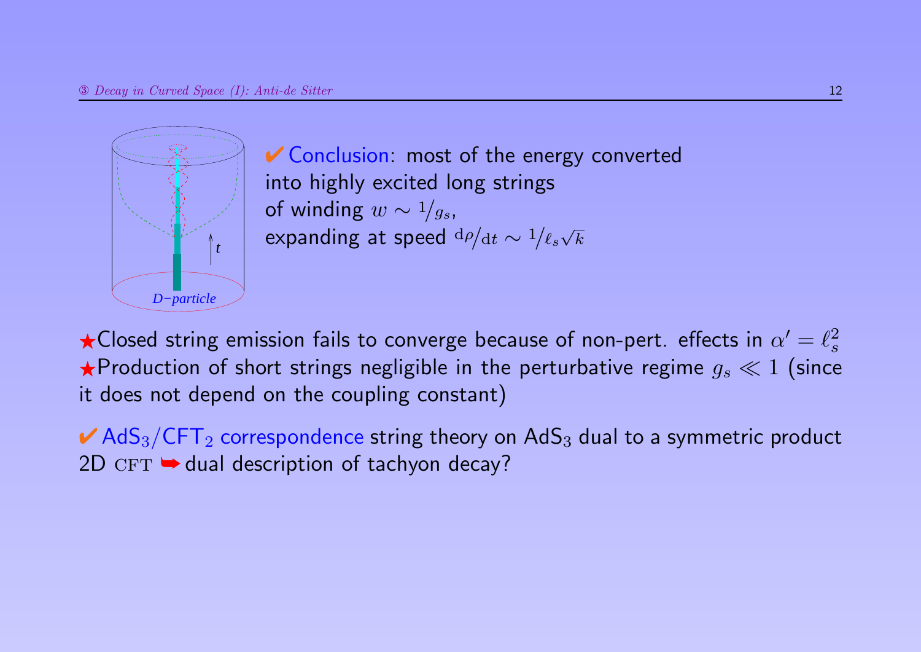✔ Conclusion: most of the energy converted into highly excited long strings of winding $w \sim 1/g_s$, expanding at speed $\mathrm{d}\rho/\mathrm{d}t \sim 1/\ell_s\sqrt{k}$

★Closed string emission fails to converge because of non-pert. effects in $\alpha' = \ell_s^2$

★Production of short strings negligible in the perturbative regime $g_s \ll 1$ (since it does not depend on the coupling constant)

✔ $\mathrm{AdS}_3/\mathrm{CFT}_2$ correspondence string theory on $\mathrm{AdS}_3$ dual to a symmetric product 2D CFT ➥ dual description of tachyon decay?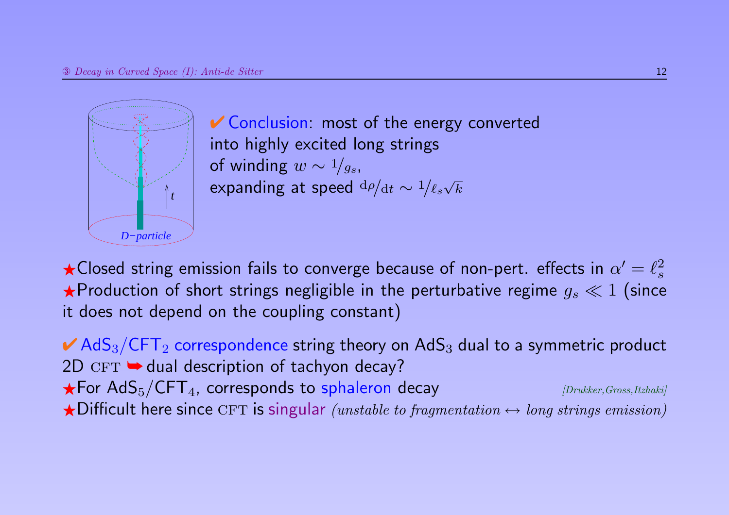✔ Conclusion: most of the energy converted into highly excited long strings of winding $w \sim {}^{1}/_{g_s}$, expanding at speed ${}^{\mathrm{d}\rho}/_{\mathrm{d}t} \sim {}^{1}/_{\ell_s \sqrt{k}}$

★Closed string emission fails to converge because of non-pert. effects in $\alpha' = \ell_s^2$
★Production of short strings negligible in the perturbative regime $g_s \ll 1$ (since it does not depend on the coupling constant)

✔ $AdS_3/CFT_2$ correspondence string theory on $AdS_3$ dual to a symmetric product 2D CFT ➥ dual description of tachyon decay?
★For $AdS_5/CFT_4$, corresponds to sphaleron decay *[Drukker,Gross,Itzhaki]*
★Difficult here since CFT is singular *(unstable to fragmentation ↔ long strings emission)*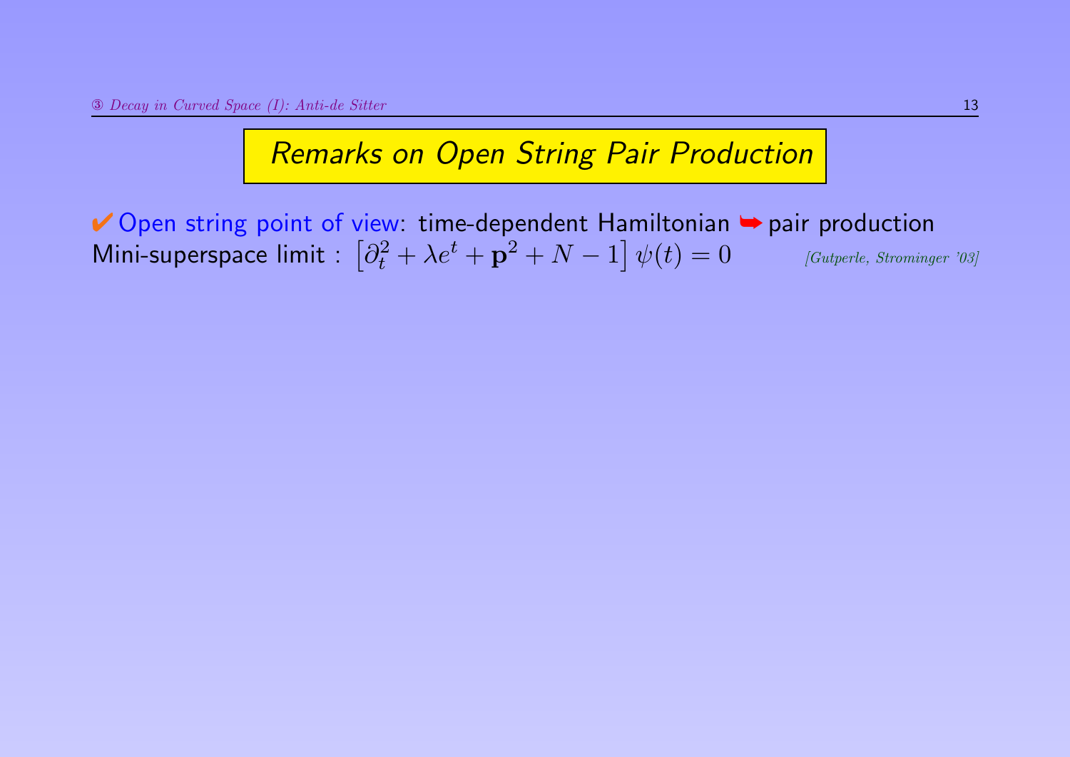## Remarks on Open String Pair Production

✔ Open string point of view: time-dependent Hamiltonian ➥ pair production

Mini-superspace limit : $\left[\partial_t^2 + \lambda e^t + \mathbf{p}^2 + N - 1\right]\psi(t) = 0$ *[Gutperle, Strominger '03]*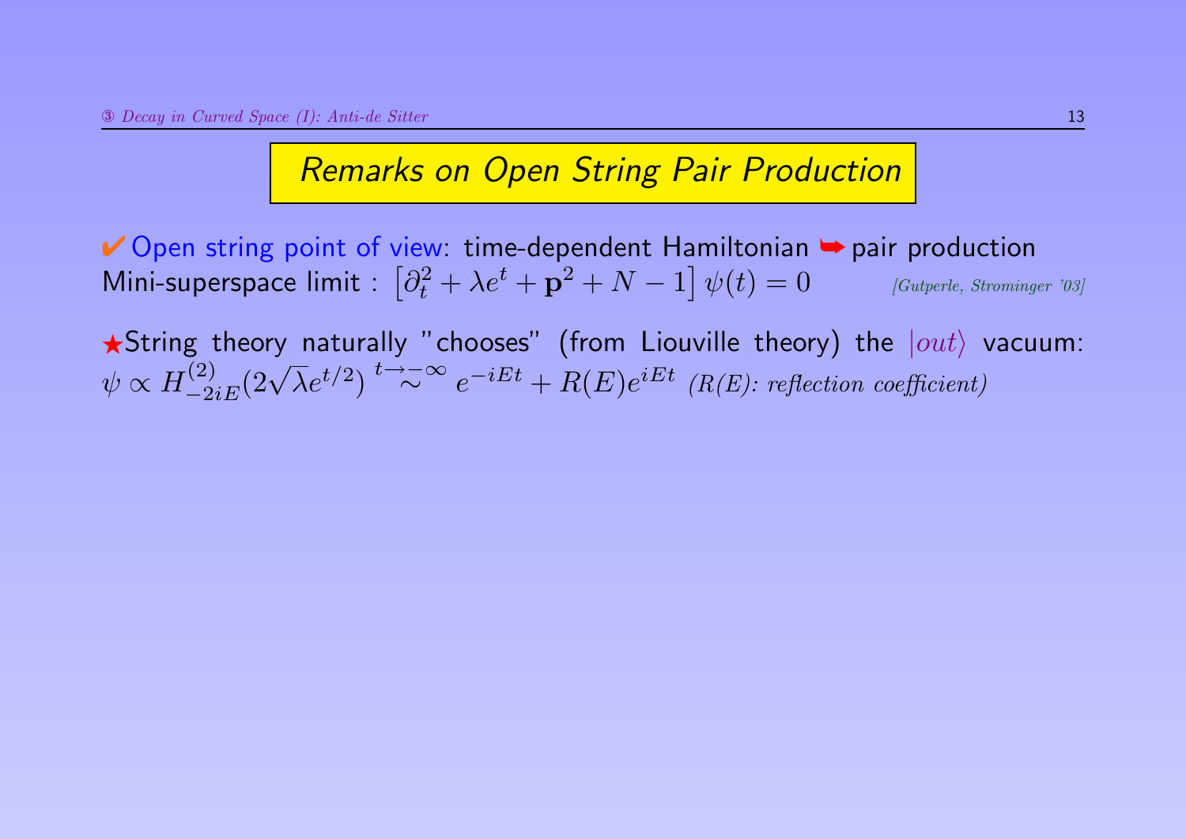# Remarks on Open String Pair Production

✔ Open string point of view: time-dependent Hamiltonian ➥ pair production

Mini-superspace limit : $\left[\partial_t^2 + \lambda e^t + \mathbf{p}^2 + N - 1\right] \psi(t) = 0$ *[Gutperle, Strominger '03]*

★String theory naturally "chooses" (from Liouville theory) the $|out\rangle$ vacuum: $\psi \propto H^{(2)}_{-2iE}(2\sqrt{\lambda}e^{t/2}) \overset{t\to-\infty}{\sim} e^{-iEt} + R(E)e^{iEt}$ *(R(E): reflection coefficient)*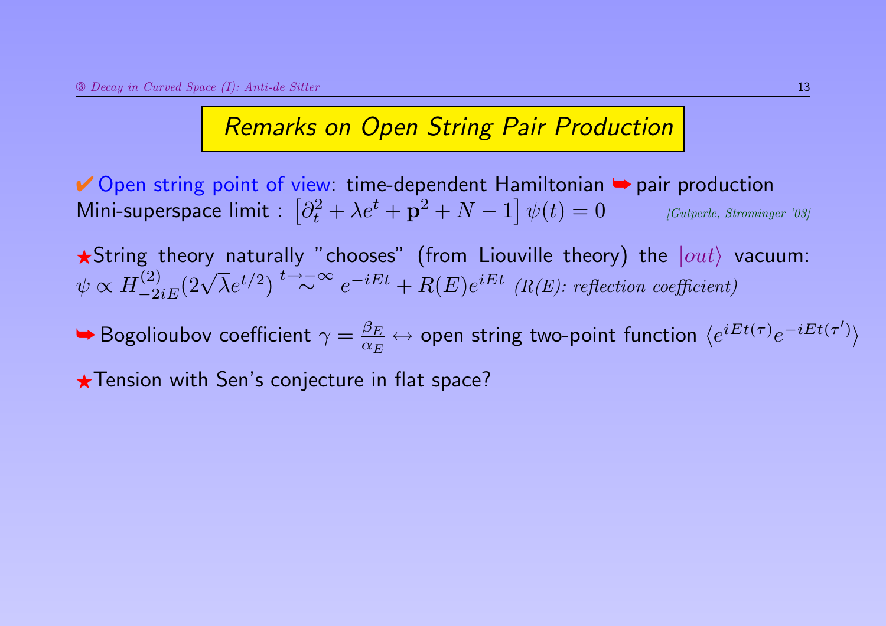## *Remarks on Open String Pair Production*

✔ Open string point of view: time-dependent Hamiltonian ➥ pair production
Mini-superspace limit : $\left[\partial_t^2 + \lambda e^t + \mathbf{p}^2 + N - 1\right]\psi(t) = 0$ *[Gutperle, Strominger '03]*

★String theory naturally "chooses" (from Liouville theory) the $|out\rangle$ vacuum:
$\psi \propto H^{(2)}_{-2iE}(2\sqrt{\lambda}e^{t/2}) \overset{t\to-\infty}{\sim} e^{-iEt} + R(E)e^{iEt}$ *(R(E): reflection coefficient)*

➥ Bogolioubov coefficient $\gamma = \frac{\beta_E}{\alpha_E} \leftrightarrow$ open string two-point function $\langle e^{iEt(\tau)}e^{-iEt(\tau')}\rangle$

★Tension with Sen's conjecture in flat space?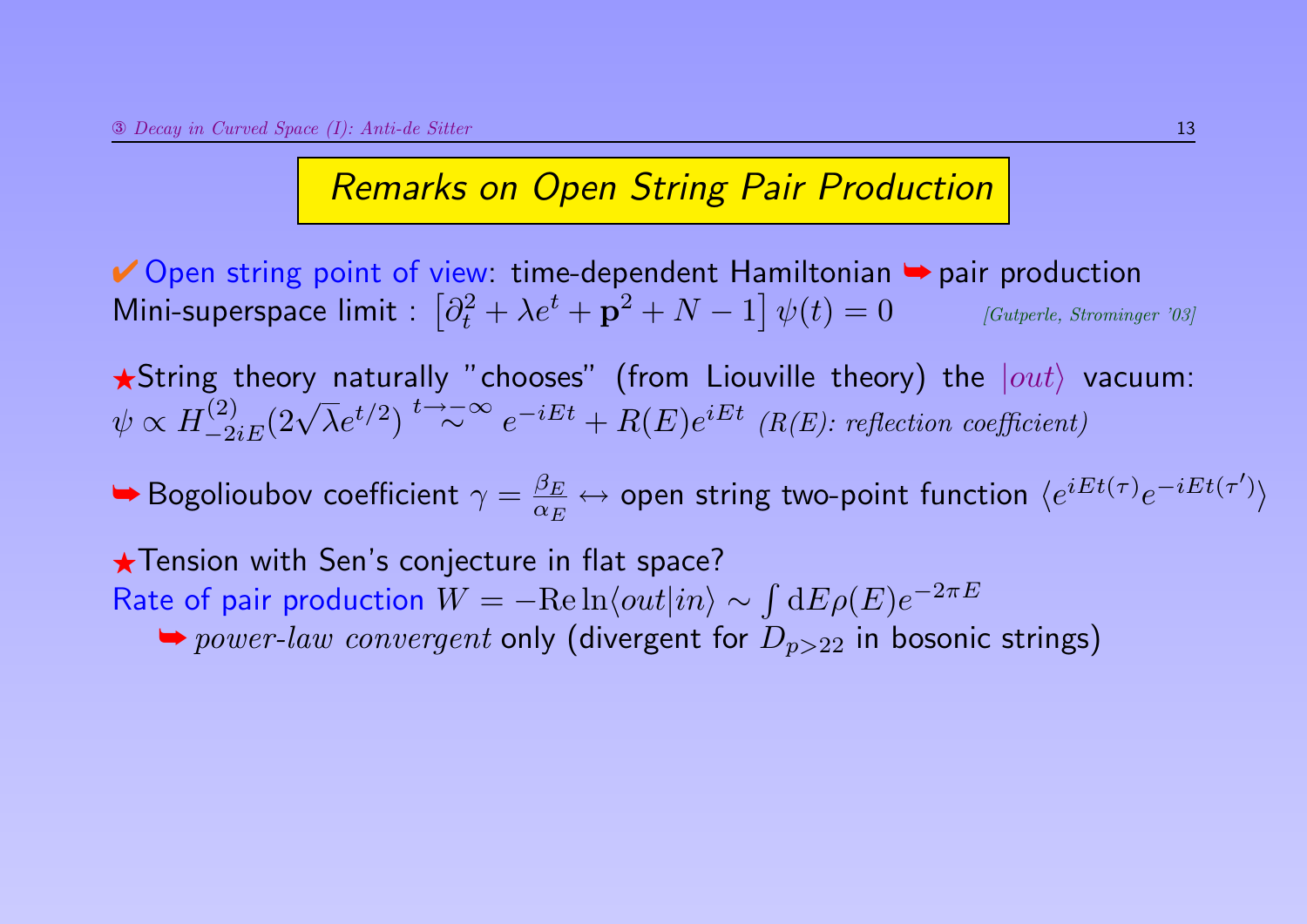## Remarks on Open String Pair Production

✔ Open string point of view: time-dependent Hamiltonian ➥ pair production
Mini-superspace limit : $\left[\partial_t^2 + \lambda e^t + \mathbf{p}^2 + N - 1\right]\psi(t) = 0$ *[Gutperle, Strominger '03]*

★String theory naturally "chooses" (from Liouville theory) the $|out\rangle$ vacuum:
$\psi \propto H^{(2)}_{-2iE}(2\sqrt{\lambda}e^{t/2}) \overset{t\to-\infty}{\sim} e^{-iEt} + R(E)e^{iEt}$ *(R(E): reflection coefficient)*

➥ Bogolioubov coefficient $\gamma = \frac{\beta_E}{\alpha_E} \leftrightarrow$ open string two-point function $\langle e^{iEt(\tau)}e^{-iEt(\tau')}\rangle$

★Tension with Sen's conjecture in flat space?
Rate of pair production $W = -\mathrm{Re}\ln\langle out|in\rangle \sim \int \mathrm{d}E\rho(E)e^{-2\pi E}$
➥ *power-law convergent* only (divergent for $D_{p>22}$ in bosonic strings)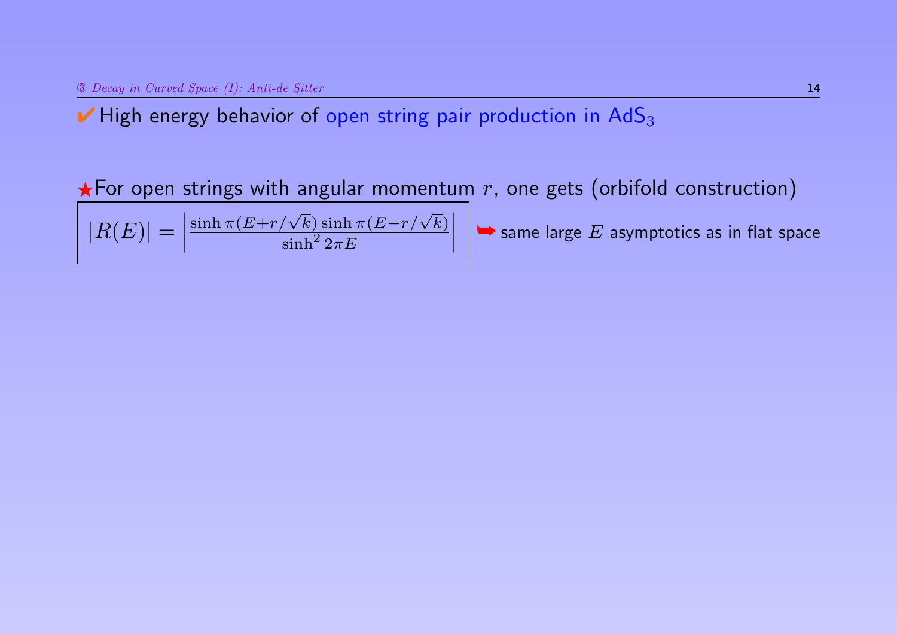✔ High energy behavior of open string pair production in $AdS_3$

★For open strings with angular momentum $r$, one gets (orbifold construction)

$$|R(E)| = \left| \frac{\sinh \pi(E+r/\sqrt{k}) \sinh \pi(E-r/\sqrt{k})}{\sinh^2 2\pi E} \right|$$

➥ same large $E$ asymptotics as in flat space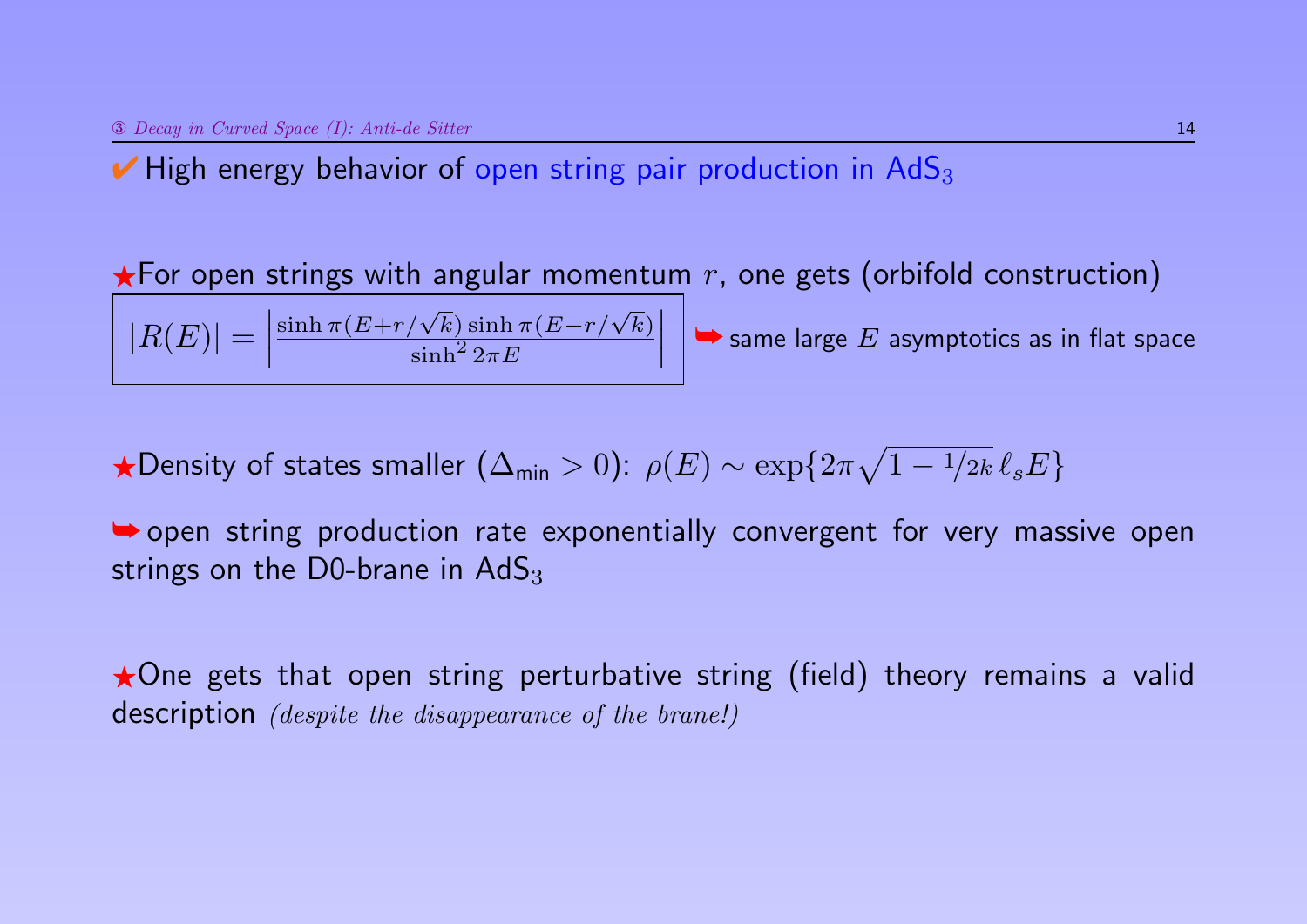## ✔ High energy behavior of open string pair production in $AdS_3$

★For open strings with angular momentum $r$, one gets (orbifold construction)

$$|R(E)| = \left| \frac{\sinh \pi (E + r/\sqrt{k}) \sinh \pi (E - r/\sqrt{k})}{\sinh^2 2\pi E} \right|$$

➥ same large $E$ asymptotics as in flat space

★Density of states smaller ($\Delta_{\text{min}} > 0$): $\rho(E) \sim \exp\{2\pi\sqrt{1 - 1/2k}\,\ell_s E\}$

➥ open string production rate exponentially convergent for very massive open strings on the D0-brane in $AdS_3$

★One gets that open string perturbative string (field) theory remains a valid description *(despite the disappearance of the brane!)*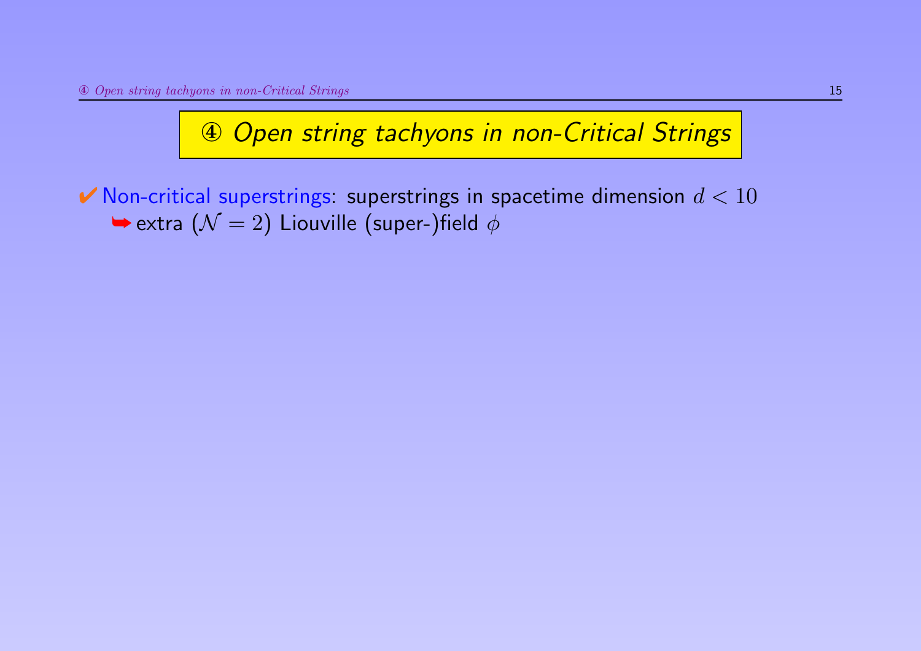# ④ *Open string tachyons in non-Critical Strings*

✔ Non-critical superstrings: superstrings in spacetime dimension $d < 10$

➥ extra ($\mathcal{N} = 2$) Liouville (super-)field $\phi$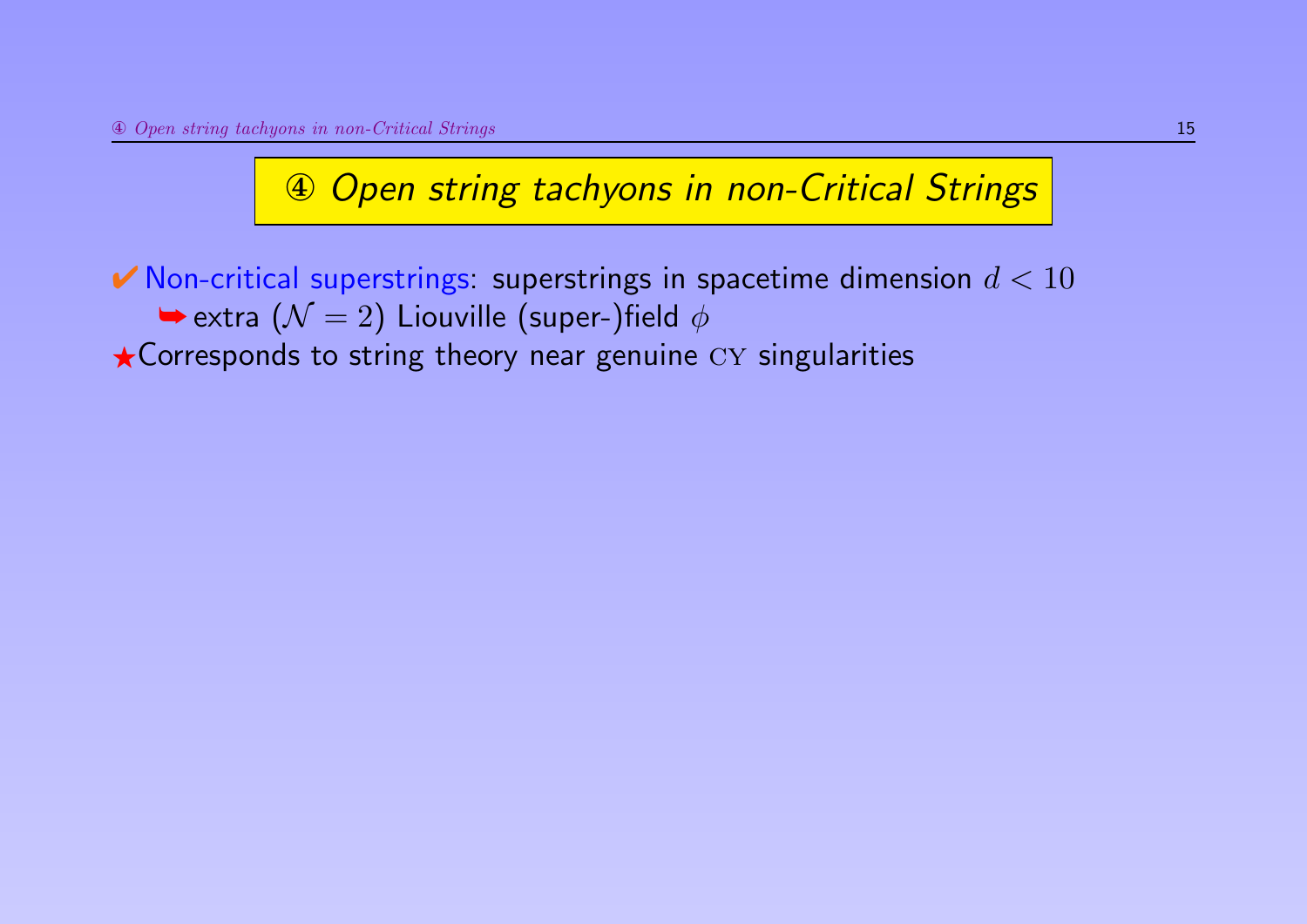## ④ *Open string tachyons in non-Critical Strings*

✔ Non-critical superstrings: superstrings in spacetime dimension $d < 10$

➥ extra ($\mathcal{N} = 2$) Liouville (super-)field $\phi$

★ Corresponds to string theory near genuine CY singularities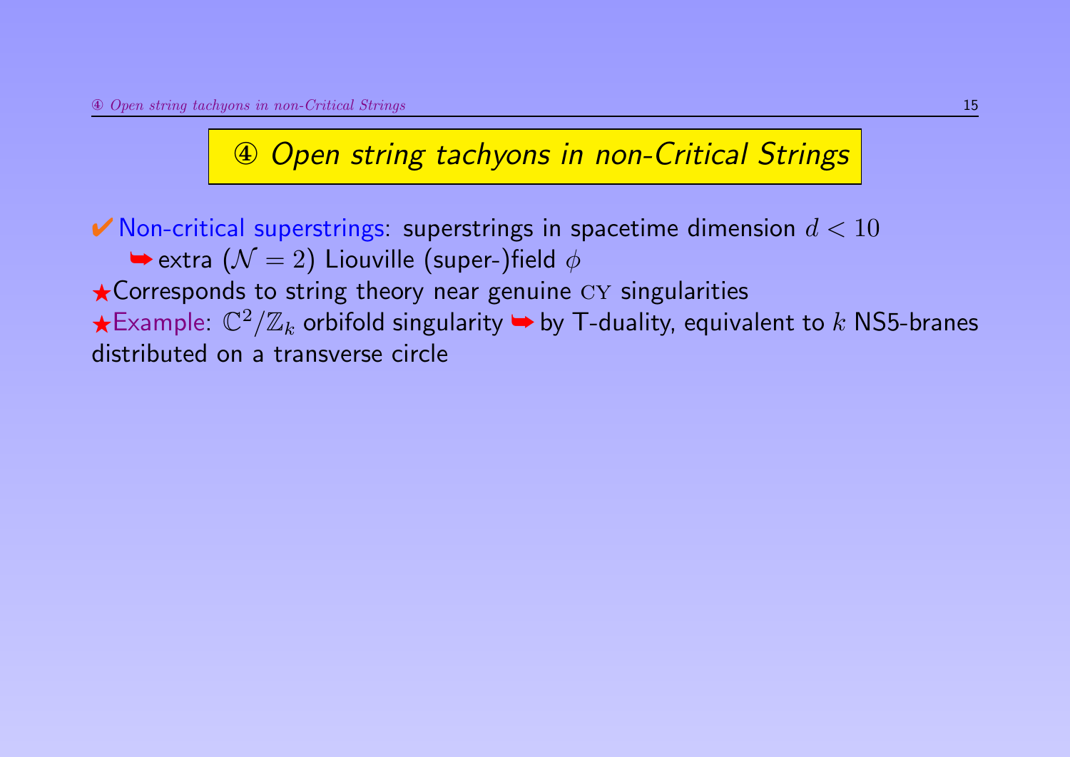# ④ *Open string tachyons in non-Critical Strings*

✔ Non-critical superstrings: superstrings in spacetime dimension $d < 10$

➥ extra ($\mathcal{N} = 2$) Liouville (super-)field $\phi$

★Corresponds to string theory near genuine $\mathrm{CY}$ singularities

★Example: $\mathbb{C}^2/\mathbb{Z}_k$ orbifold singularity ➥ by T-duality, equivalent to $k$ NS5-branes distributed on a transverse circle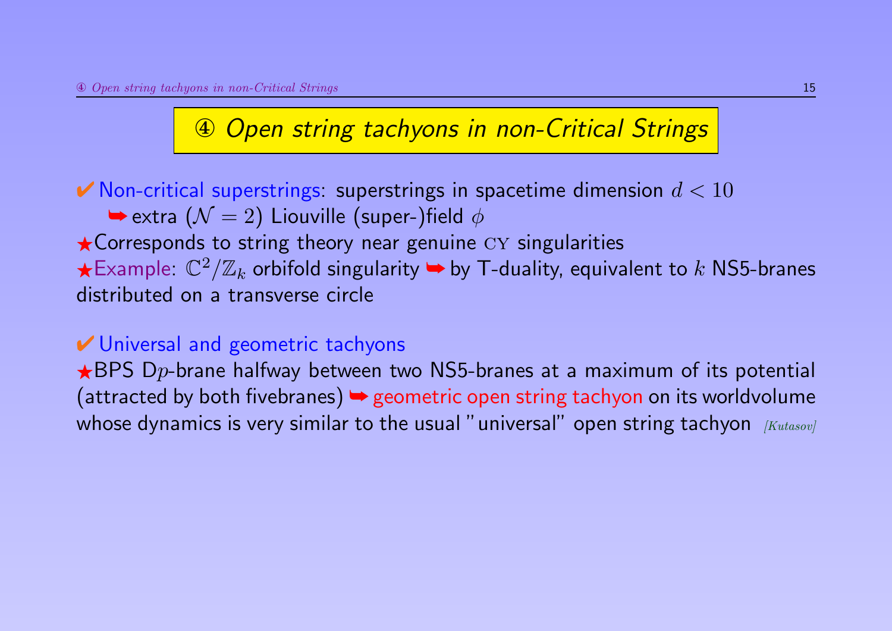# ④ *Open string tachyons in non-Critical Strings*

✔ Non-critical superstrings: superstrings in spacetime dimension $d < 10$

➥ extra ($\mathcal{N} = 2$) Liouville (super-)field $\phi$

★ Corresponds to string theory near genuine CY singularities

★ Example: $\mathbb{C}^2/\mathbb{Z}_k$ orbifold singularity ➥ by T-duality, equivalent to $k$ NS5-branes distributed on a transverse circle

✔ Universal and geometric tachyons

★ BPS D$p$-brane halfway between two NS5-branes at a maximum of its potential (attracted by both fivebranes) ➥ geometric open string tachyon on its worldvolume whose dynamics is very similar to the usual "universal" open string tachyon *[Kutasov]*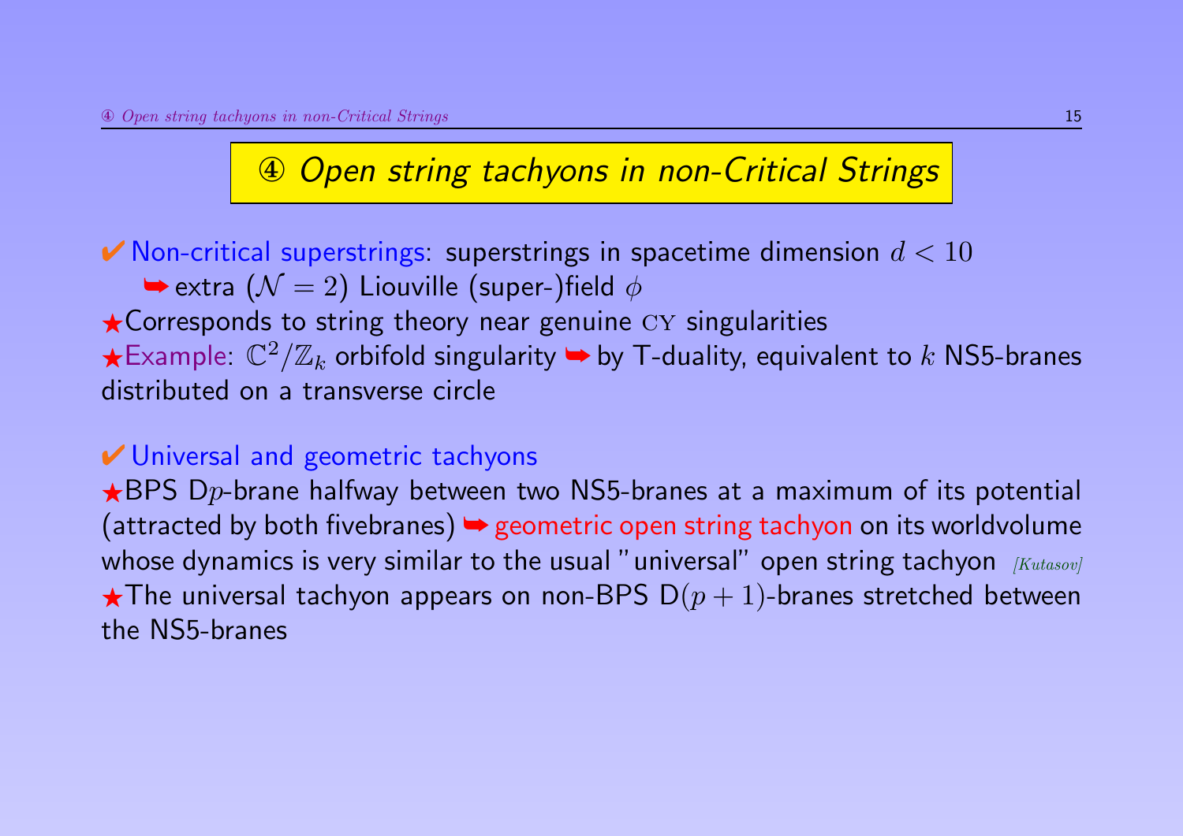# ④ *Open string tachyons in non-Critical Strings*

✔ Non-critical superstrings: superstrings in spacetime dimension $d < 10$

➥ extra ($\mathcal{N} = 2$) Liouville (super-)field $\phi$

★ Corresponds to string theory near genuine CY singularities

★ Example: $\mathbb{C}^2/\mathbb{Z}_k$ orbifold singularity ➥ by T-duality, equivalent to $k$ NS5-branes distributed on a transverse circle

✔ Universal and geometric tachyons

★ BPS D$p$-brane halfway between two NS5-branes at a maximum of its potential (attracted by both fivebranes) ➥ geometric open string tachyon on its worldvolume whose dynamics is very similar to the usual "universal" open string tachyon *[Kutasov]*

★ The universal tachyon appears on non-BPS D$(p+1)$-branes stretched between the NS5-branes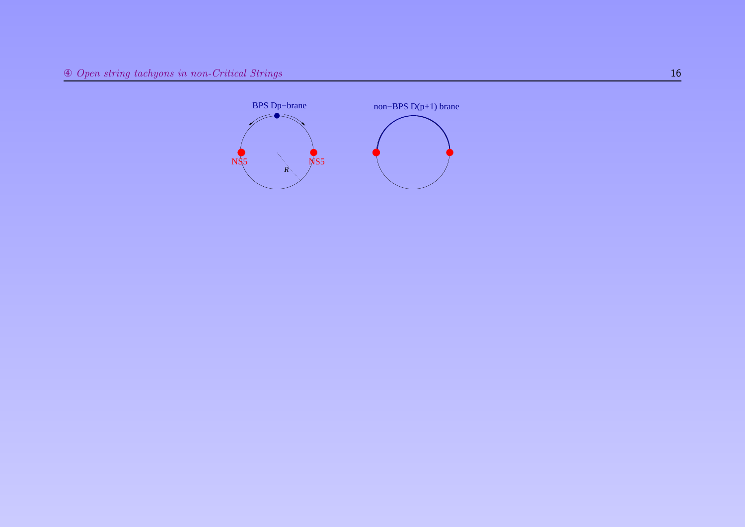BPS Dp−brane

NS5

NS5

$R$

non−BPS D(p+1) brane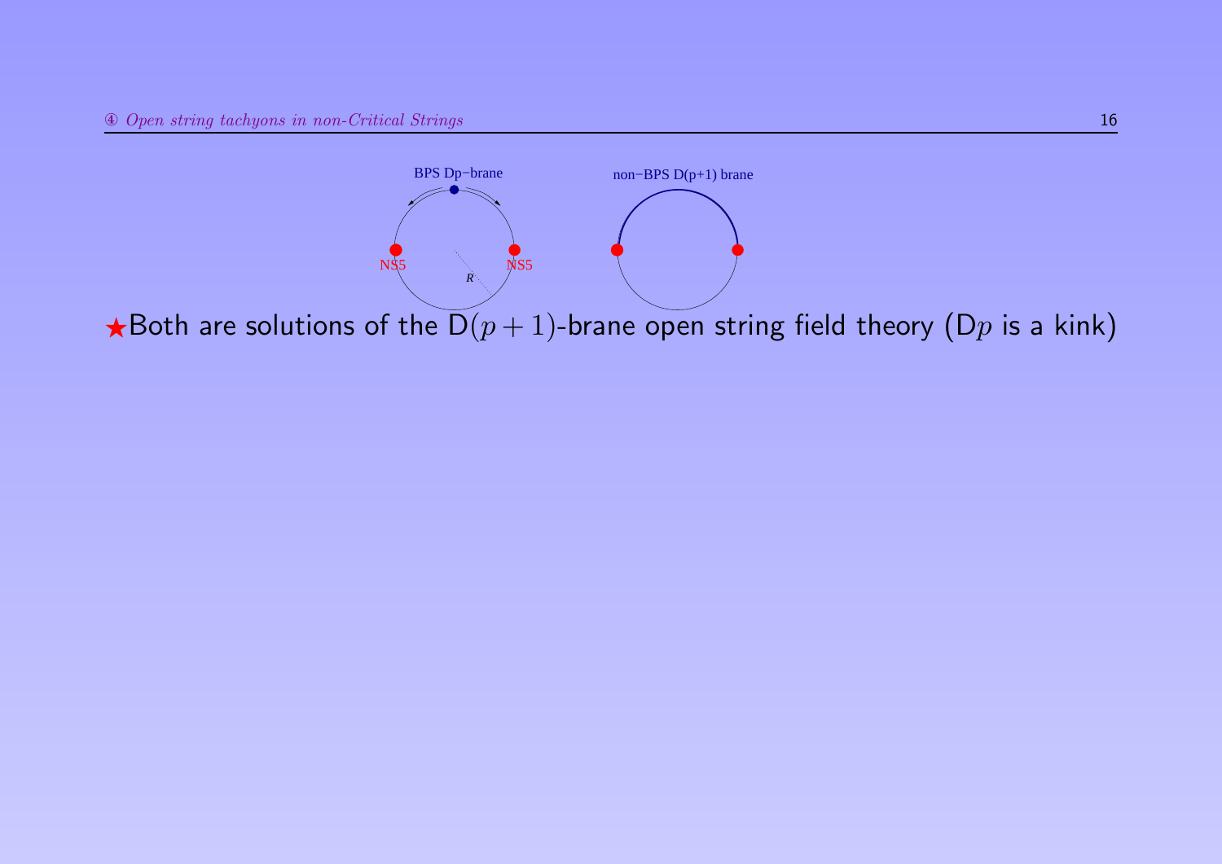BPS Dp−brane

NS5 NS5

$R$

non−BPS D(p+1) brane

★Both are solutions of the D$(p+1)$-brane open string field theory (D$p$ is a kink)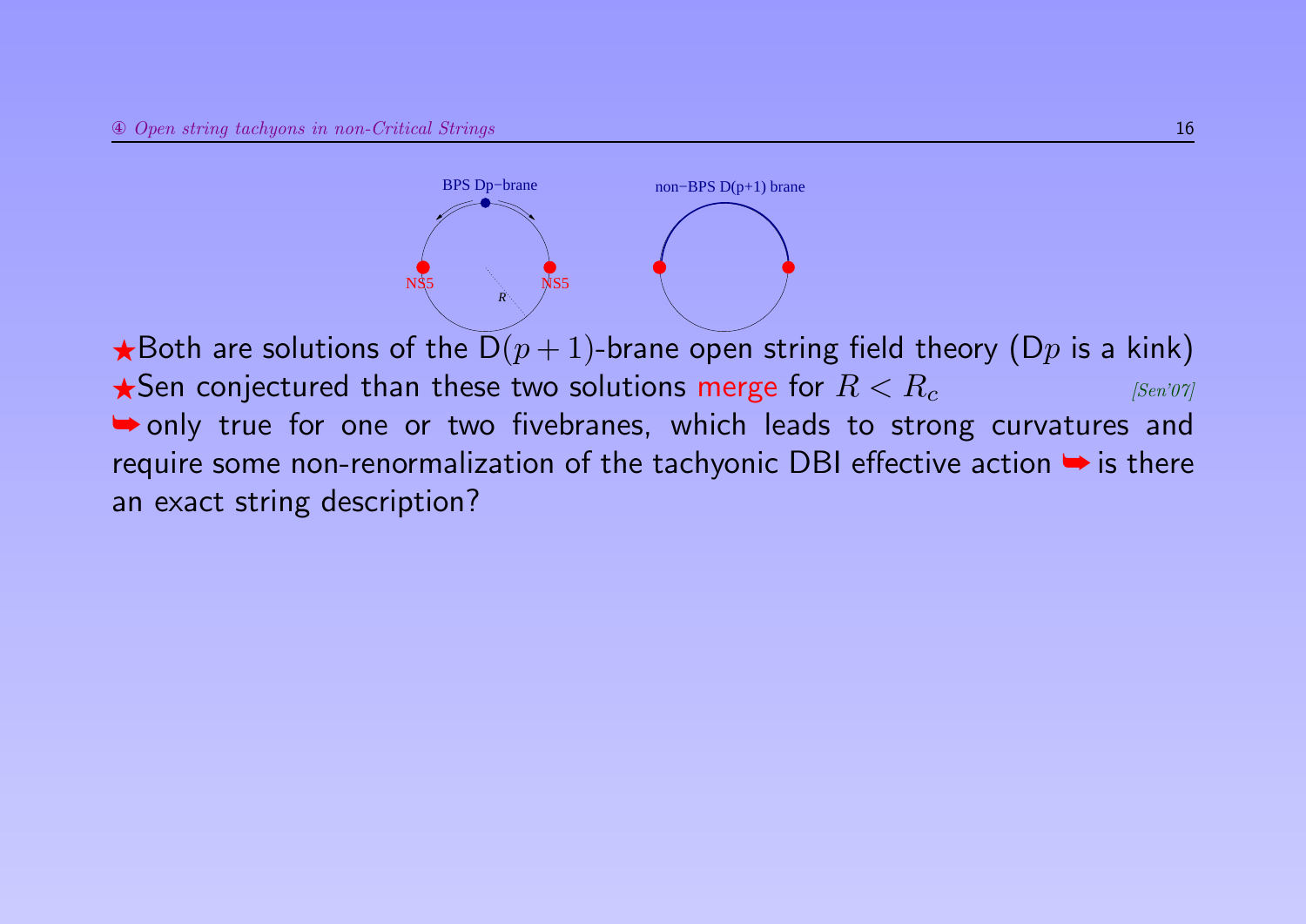BPS Dp−brane

NS5 NS5

R

non−BPS D(p+1) brane

★Both are solutions of the D$(p+1)$-brane open string field theory (D$p$ is a kink)

★Sen conjectured than these two solutions merge for $R < R_c$ *[Sen'07]*

➥ only true for one or two fivebranes, which leads to strong curvatures and require some non-renormalization of the tachyonic DBI effective action ➥ is there an exact string description?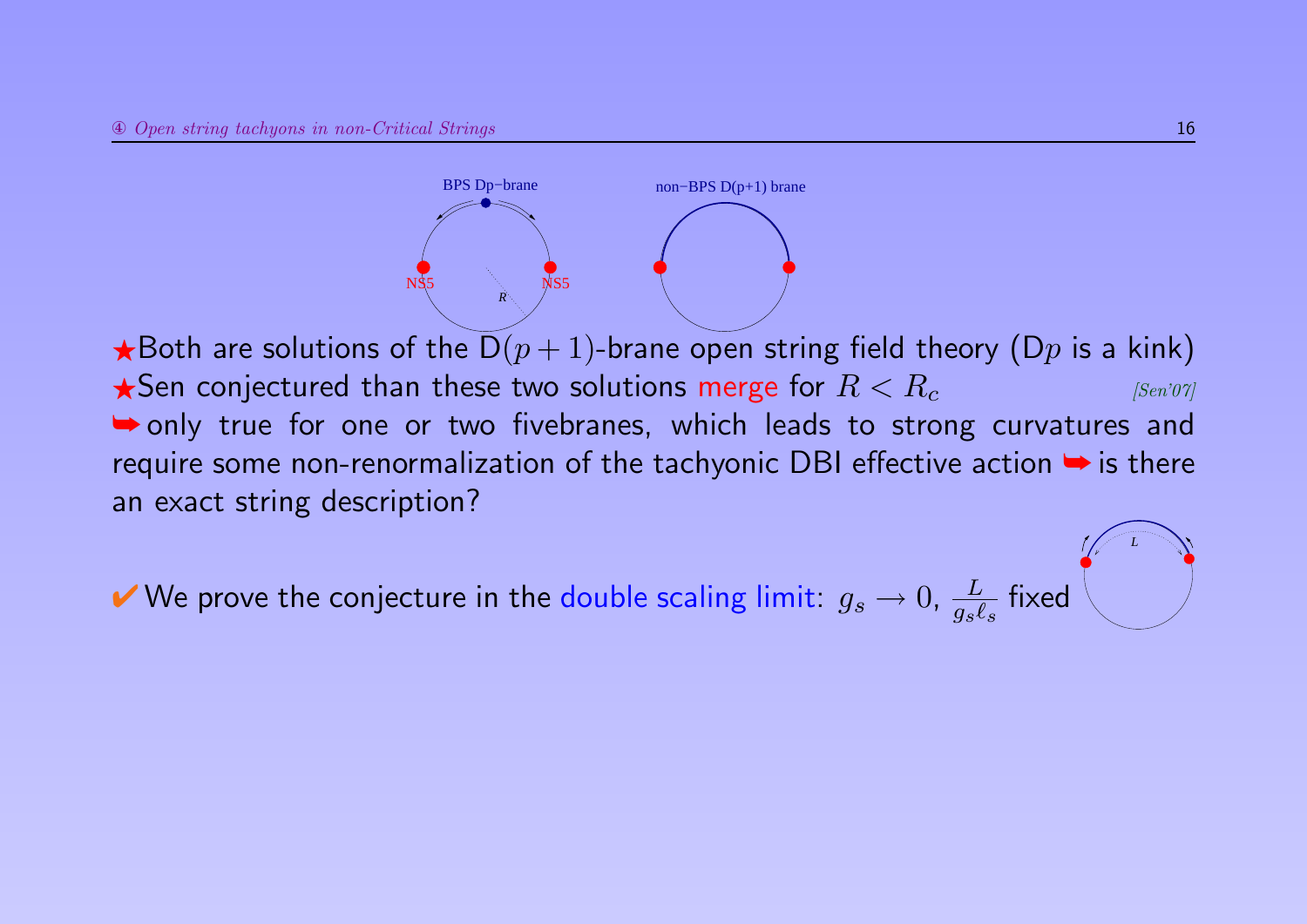BPS Dp−brane

NS5 NS5

$R$

non−BPS D(p+1) brane

★Both are solutions of the D$(p+1)$-brane open string field theory (D$p$ is a kink)

★Sen conjectured than these two solutions merge for $R < R_c$ *[Sen'07]*

➥ only true for one or two fivebranes, which leads to strong curvatures and require some non-renormalization of the tachyonic DBI effective action ➥ is there an exact string description?

✔ We prove the conjecture in the double scaling limit: $g_s \to 0$, $\frac{L}{g_s \ell_s}$ fixed

$L$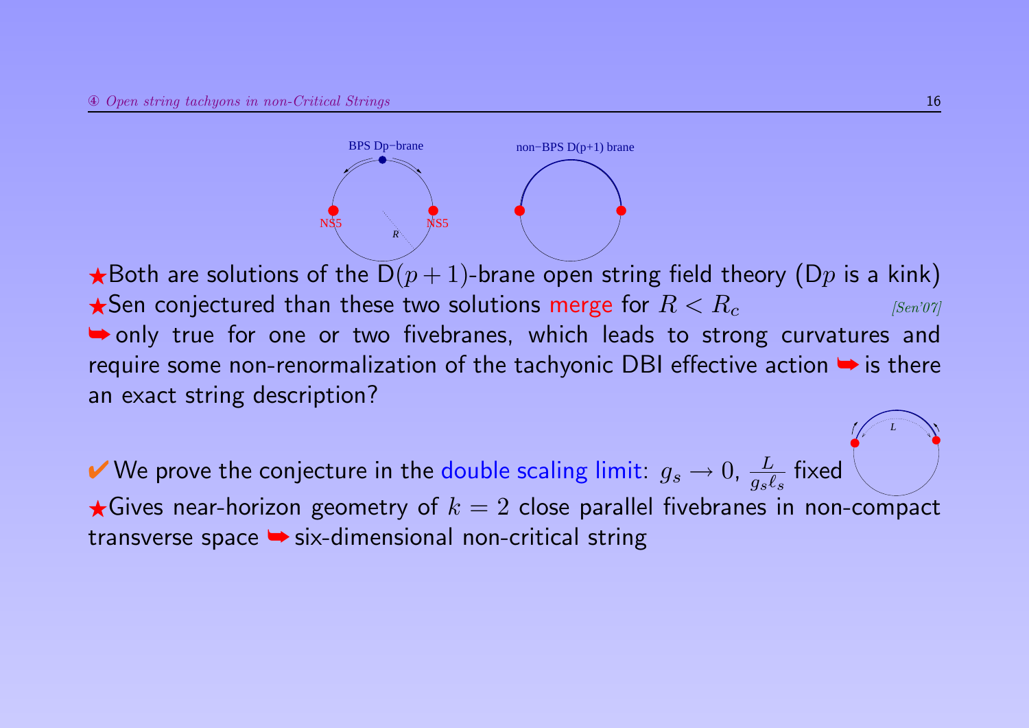BPS Dp−brane

NS5 NS5

$R$

non−BPS D(p+1) brane

★Both are solutions of the $D(p+1)$-brane open string field theory (D$p$ is a kink)

★Sen conjectured than these two solutions merge for $R < R_c$ *[Sen'07]*

➥ only true for one or two fivebranes, which leads to strong curvatures and require some non-renormalization of the tachyonic DBI effective action ➥ is there an exact string description?

✔ We prove the conjecture in the double scaling limit: $g_s \to 0$, $\frac{L}{g_s \ell_s}$ fixed

$L$

★Gives near-horizon geometry of $k = 2$ close parallel fivebranes in non-compact transverse space ➥ six-dimensional non-critical string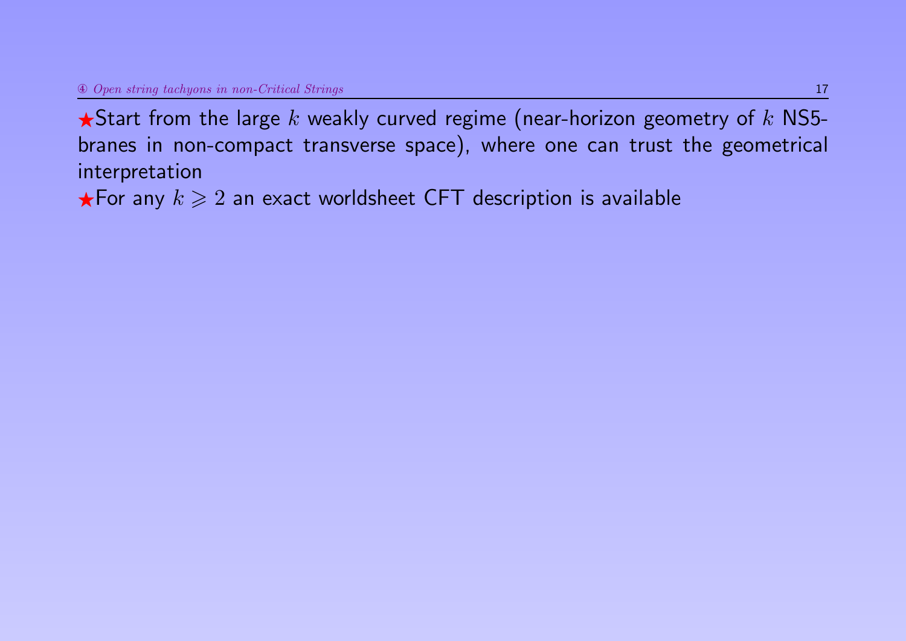★Start from the large $k$ weakly curved regime (near-horizon geometry of $k$ NS5-branes in non-compact transverse space), where one can trust the geometrical interpretation

★For any $k \geqslant 2$ an exact worldsheet CFT description is available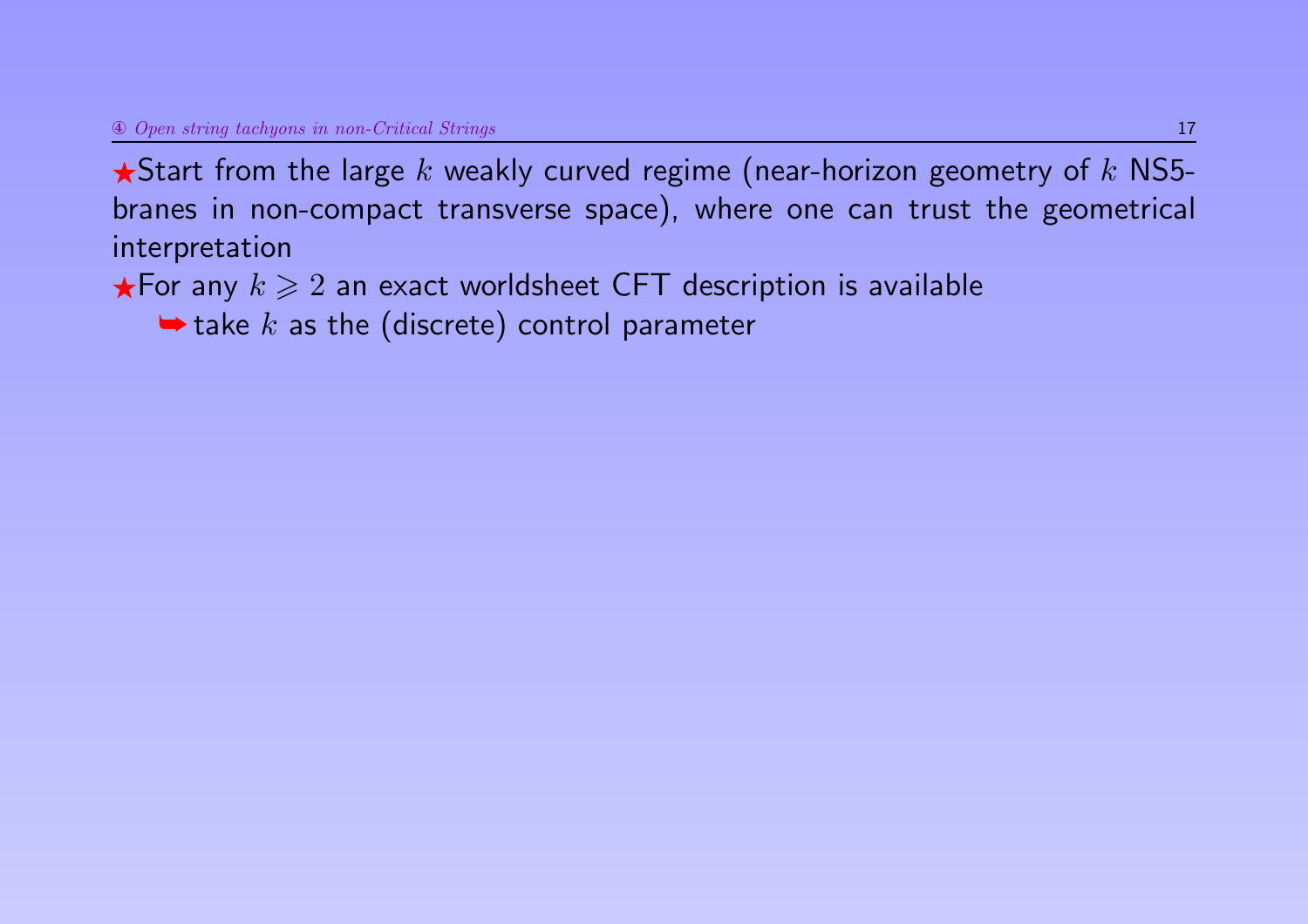★Start from the large $k$ weakly curved regime (near-horizon geometry of $k$ NS5-branes in non-compact transverse space), where one can trust the geometrical interpretation

★For any $k \geqslant 2$ an exact worldsheet CFT description is available

➥ take $k$ as the (discrete) control parameter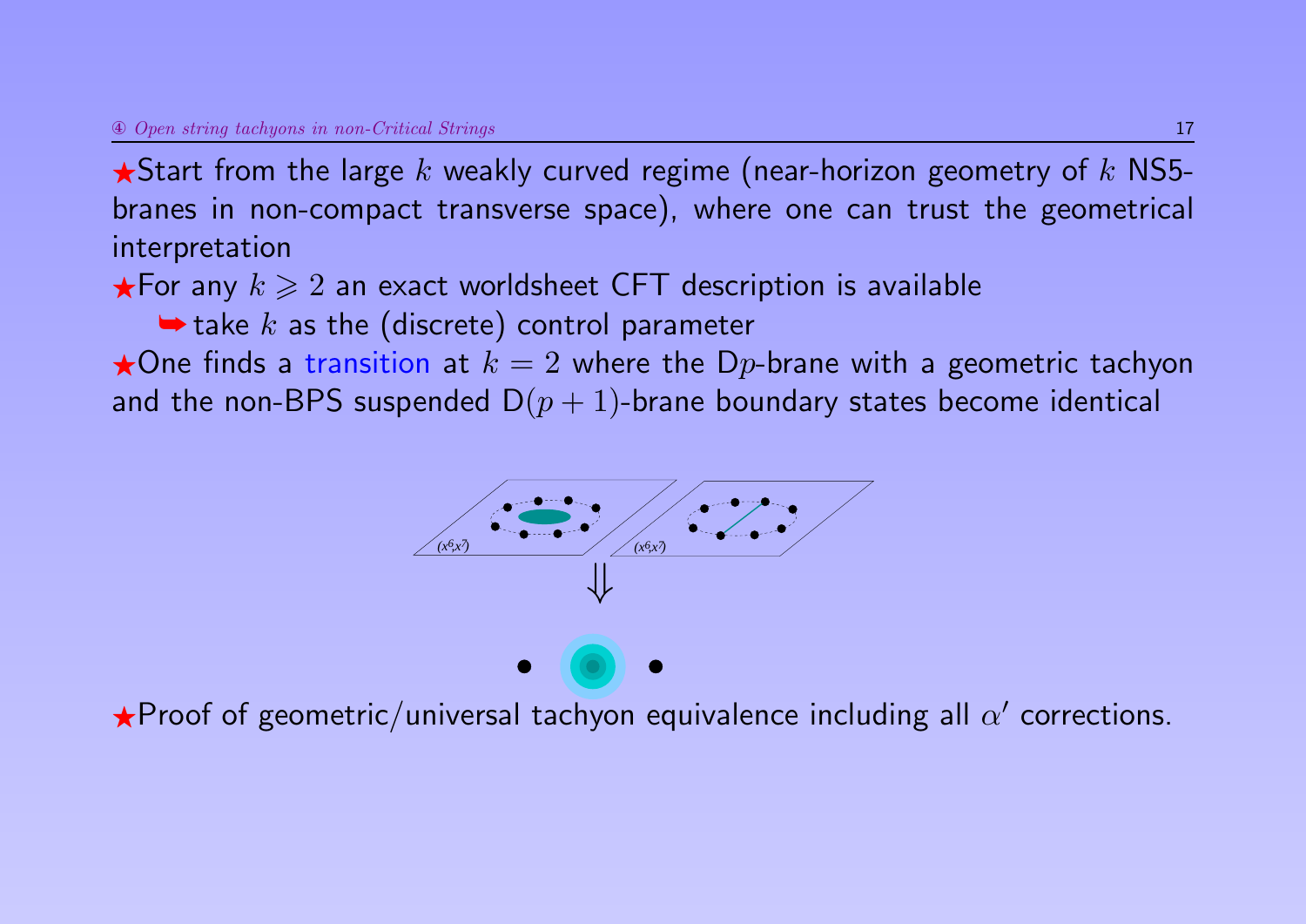★Start from the large $k$ weakly curved regime (near-horizon geometry of $k$ NS5-branes in non-compact transverse space), where one can trust the geometrical interpretation

★For any $k \geqslant 2$ an exact worldsheet CFT description is available

➥ take $k$ as the (discrete) control parameter

★One finds a transition at $k = 2$ where the D$p$-brane with a geometric tachyon and the non-BPS suspended D$(p + 1)$-brane boundary states become identical

★Proof of geometric/universal tachyon equivalence including all $\alpha'$ corrections.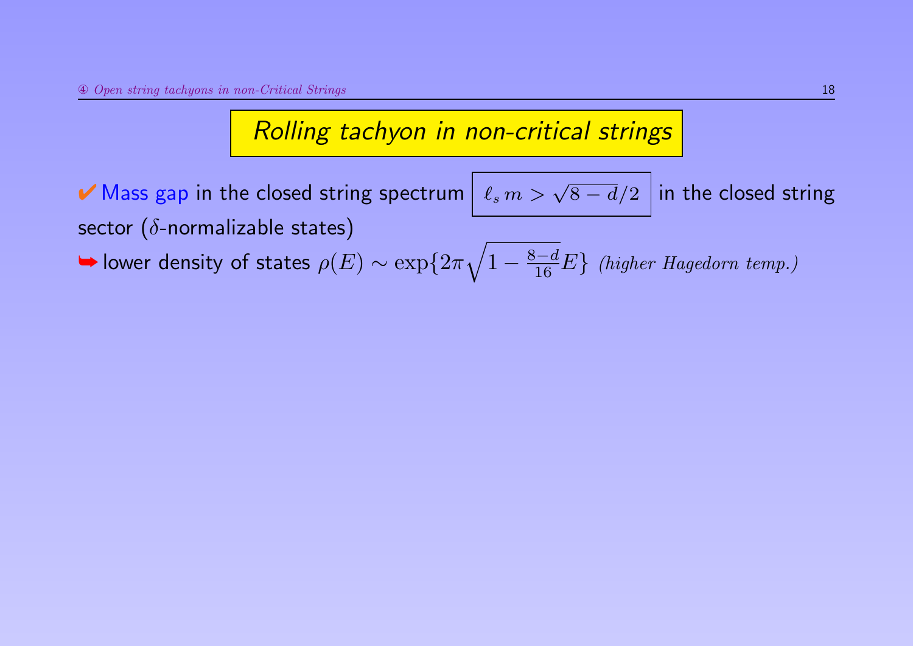## Rolling tachyon in non-critical strings

✔ Mass gap in the closed string spectrum $\ell_s\, m > \sqrt{8-d}/2$ in the closed string sector ($\delta$-normalizable states)

➥ lower density of states $\rho(E) \sim \exp\{2\pi\sqrt{1-\frac{8-d}{16}}E\}$ *(higher Hagedorn temp.)*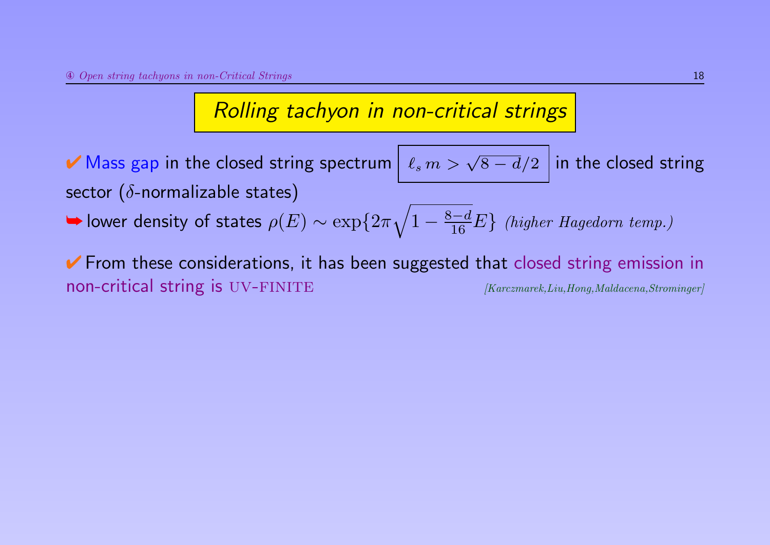## *Rolling tachyon in non-critical strings*

✔ Mass gap in the closed string spectrum $\boxed{\ell_s \, m > \sqrt{8-d}/2}$ in the closed string sector ($\delta$-normalizable states)

➥ lower density of states $\rho(E) \sim \exp\{2\pi\sqrt{1-\frac{8-d}{16}}E\}$ *(higher Hagedorn temp.)*

✔ From these considerations, it has been suggested that closed string emission in non-critical string is UV-FINITE *[Karczmarek,Liu,Hong,Maldacena,Strominger]*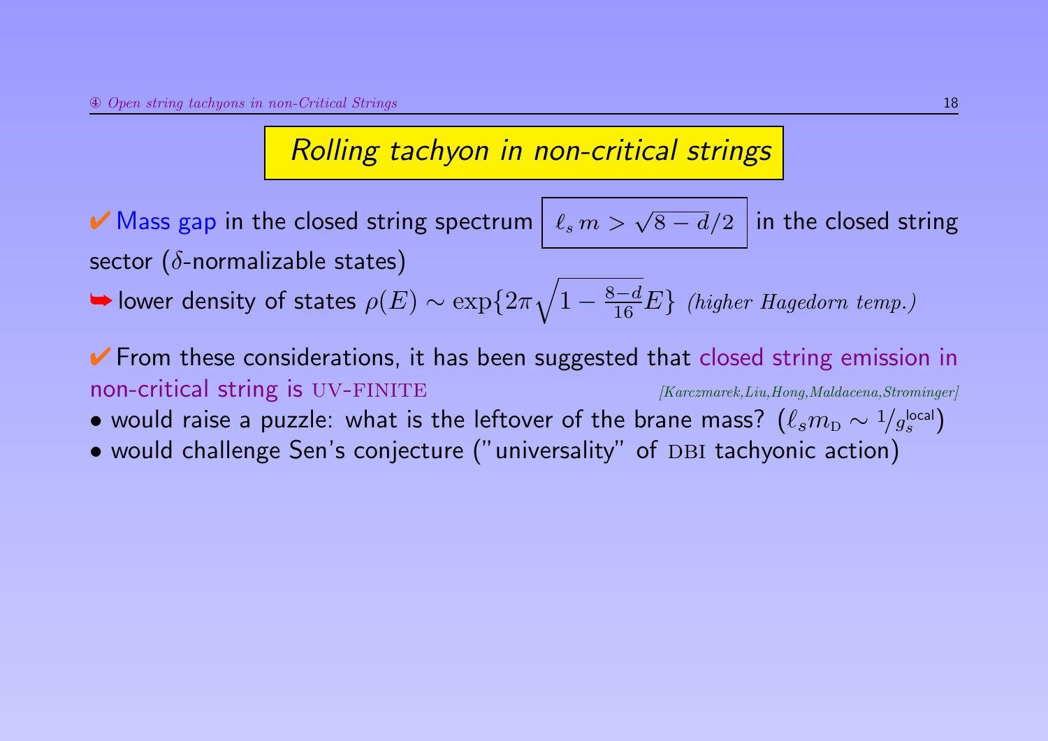## *Rolling tachyon in non-critical strings*

✔ Mass gap in the closed string spectrum $\boxed{\ell_s\, m > \sqrt{8-d}/2}$ in the closed string sector ($\delta$-normalizable states)

➥ lower density of states $\rho(E) \sim \exp\{2\pi\sqrt{1-\frac{8-d}{16}}E\}$ *(higher Hagedorn temp.)*

✔ From these considerations, it has been suggested that closed string emission in non-critical string is UV-FINITE *[Karczmarek,Liu,Hong,Maldacena,Strominger]*

- would raise a puzzle: what is the leftover of the brane mass? ($\ell_s m_{\rm D} \sim {}^{1}/{g_s^{\rm local}}$)
- would challenge Sen's conjecture ("universality" of DBI tachyonic action)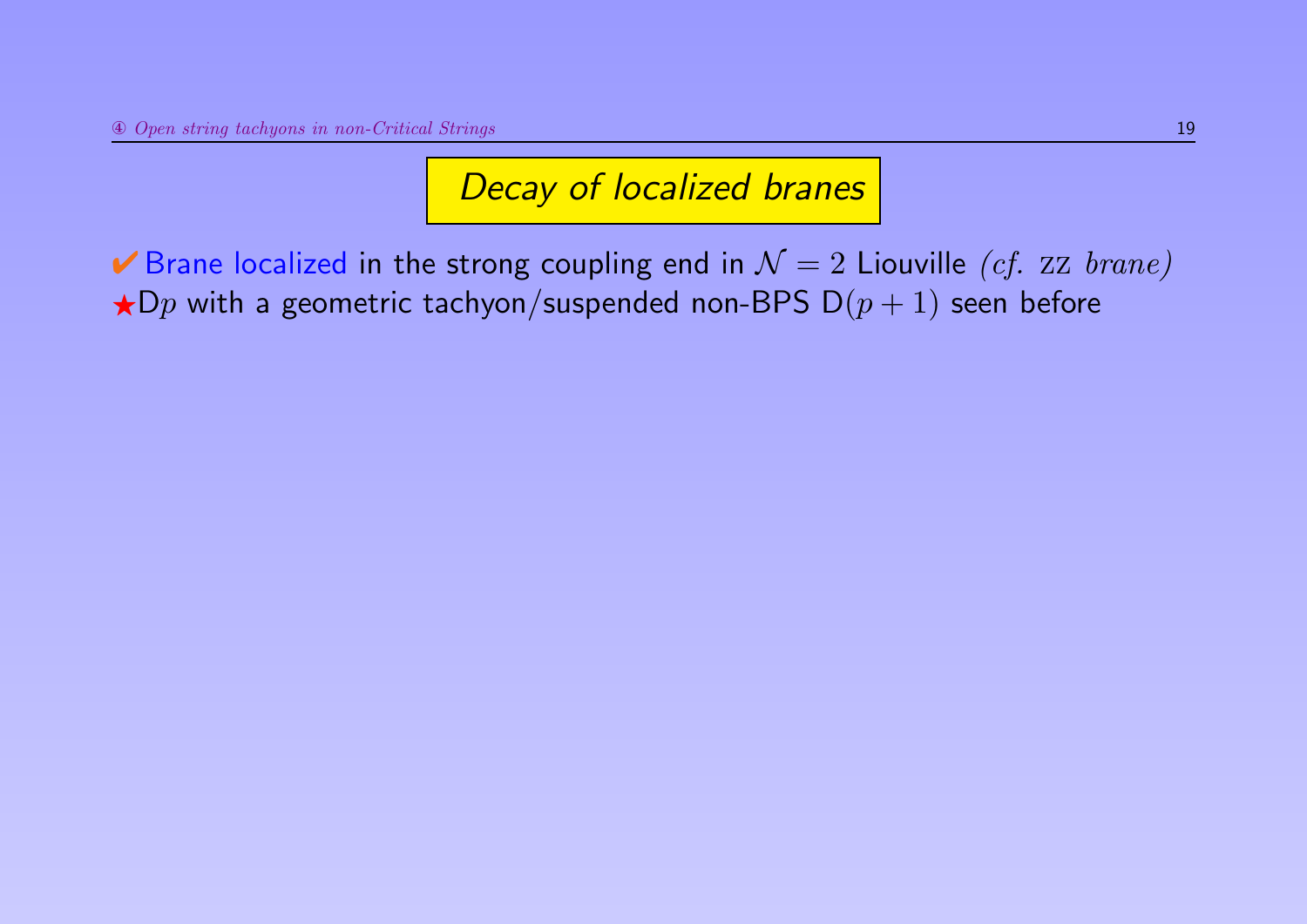## *Decay of localized branes*

✔ Brane localized in the strong coupling end in $\mathcal{N}=2$ Liouville *(cf. ZZ brane)*

★D$p$ with a geometric tachyon/suspended non-BPS D$(p+1)$ seen before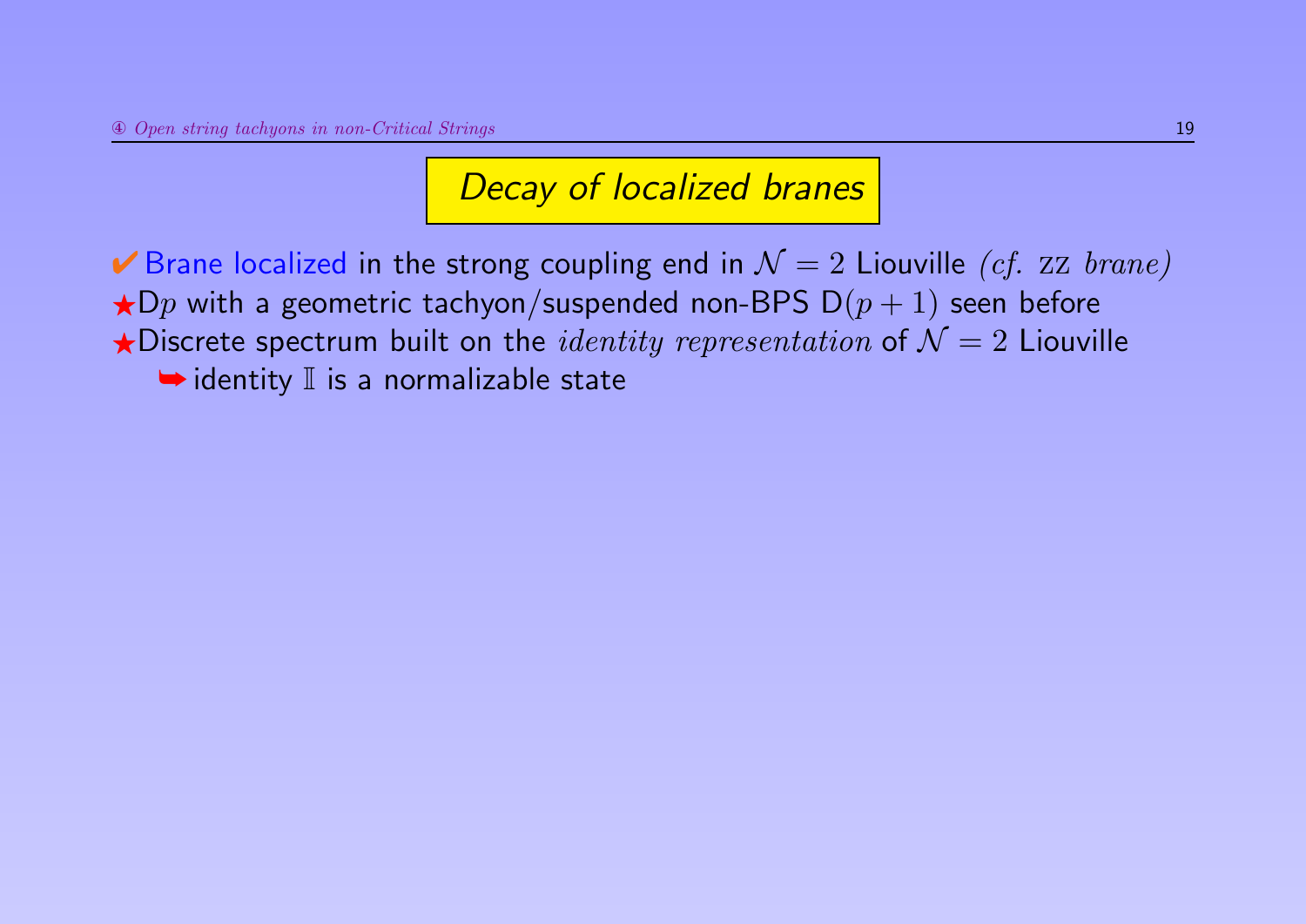## Decay of localized branes

✔ Brane localized in the strong coupling end in $\mathcal{N}=2$ Liouville *(cf. ZZ brane)*

★ D$p$ with a geometric tachyon/suspended non-BPS D$(p+1)$ seen before

★ Discrete spectrum built on the *identity representation* of $\mathcal{N}=2$ Liouville

➥ identity $\mathbb{I}$ is a normalizable state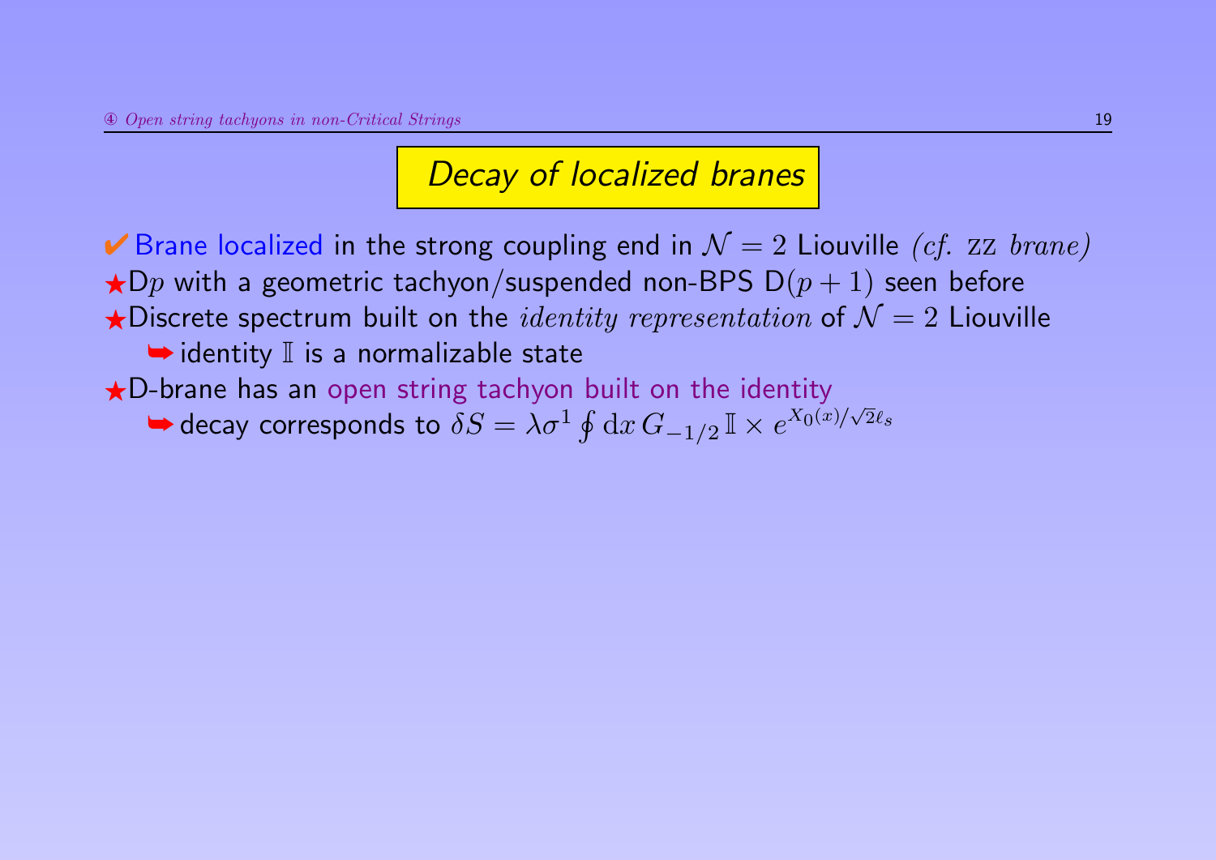## Decay of localized branes

✔ Brane localized in the strong coupling end in $\mathcal{N}=2$ Liouville *(cf.* ZZ *brane)*

★ D$p$ with a geometric tachyon/suspended non-BPS D$(p+1)$ seen before

★ Discrete spectrum built on the *identity representation* of $\mathcal{N}=2$ Liouville

- ➥ identity $\mathbb{I}$ is a normalizable state

★ D-brane has an open string tachyon built on the identity

- ➥ decay corresponds to $\delta S = \lambda \sigma^1 \oint \mathrm{d}x\, G_{-1/2}\, \mathbb{I} \times e^{X_0(x)/\sqrt{2}\ell_s}$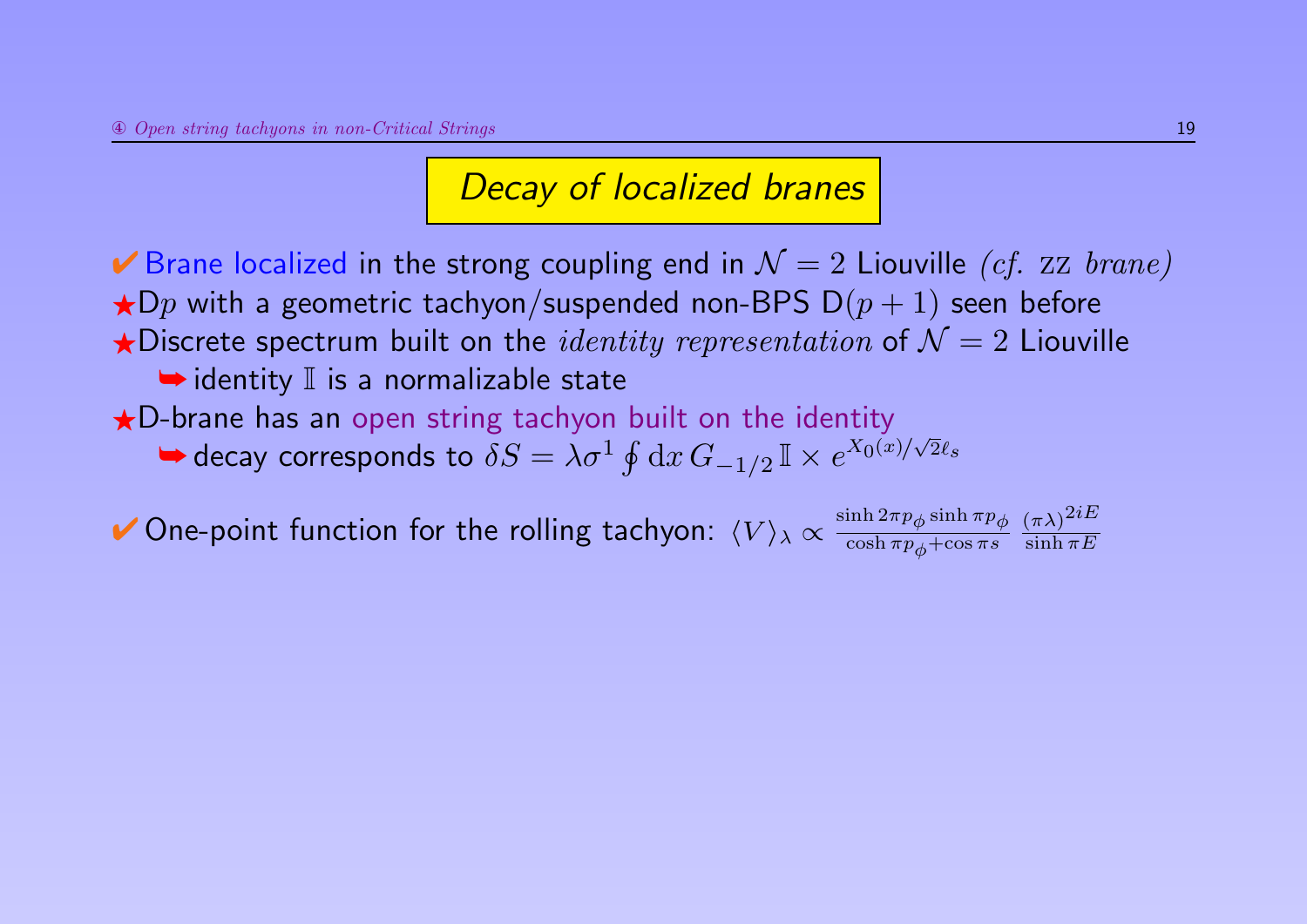## Decay of localized branes

✔ Brane localized in the strong coupling end in $\mathcal{N}=2$ Liouville *(cf. ZZ brane)*

★ D$p$ with a geometric tachyon/suspended non-BPS D$(p+1)$ seen before

★ Discrete spectrum built on the *identity representation* of $\mathcal{N}=2$ Liouville

  ➥ identity $\mathbb{I}$ is a normalizable state

★ D-brane has an open string tachyon built on the identity

  ➥ decay corresponds to $\delta S = \lambda \sigma^1 \oint \mathrm{d}x \, G_{-1/2} \, \mathbb{I} \times e^{X_0(x)/\sqrt{2}\ell_s}$

✔ One-point function for the rolling tachyon: $\langle V \rangle_\lambda \propto \frac{\sinh 2\pi p_\phi \sinh \pi p_\phi}{\cosh \pi p_\phi + \cos \pi s} \; \frac{(\pi\lambda)^{2iE}}{\sinh \pi E}$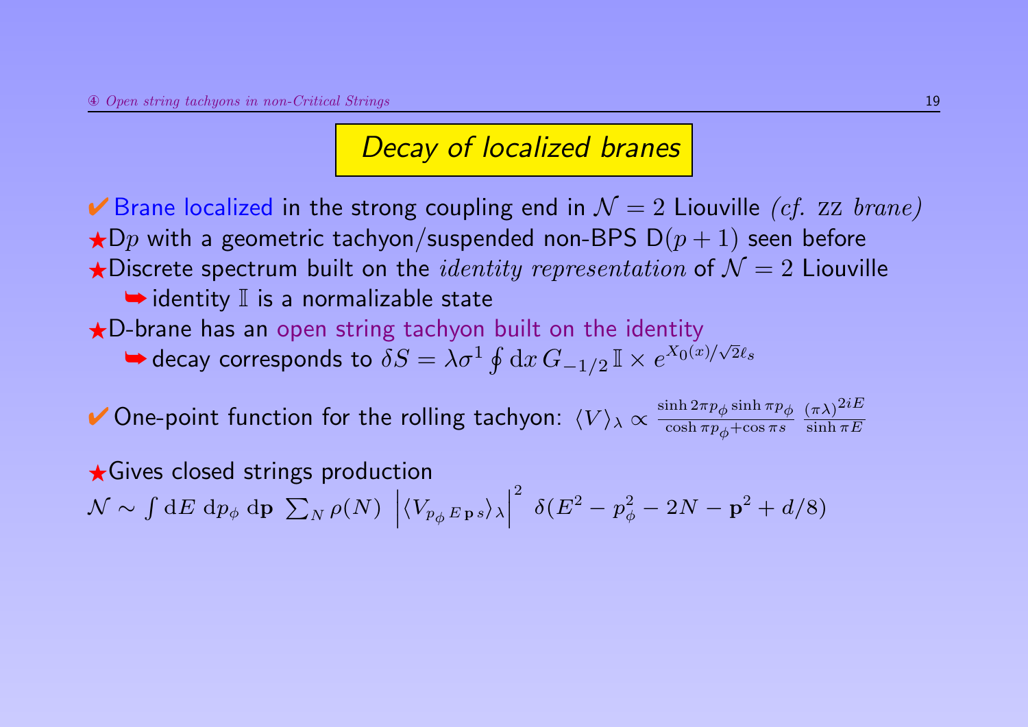## Decay of localized branes

✔ Brane localized in the strong coupling end in $\mathcal{N}=2$ Liouville *(cf. ZZ brane)*

★ D$p$ with a geometric tachyon/suspended non-BPS D$(p+1)$ seen before

★ Discrete spectrum built on the *identity representation* of $\mathcal{N}=2$ Liouville

➥ identity $\mathbb{I}$ is a normalizable state

★ D-brane has an open string tachyon built on the identity

➥ decay corresponds to $\delta S = \lambda \sigma^1 \oint \mathrm{d}x\, G_{-1/2}\, \mathbb{I} \times e^{X_0(x)/\sqrt{2}\ell_s}$

✔ One-point function for the rolling tachyon: $\langle V \rangle_\lambda \propto \frac{\sinh 2\pi p_\phi \sinh \pi p_\phi}{\cosh \pi p_\phi + \cos \pi s} \, \frac{(\pi\lambda)^{2iE}}{\sinh \pi E}$

★ Gives closed strings production

$$\mathcal{N} \sim \int \mathrm{d}E \; \mathrm{d}p_\phi \; \mathrm{d}\mathbf{p} \; \sum_N \rho(N) \; \left| \langle V_{p_\phi \, E \, \mathbf{p} \, s} \rangle_\lambda \right|^2 \; \delta(E^2 - p_\phi^2 - 2N - \mathbf{p}^2 + d/8)$$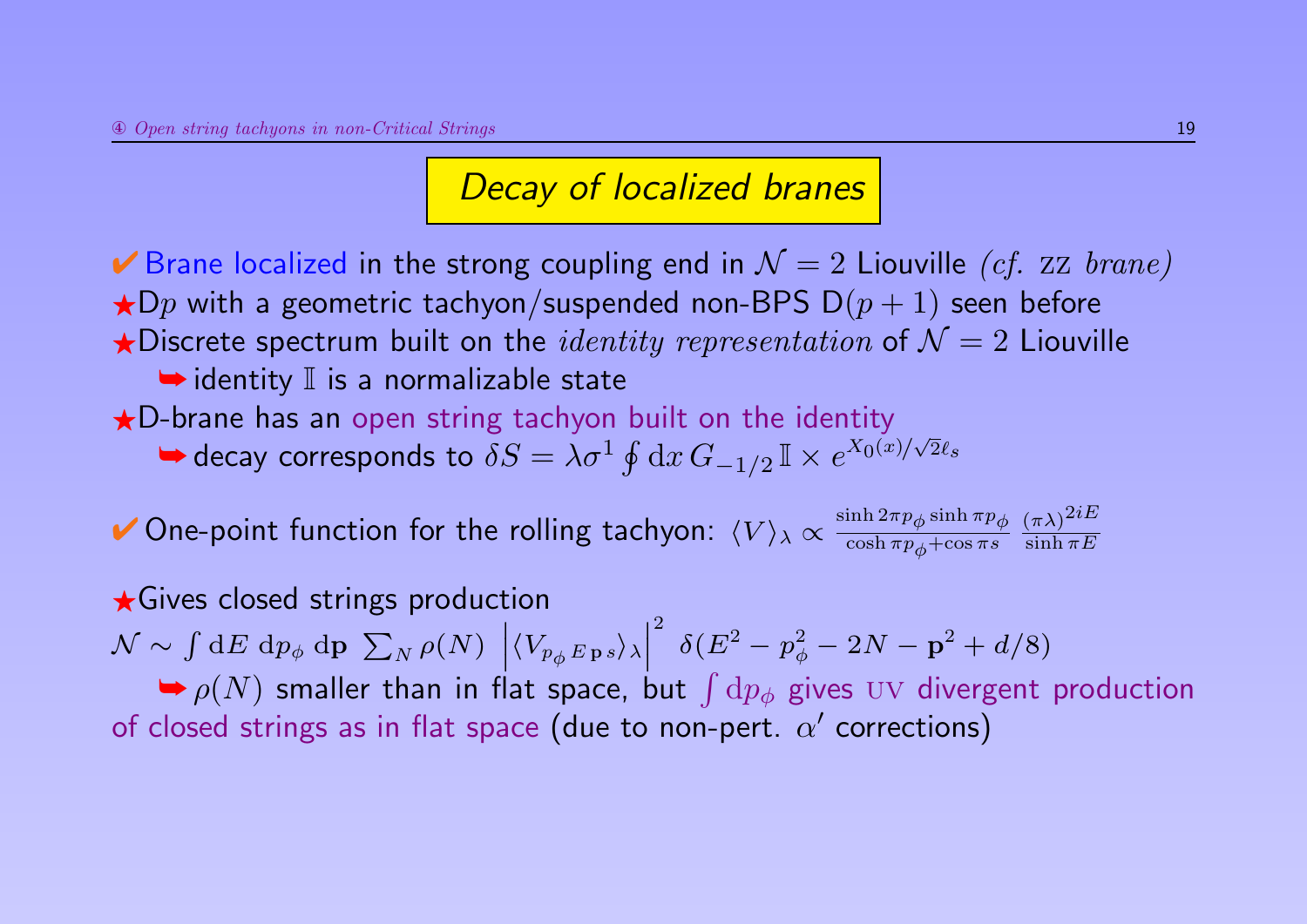## *Decay of localized branes*

✔ Brane localized in the strong coupling end in $\mathcal{N}=2$ Liouville *(cf.* ZZ *brane)*

★ D$p$ with a geometric tachyon/suspended non-BPS D$(p+1)$ seen before

★ Discrete spectrum built on the *identity representation* of $\mathcal{N}=2$ Liouville

➥ identity $\mathbb{I}$ is a normalizable state

★ D-brane has an open string tachyon built on the identity

➥ decay corresponds to $\delta S = \lambda \sigma^1 \oint \mathrm{d}x \, G_{-1/2} \, \mathbb{I} \times e^{X_0(x)/\sqrt{2}\ell_s}$

✔ One-point function for the rolling tachyon: $\langle V \rangle_\lambda \propto \frac{\sinh 2\pi p_\phi \sinh \pi p_\phi}{\cosh \pi p_\phi + \cos \pi s} \, \frac{(\pi\lambda)^{2iE}}{\sinh \pi E}$

★ Gives closed strings production

$\mathcal{N} \sim \int \mathrm{d}E \; \mathrm{d}p_\phi \; \mathrm{d}\mathbf{p} \; \sum_N \rho(N) \; \left| \langle V_{p_\phi \, E \, \mathbf{p} \, s} \rangle_\lambda \right|^2 \; \delta(E^2 - p_\phi^2 - 2N - \mathbf{p}^2 + d/8)$

➥ $\rho(N)$ smaller than in flat space, but $\int \mathrm{d}p_\phi$ gives UV divergent production of closed strings as in flat space (due to non-pert. $\alpha'$ corrections)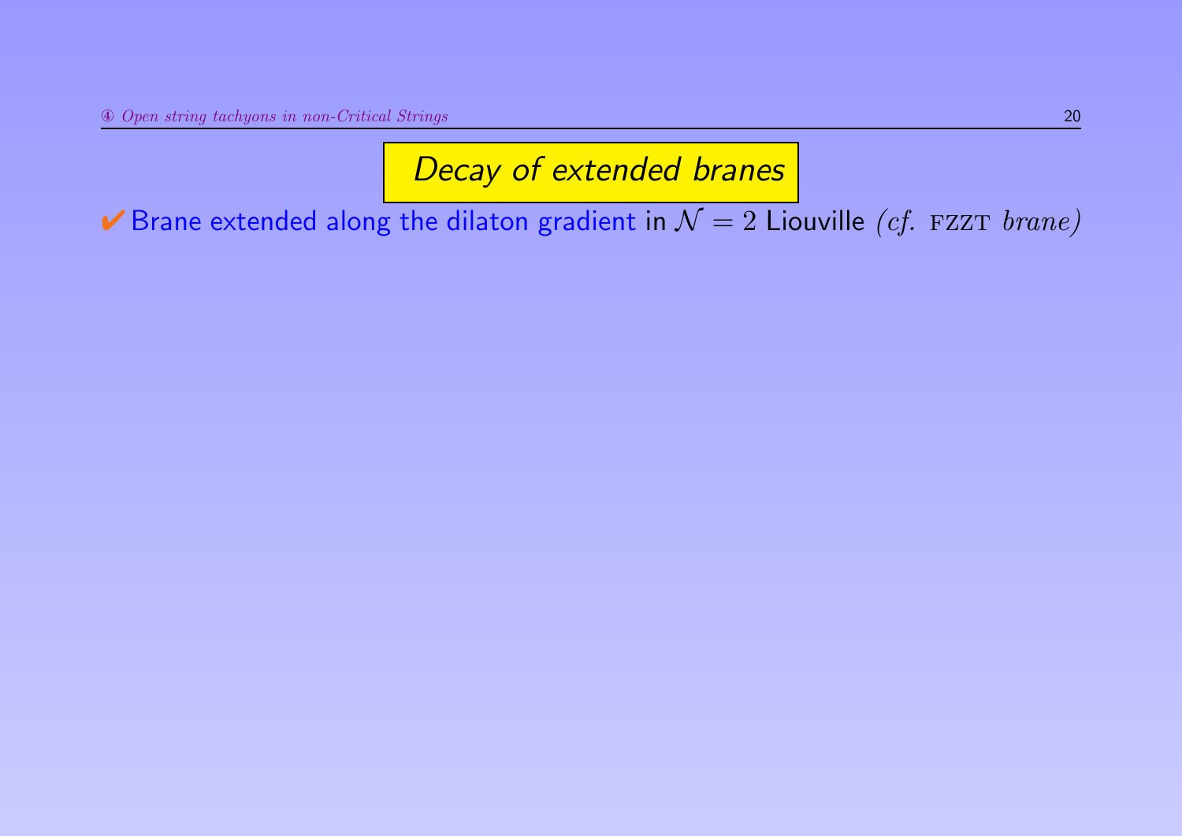## *Decay of extended branes*

✔ Brane extended along the dilaton gradient in $\mathcal{N}=2$ Liouville *(cf.* FZZT *brane)*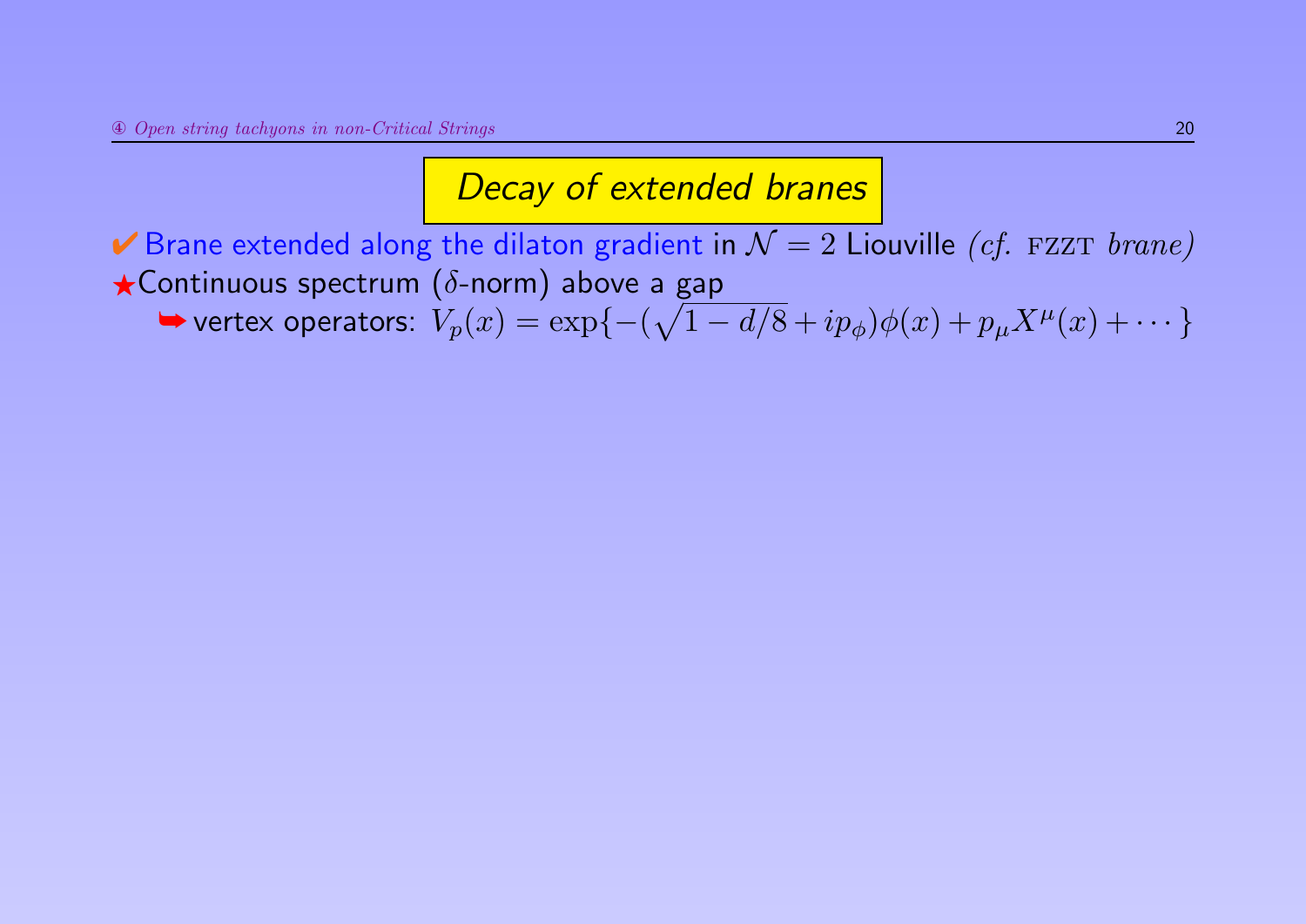# Decay of extended branes

✔ Brane extended along the dilaton gradient in $\mathcal{N}=2$ Liouville *(cf.* FZZT *brane)*

★Continuous spectrum ($\delta$-norm) above a gap

➥ vertex operators: $V_p(x) = \exp\{-(\sqrt{1-d/8} + ip_\phi)\phi(x) + p_\mu X^\mu(x) + \cdots\}$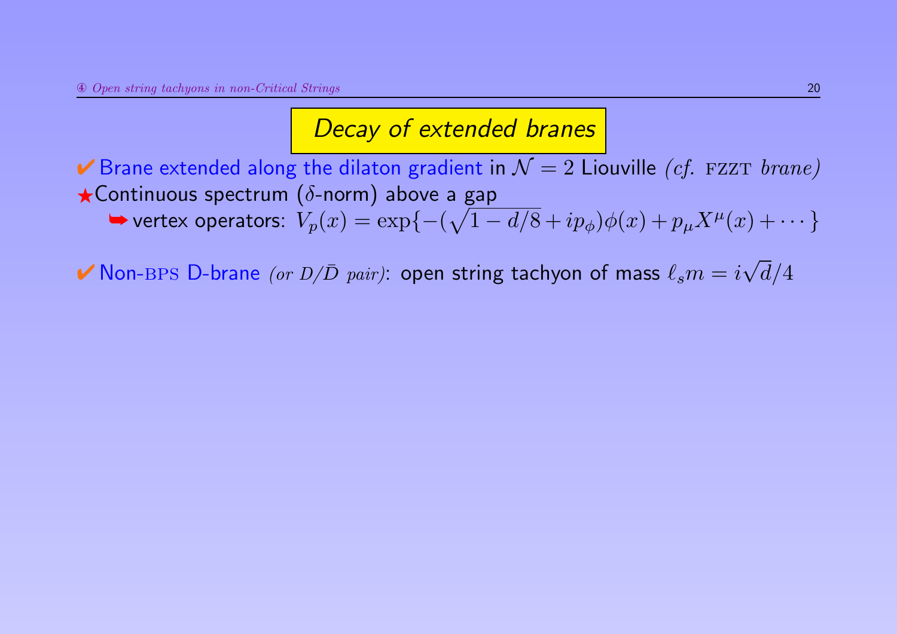## Decay of extended branes

✔ Brane extended along the dilaton gradient in $\mathcal{N}=2$ Liouville *(cf. FZZT brane)*

★ Continuous spectrum ($\delta$-norm) above a gap

➥ vertex operators: $V_p(x) = \exp\{-(\sqrt{1-d/8} + ip_\phi)\phi(x) + p_\mu X^\mu(x) + \cdots\}$

✔ Non-BPS D-brane *(or $D/\bar{D}$ pair)*: open string tachyon of mass $\ell_s m = i\sqrt{d}/4$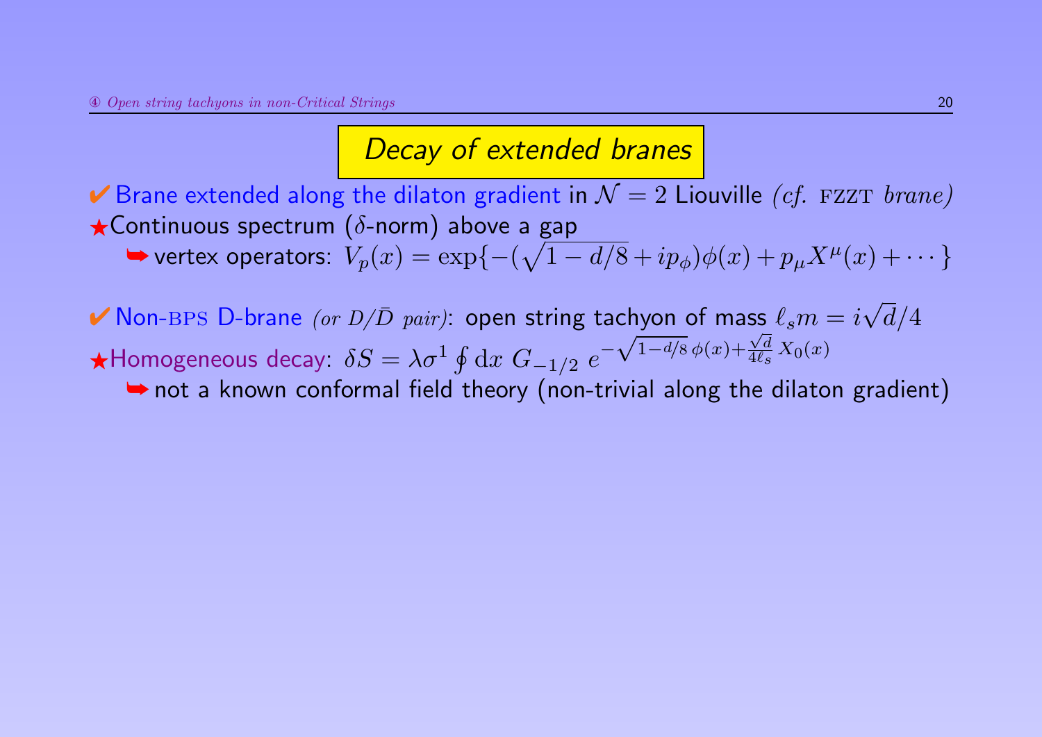# Decay of extended branes

✔ Brane extended along the dilaton gradient in $\mathcal{N}=2$ Liouville *(cf.* FZZT *brane)*

★Continuous spectrum ($\delta$-norm) above a gap

➥ vertex operators: $V_p(x) = \exp\{-(\sqrt{1-d/8} + ip_\phi)\phi(x) + p_\mu X^\mu(x) + \cdots\}$

✔ Non-BPS D-brane *(or $D/\bar{D}$ pair)*: open string tachyon of mass $\ell_s m = i\sqrt{d}/4$

★Homogeneous decay: $\delta S = \lambda \sigma^1 \oint \mathrm{d}x \; G_{-1/2} \; e^{-\sqrt{1-d/8}\,\phi(x) + \frac{\sqrt{d}}{4\ell_s} X_0(x)}$

➥ not a known conformal field theory (non-trivial along the dilaton gradient)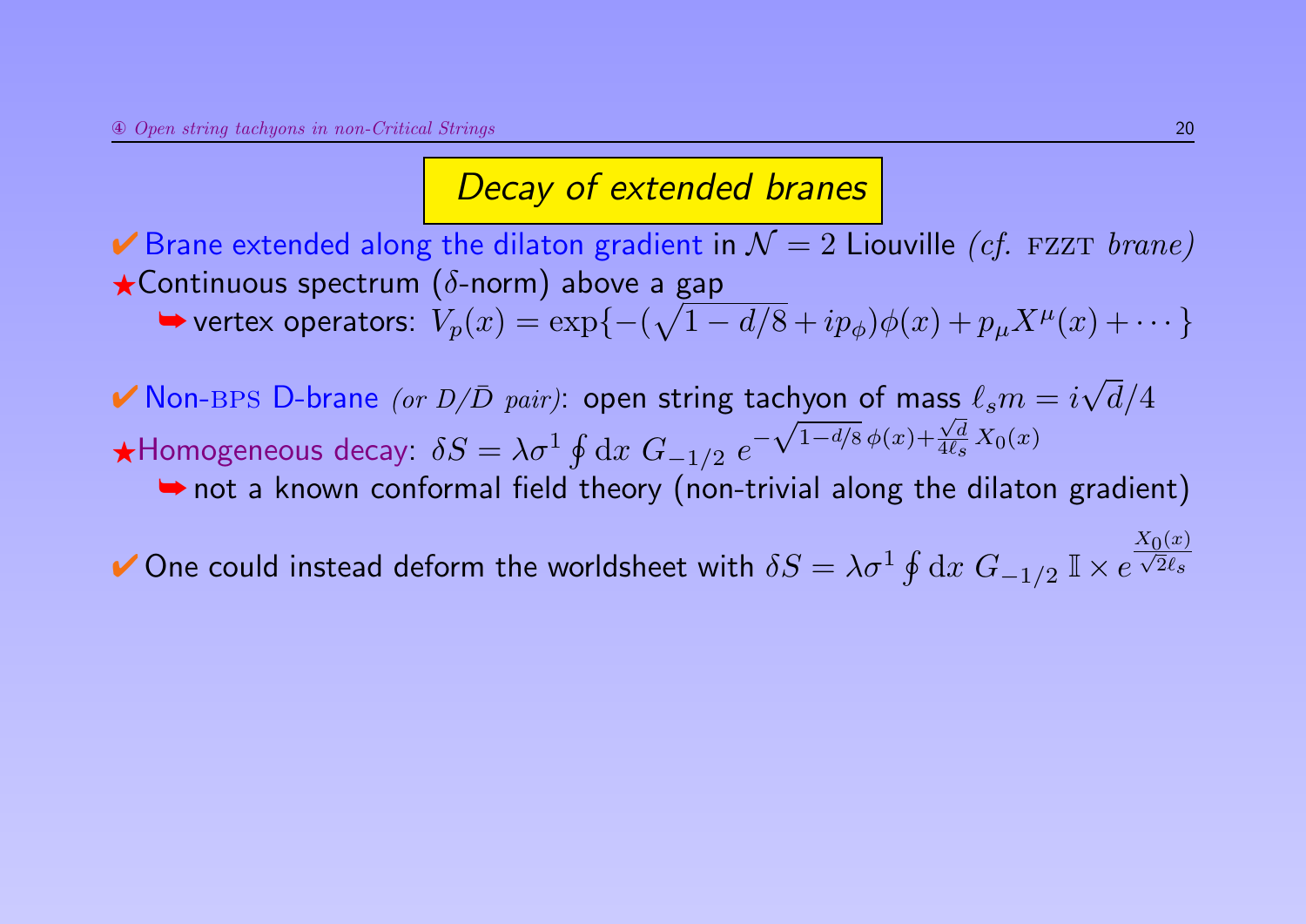## Decay of extended branes

✔ Brane extended along the dilaton gradient in $\mathcal{N}=2$ Liouville *(cf.* FZZT *brane)*

★ Continuous spectrum ($\delta$-norm) above a gap

➥ vertex operators: $V_p(x) = \exp\{-(\sqrt{1-d/8} + ip_\phi)\phi(x) + p_\mu X^\mu(x) + \cdots\}$

✔ Non-BPS D-brane *(or $D/\bar{D}$ pair)*: open string tachyon of mass $\ell_s m = i\sqrt{d}/4$

★ Homogeneous decay: $\delta S = \lambda \sigma^1 \oint \mathrm{d}x \; G_{-1/2} \; e^{-\sqrt{1-d/8}\,\phi(x) + \frac{\sqrt{d}}{4\ell_s} X_0(x)}$

➥ not a known conformal field theory (non-trivial along the dilaton gradient)

✔ One could instead deform the worldsheet with $\delta S = \lambda \sigma^1 \oint \mathrm{d}x \; G_{-1/2} \, \mathbb{I} \times e^{\frac{X_0(x)}{\sqrt{2}\ell_s}}$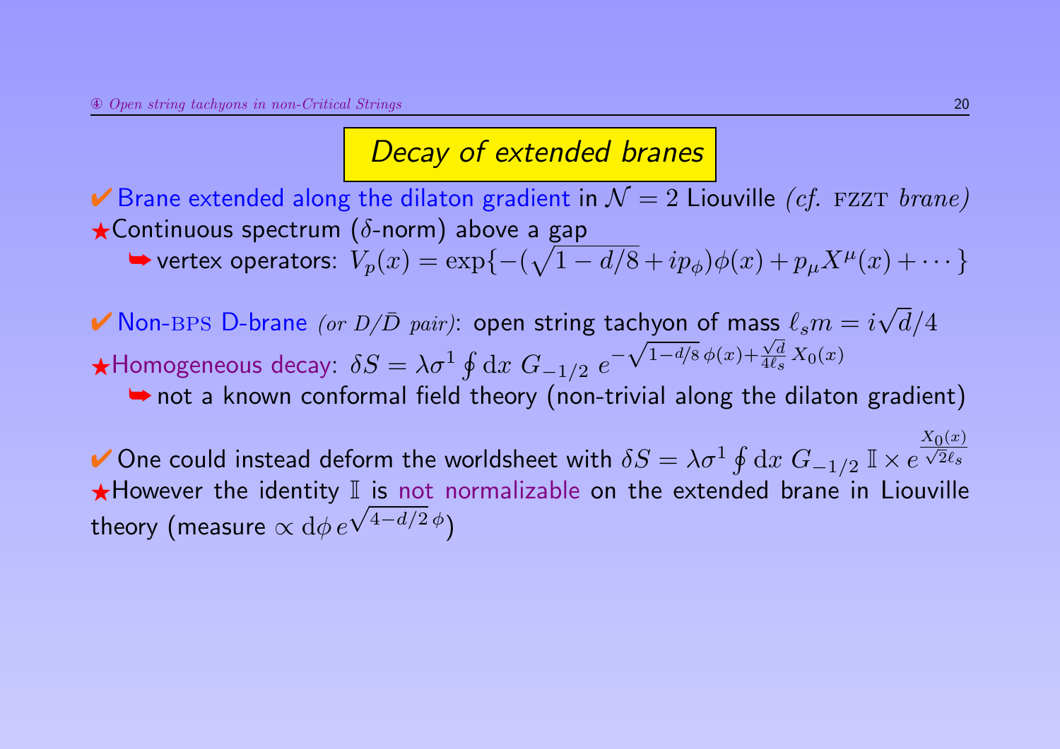# Decay of extended branes

✔ Brane extended along the dilaton gradient in $\mathcal{N}=2$ Liouville *(cf.* FZZT *brane)*

★ Continuous spectrum ($\delta$-norm) above a gap

➥ vertex operators: $V_p(x) = \exp\{-(\sqrt{1-d/8} + ip_\phi)\phi(x) + p_\mu X^\mu(x) + \cdots\}$

✔ Non-BPS D-brane *(or $D/\bar{D}$ pair)*: open string tachyon of mass $\ell_s m = i\sqrt{d}/4$

★ Homogeneous decay: $\delta S = \lambda \sigma^1 \oint \mathrm{d}x \; G_{-1/2} \; e^{-\sqrt{1-d/8}\,\phi(x) + \frac{\sqrt{d}}{4\ell_s} X_0(x)}$

➥ not a known conformal field theory (non-trivial along the dilaton gradient)

✔ One could instead deform the worldsheet with $\delta S = \lambda \sigma^1 \oint \mathrm{d}x \; G_{-1/2} \; \mathbb{I} \times e^{\frac{X_0(x)}{\sqrt{2}\ell_s}}$

★ However the identity $\mathbb{I}$ is not normalizable on the extended brane in Liouville theory (measure $\propto \mathrm{d}\phi \, e^{\sqrt{4-d/2}\,\phi}$)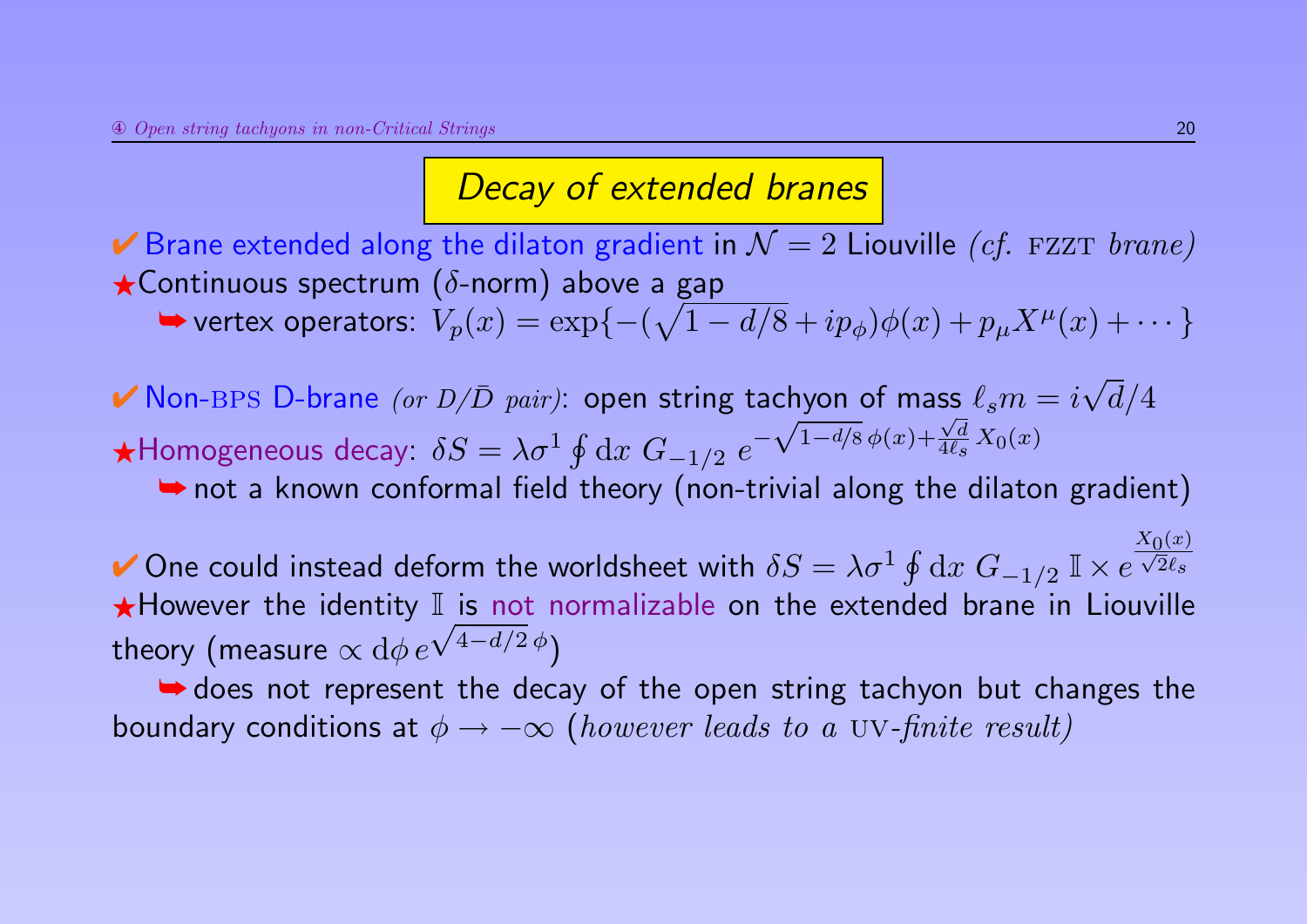## Decay of extended branes

✔ Brane extended along the dilaton gradient in $\mathcal{N}=2$ Liouville *(cf.* FZZT *brane)*

★Continuous spectrum ($\delta$-norm) above a gap

➥ vertex operators: $V_p(x) = \exp\{-(\sqrt{1-d/8}+ip_\phi)\phi(x) + p_\mu X^\mu(x) + \cdots\}$

✔ Non-BPS D-brane *(or $D/\bar{D}$ pair)*: open string tachyon of mass $\ell_s m = i\sqrt{d}/4$

★Homogeneous decay: $\delta S = \lambda \sigma^1 \oint \mathrm{d}x \; G_{-1/2} \; e^{-\sqrt{1-d/8}\,\phi(x) + \frac{\sqrt{d}}{4\ell_s} X_0(x)}$

➥ not a known conformal field theory (non-trivial along the dilaton gradient)

✔ One could instead deform the worldsheet with $\delta S = \lambda \sigma^1 \oint \mathrm{d}x \; G_{-1/2} \; \mathbb{I} \times e^{\frac{X_0(x)}{\sqrt{2}\ell_s}}$

★However the identity $\mathbb{I}$ is not normalizable on the extended brane in Liouville theory (measure $\propto \mathrm{d}\phi \, e^{\sqrt{4-d/2}\,\phi}$)

➥ does not represent the decay of the open string tachyon but changes the boundary conditions at $\phi \to -\infty$ *(however leads to a* UV*-finite result)*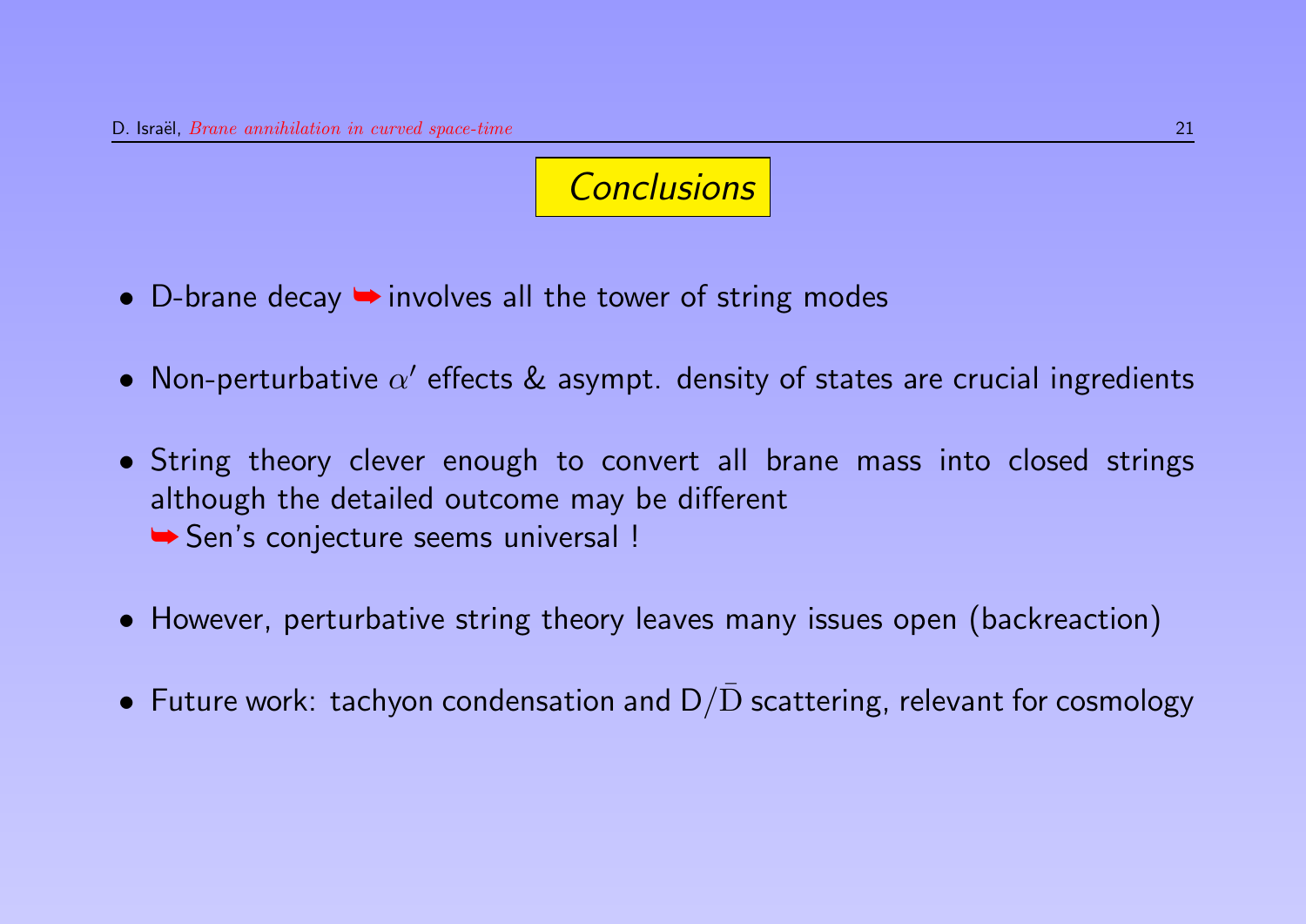# Conclusions

- D-brane decay ➥ involves all the tower of string modes
- Non-perturbative $\alpha'$ effects & asympt. density of states are crucial ingredients
- String theory clever enough to convert all brane mass into closed strings although the detailed outcome may be different
  ➥ Sen's conjecture seems universal !
- However, perturbative string theory leaves many issues open (backreaction)
- Future work: tachyon condensation and $\mathrm{D}/\bar{\mathrm{D}}$ scattering, relevant for cosmology